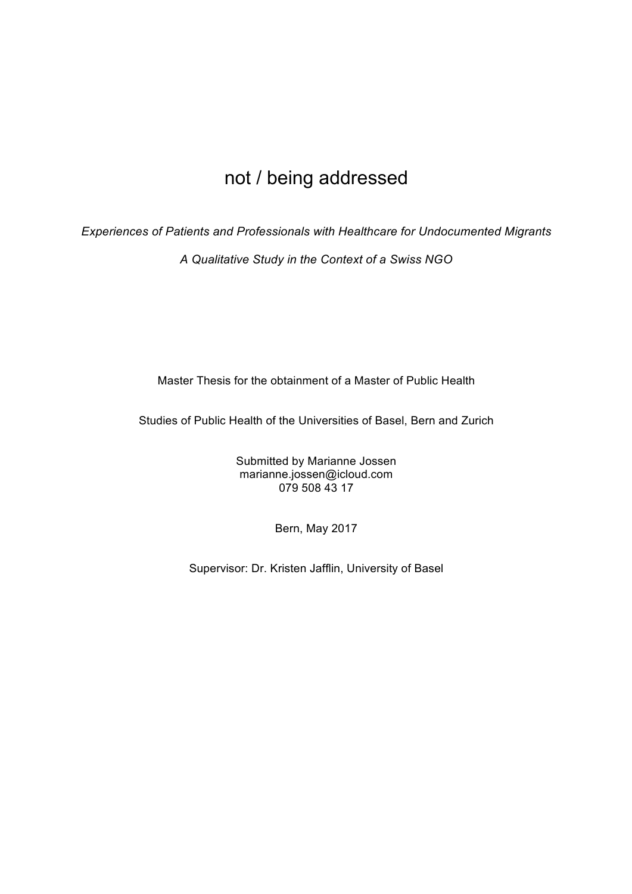# not / being addressed

*Experiences of Patients and Professionals with Healthcare for Undocumented Migrants*

*A Qualitative Study in the Context of a Swiss NGO*

Master Thesis for the obtainment of a Master of Public Health

Studies of Public Health of the Universities of Basel, Bern and Zurich

Submitted by Marianne Jossen
marianne.jossen@icloud.com
079 508 43 17

Bern, May 2017

Supervisor: Dr. Kristen Jafflin, University of Basel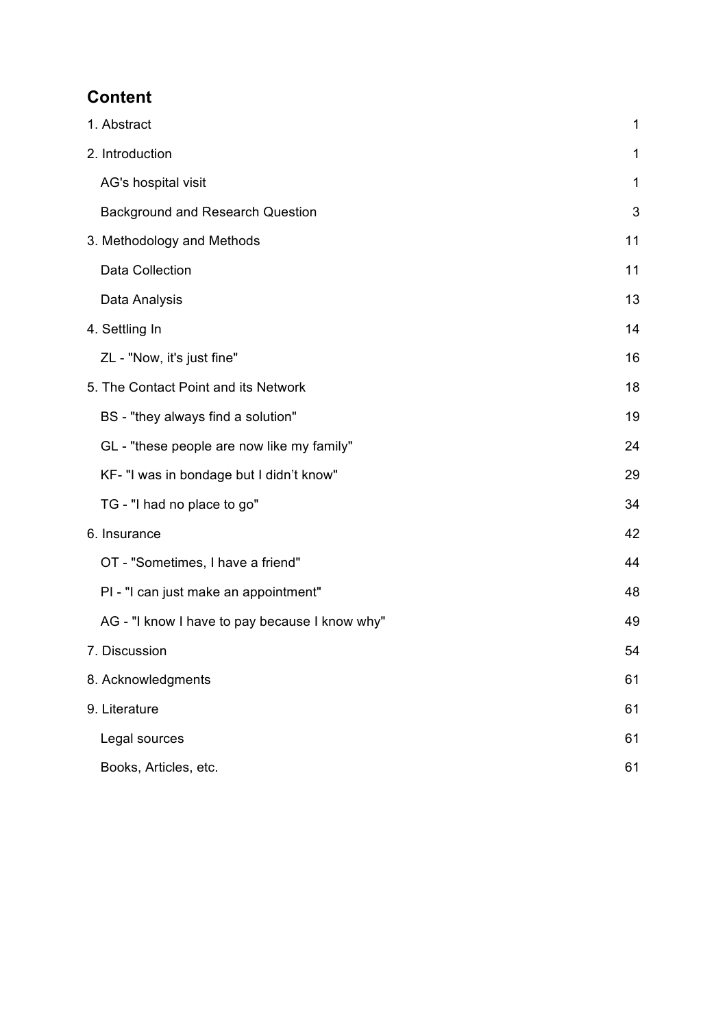## Content

| | |
|---|---|
| 1. Abstract | 1 |
| 2. Introduction | 1 |
| AG's hospital visit | 1 |
| Background and Research Question | 3 |
| 3. Methodology and Methods | 11 |
| Data Collection | 11 |
| Data Analysis | 13 |
| 4. Settling In | 14 |
| ZL - "Now, it's just fine" | 16 |
| 5. The Contact Point and its Network | 18 |
| BS - "they always find a solution" | 19 |
| GL - "these people are now like my family" | 24 |
| KF- "I was in bondage but I didn't know" | 29 |
| TG - "I had no place to go" | 34 |
| 6. Insurance | 42 |
| OT - "Sometimes, I have a friend" | 44 |
| PI - "I can just make an appointment" | 48 |
| AG - "I know I have to pay because I know why" | 49 |
| 7. Discussion | 54 |
| 8. Acknowledgments | 61 |
| 9. Literature | 61 |
| Legal sources | 61 |
| Books, Articles, etc. | 61 |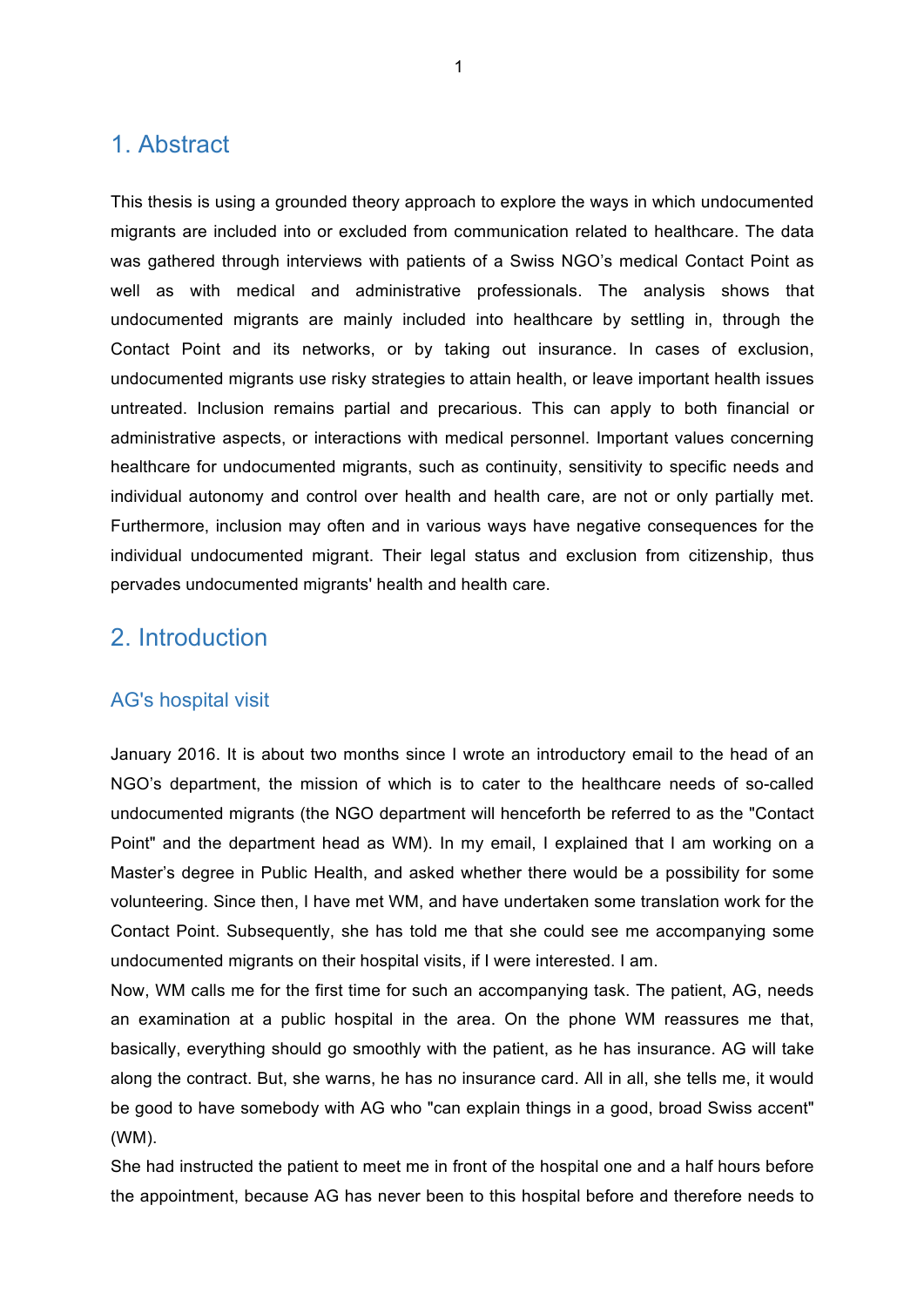# 1. Abstract

This thesis is using a grounded theory approach to explore the ways in which undocumented migrants are included into or excluded from communication related to healthcare. The data was gathered through interviews with patients of a Swiss NGO's medical Contact Point as well as with medical and administrative professionals. The analysis shows that undocumented migrants are mainly included into healthcare by settling in, through the Contact Point and its networks, or by taking out insurance. In cases of exclusion, undocumented migrants use risky strategies to attain health, or leave important health issues untreated. Inclusion remains partial and precarious. This can apply to both financial or administrative aspects, or interactions with medical personnel. Important values concerning healthcare for undocumented migrants, such as continuity, sensitivity to specific needs and individual autonomy and control over health and health care, are not or only partially met. Furthermore, inclusion may often and in various ways have negative consequences for the individual undocumented migrant. Their legal status and exclusion from citizenship, thus pervades undocumented migrants' health and health care.

# 2. Introduction

## AG's hospital visit

January 2016. It is about two months since I wrote an introductory email to the head of an NGO's department, the mission of which is to cater to the healthcare needs of so-called undocumented migrants (the NGO department will henceforth be referred to as the "Contact Point" and the department head as WM). In my email, I explained that I am working on a Master's degree in Public Health, and asked whether there would be a possibility for some volunteering. Since then, I have met WM, and have undertaken some translation work for the Contact Point. Subsequently, she has told me that she could see me accompanying some undocumented migrants on their hospital visits, if I were interested. I am.

Now, WM calls me for the first time for such an accompanying task. The patient, AG, needs an examination at a public hospital in the area. On the phone WM reassures me that, basically, everything should go smoothly with the patient, as he has insurance. AG will take along the contract. But, she warns, he has no insurance card. All in all, she tells me, it would be good to have somebody with AG who "can explain things in a good, broad Swiss accent" (WM).

She had instructed the patient to meet me in front of the hospital one and a half hours before the appointment, because AG has never been to this hospital before and therefore needs to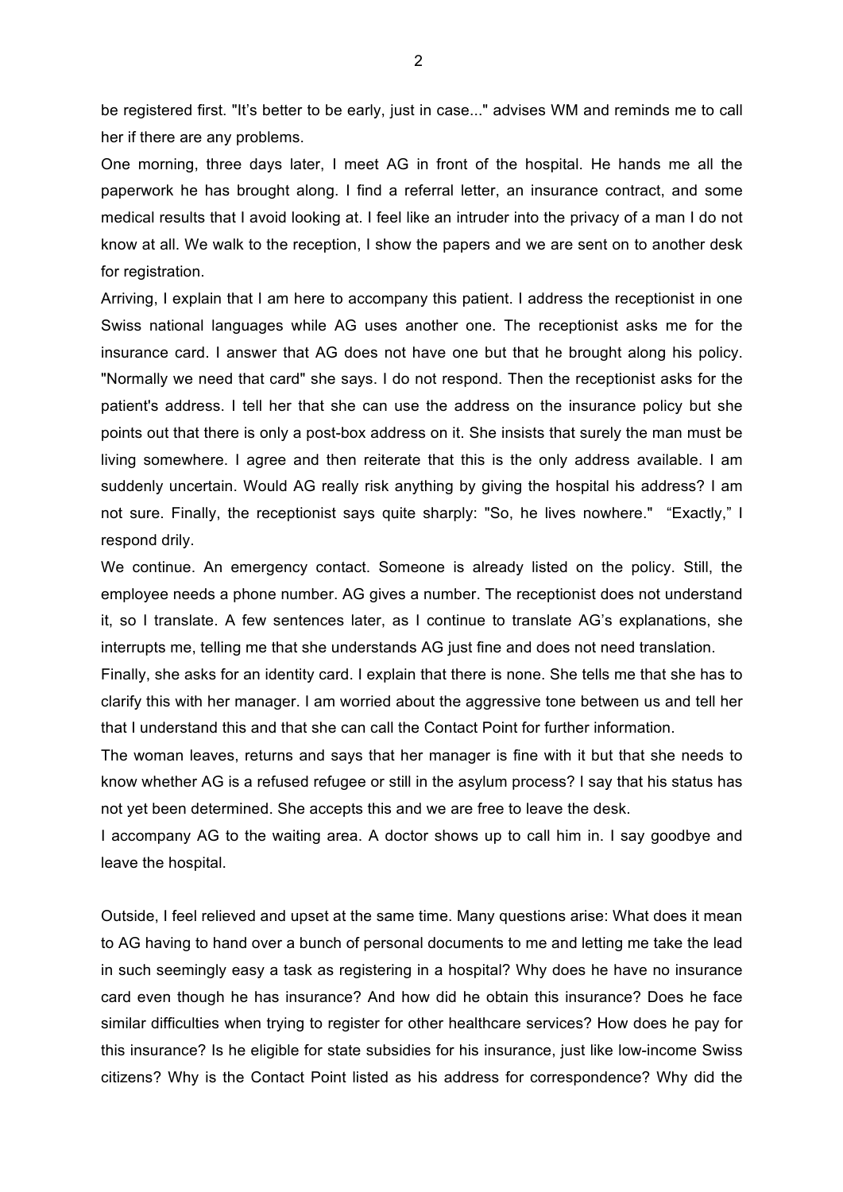be registered first. "It's better to be early, just in case..." advises WM and reminds me to call her if there are any problems.

One morning, three days later, I meet AG in front of the hospital. He hands me all the paperwork he has brought along. I find a referral letter, an insurance contract, and some medical results that I avoid looking at. I feel like an intruder into the privacy of a man I do not know at all. We walk to the reception, I show the papers and we are sent on to another desk for registration.

Arriving, I explain that I am here to accompany this patient. I address the receptionist in one Swiss national languages while AG uses another one. The receptionist asks me for the insurance card. I answer that AG does not have one but that he brought along his policy. "Normally we need that card" she says. I do not respond. Then the receptionist asks for the patient's address. I tell her that she can use the address on the insurance policy but she points out that there is only a post-box address on it. She insists that surely the man must be living somewhere. I agree and then reiterate that this is the only address available. I am suddenly uncertain. Would AG really risk anything by giving the hospital his address? I am not sure. Finally, the receptionist says quite sharply: "So, he lives nowhere." "Exactly," I respond drily.

We continue. An emergency contact. Someone is already listed on the policy. Still, the employee needs a phone number. AG gives a number. The receptionist does not understand it, so I translate. A few sentences later, as I continue to translate AG's explanations, she interrupts me, telling me that she understands AG just fine and does not need translation.

Finally, she asks for an identity card. I explain that there is none. She tells me that she has to clarify this with her manager. I am worried about the aggressive tone between us and tell her that I understand this and that she can call the Contact Point for further information.

The woman leaves, returns and says that her manager is fine with it but that she needs to know whether AG is a refused refugee or still in the asylum process? I say that his status has not yet been determined. She accepts this and we are free to leave the desk.

I accompany AG to the waiting area. A doctor shows up to call him in. I say goodbye and leave the hospital.

Outside, I feel relieved and upset at the same time. Many questions arise: What does it mean to AG having to hand over a bunch of personal documents to me and letting me take the lead in such seemingly easy a task as registering in a hospital? Why does he have no insurance card even though he has insurance? And how did he obtain this insurance? Does he face similar difficulties when trying to register for other healthcare services? How does he pay for this insurance? Is he eligible for state subsidies for his insurance, just like low-income Swiss citizens? Why is the Contact Point listed as his address for correspondence? Why did the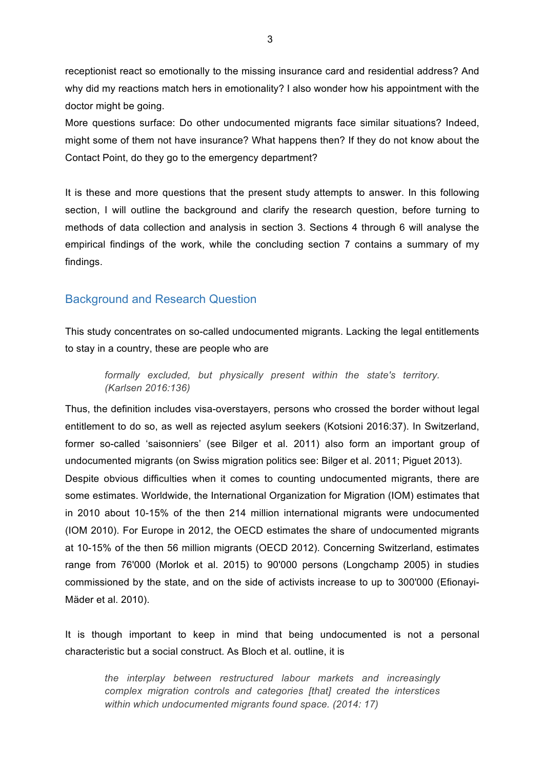receptionist react so emotionally to the missing insurance card and residential address? And why did my reactions match hers in emotionality? I also wonder how his appointment with the doctor might be going.

More questions surface: Do other undocumented migrants face similar situations? Indeed, might some of them not have insurance? What happens then? If they do not know about the Contact Point, do they go to the emergency department?

It is these and more questions that the present study attempts to answer. In this following section, I will outline the background and clarify the research question, before turning to methods of data collection and analysis in section 3. Sections 4 through 6 will analyse the empirical findings of the work, while the concluding section 7 contains a summary of my findings.

## Background and Research Question

This study concentrates on so-called undocumented migrants. Lacking the legal entitlements to stay in a country, these are people who are

> *formally excluded, but physically present within the state's territory. (Karlsen 2016:136)*

Thus, the definition includes visa-overstayers, persons who crossed the border without legal entitlement to do so, as well as rejected asylum seekers (Kotsioni 2016:37). In Switzerland, former so-called ‘saisonniers’ (see Bilger et al. 2011) also form an important group of undocumented migrants (on Swiss migration politics see: Bilger et al. 2011; Piguet 2013).

Despite obvious difficulties when it comes to counting undocumented migrants, there are some estimates. Worldwide, the International Organization for Migration (IOM) estimates that in 2010 about 10-15% of the then 214 million international migrants were undocumented (IOM 2010). For Europe in 2012, the OECD estimates the share of undocumented migrants at 10-15% of the then 56 million migrants (OECD 2012). Concerning Switzerland, estimates range from 76'000 (Morlok et al. 2015) to 90'000 persons (Longchamp 2005) in studies commissioned by the state, and on the side of activists increase to up to 300'000 (Efionayi-Mäder et al. 2010).

It is though important to keep in mind that being undocumented is not a personal characteristic but a social construct. As Bloch et al. outline, it is

> *the interplay between restructured labour markets and increasingly complex migration controls and categories [that] created the interstices within which undocumented migrants found space. (2014: 17)*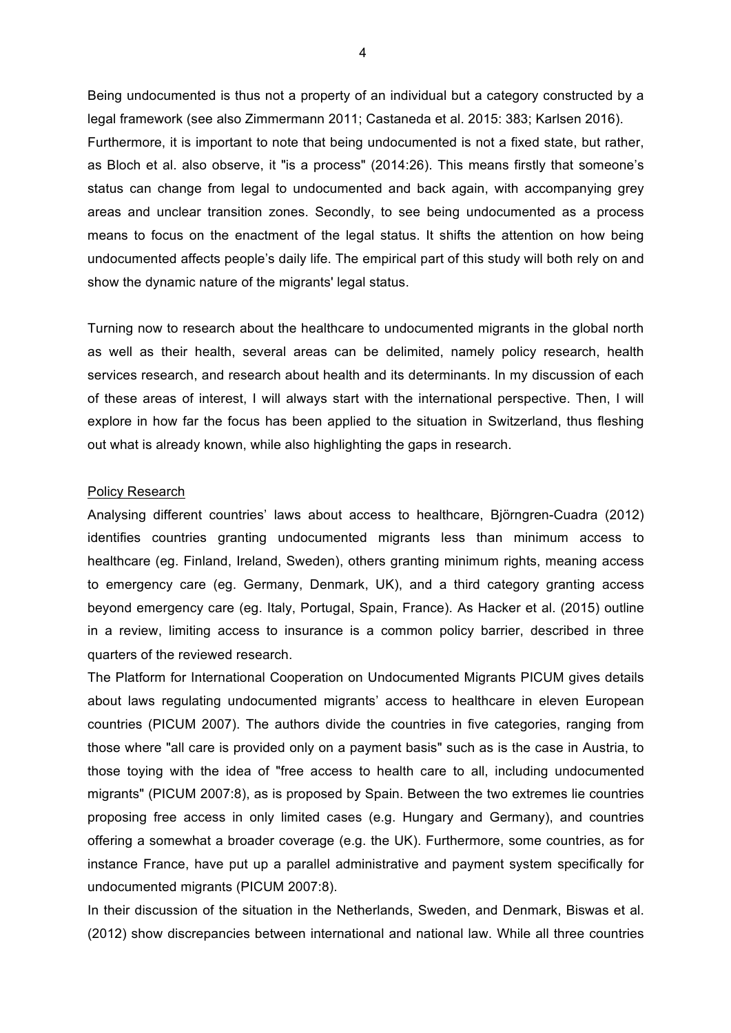Being undocumented is thus not a property of an individual but a category constructed by a legal framework (see also Zimmermann 2011; Castaneda et al. 2015: 383; Karlsen 2016). Furthermore, it is important to note that being undocumented is not a fixed state, but rather, as Bloch et al. also observe, it "is a process" (2014:26). This means firstly that someone's status can change from legal to undocumented and back again, with accompanying grey areas and unclear transition zones. Secondly, to see being undocumented as a process means to focus on the enactment of the legal status. It shifts the attention on how being undocumented affects people's daily life. The empirical part of this study will both rely on and show the dynamic nature of the migrants' legal status.

Turning now to research about the healthcare to undocumented migrants in the global north as well as their health, several areas can be delimited, namely policy research, health services research, and research about health and its determinants. In my discussion of each of these areas of interest, I will always start with the international perspective. Then, I will explore in how far the focus has been applied to the situation in Switzerland, thus fleshing out what is already known, while also highlighting the gaps in research.

<u>Policy Research</u>

Analysing different countries' laws about access to healthcare, Björngren-Cuadra (2012) identifies countries granting undocumented migrants less than minimum access to healthcare (eg. Finland, Ireland, Sweden), others granting minimum rights, meaning access to emergency care (eg. Germany, Denmark, UK), and a third category granting access beyond emergency care (eg. Italy, Portugal, Spain, France). As Hacker et al. (2015) outline in a review, limiting access to insurance is a common policy barrier, described in three quarters of the reviewed research.

The Platform for International Cooperation on Undocumented Migrants PICUM gives details about laws regulating undocumented migrants' access to healthcare in eleven European countries (PICUM 2007). The authors divide the countries in five categories, ranging from those where "all care is provided only on a payment basis" such as is the case in Austria, to those toying with the idea of "free access to health care to all, including undocumented migrants" (PICUM 2007:8), as is proposed by Spain. Between the two extremes lie countries proposing free access in only limited cases (e.g. Hungary and Germany), and countries offering a somewhat a broader coverage (e.g. the UK). Furthermore, some countries, as for instance France, have put up a parallel administrative and payment system specifically for undocumented migrants (PICUM 2007:8).

In their discussion of the situation in the Netherlands, Sweden, and Denmark, Biswas et al. (2012) show discrepancies between international and national law. While all three countries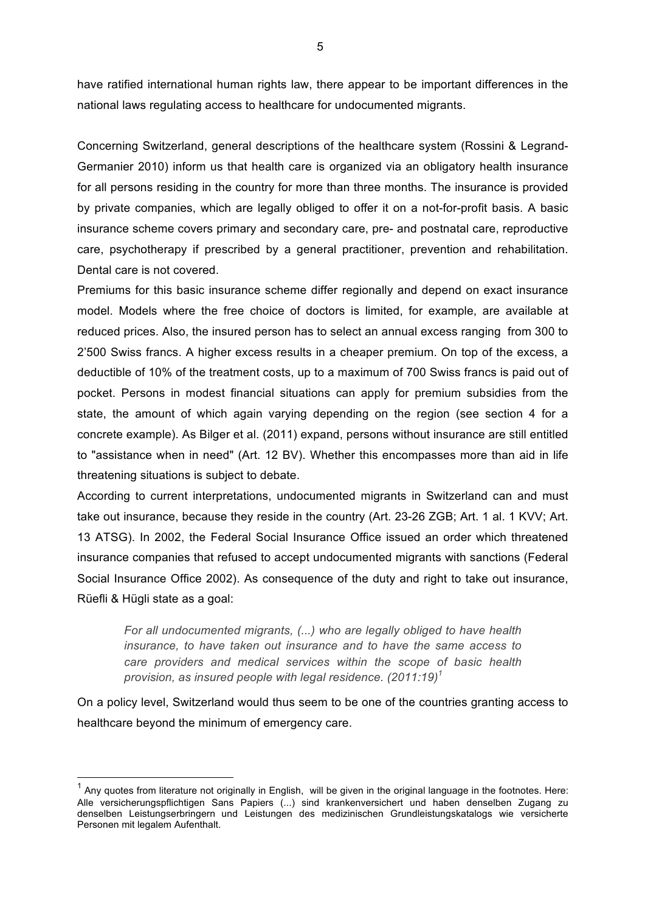have ratified international human rights law, there appear to be important differences in the national laws regulating access to healthcare for undocumented migrants.

Concerning Switzerland, general descriptions of the healthcare system (Rossini & Legrand-Germanier 2010) inform us that health care is organized via an obligatory health insurance for all persons residing in the country for more than three months. The insurance is provided by private companies, which are legally obliged to offer it on a not-for-profit basis. A basic insurance scheme covers primary and secondary care, pre- and postnatal care, reproductive care, psychotherapy if prescribed by a general practitioner, prevention and rehabilitation. Dental care is not covered.

Premiums for this basic insurance scheme differ regionally and depend on exact insurance model. Models where the free choice of doctors is limited, for example, are available at reduced prices. Also, the insured person has to select an annual excess ranging from 300 to 2'500 Swiss francs. A higher excess results in a cheaper premium. On top of the excess, a deductible of 10% of the treatment costs, up to a maximum of 700 Swiss francs is paid out of pocket. Persons in modest financial situations can apply for premium subsidies from the state, the amount of which again varying depending on the region (see section 4 for a concrete example). As Bilger et al. (2011) expand, persons without insurance are still entitled to "assistance when in need" (Art. 12 BV). Whether this encompasses more than aid in life threatening situations is subject to debate.

According to current interpretations, undocumented migrants in Switzerland can and must take out insurance, because they reside in the country (Art. 23-26 ZGB; Art. 1 al. 1 KVV; Art. 13 ATSG). In 2002, the Federal Social Insurance Office issued an order which threatened insurance companies that refused to accept undocumented migrants with sanctions (Federal Social Insurance Office 2002). As consequence of the duty and right to take out insurance, Rüefli & Hügli state as a goal:

> *For all undocumented migrants, (...) who are legally obliged to have health insurance, to have taken out insurance and to have the same access to care providers and medical services within the scope of basic health provision, as insured people with legal residence. (2011:19)*[1]

On a policy level, Switzerland would thus seem to be one of the countries granting access to healthcare beyond the minimum of emergency care.

[1] Any quotes from literature not originally in English, will be given in the original language in the footnotes. Here: Alle versicherungspflichtigen Sans Papiers (...) sind krankenversichert und haben denselben Zugang zu denselben Leistungserbringern und Leistungen des medizinischen Grundleistungskatalogs wie versicherte Personen mit legalem Aufenthalt.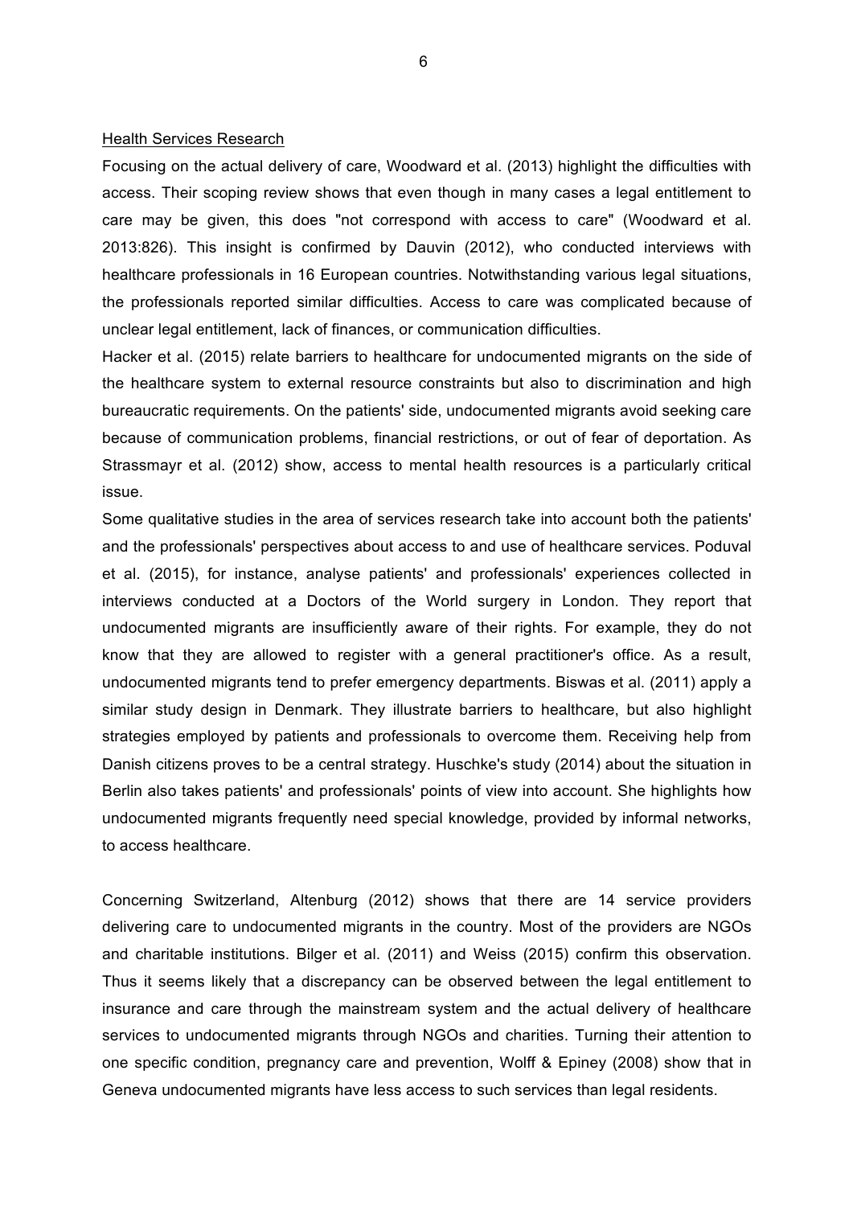## Health Services Research

Focusing on the actual delivery of care, Woodward et al. (2013) highlight the difficulties with access. Their scoping review shows that even though in many cases a legal entitlement to care may be given, this does "not correspond with access to care" (Woodward et al. 2013:826). This insight is confirmed by Dauvin (2012), who conducted interviews with healthcare professionals in 16 European countries. Notwithstanding various legal situations, the professionals reported similar difficulties. Access to care was complicated because of unclear legal entitlement, lack of finances, or communication difficulties.

Hacker et al. (2015) relate barriers to healthcare for undocumented migrants on the side of the healthcare system to external resource constraints but also to discrimination and high bureaucratic requirements. On the patients' side, undocumented migrants avoid seeking care because of communication problems, financial restrictions, or out of fear of deportation. As Strassmayr et al. (2012) show, access to mental health resources is a particularly critical issue.

Some qualitative studies in the area of services research take into account both the patients' and the professionals' perspectives about access to and use of healthcare services. Poduval et al. (2015), for instance, analyse patients' and professionals' experiences collected in interviews conducted at a Doctors of the World surgery in London. They report that undocumented migrants are insufficiently aware of their rights. For example, they do not know that they are allowed to register with a general practitioner's office. As a result, undocumented migrants tend to prefer emergency departments. Biswas et al. (2011) apply a similar study design in Denmark. They illustrate barriers to healthcare, but also highlight strategies employed by patients and professionals to overcome them. Receiving help from Danish citizens proves to be a central strategy. Huschke's study (2014) about the situation in Berlin also takes patients' and professionals' points of view into account. She highlights how undocumented migrants frequently need special knowledge, provided by informal networks, to access healthcare.

Concerning Switzerland, Altenburg (2012) shows that there are 14 service providers delivering care to undocumented migrants in the country. Most of the providers are NGOs and charitable institutions. Bilger et al. (2011) and Weiss (2015) confirm this observation. Thus it seems likely that a discrepancy can be observed between the legal entitlement to insurance and care through the mainstream system and the actual delivery of healthcare services to undocumented migrants through NGOs and charities. Turning their attention to one specific condition, pregnancy care and prevention, Wolff & Epiney (2008) show that in Geneva undocumented migrants have less access to such services than legal residents.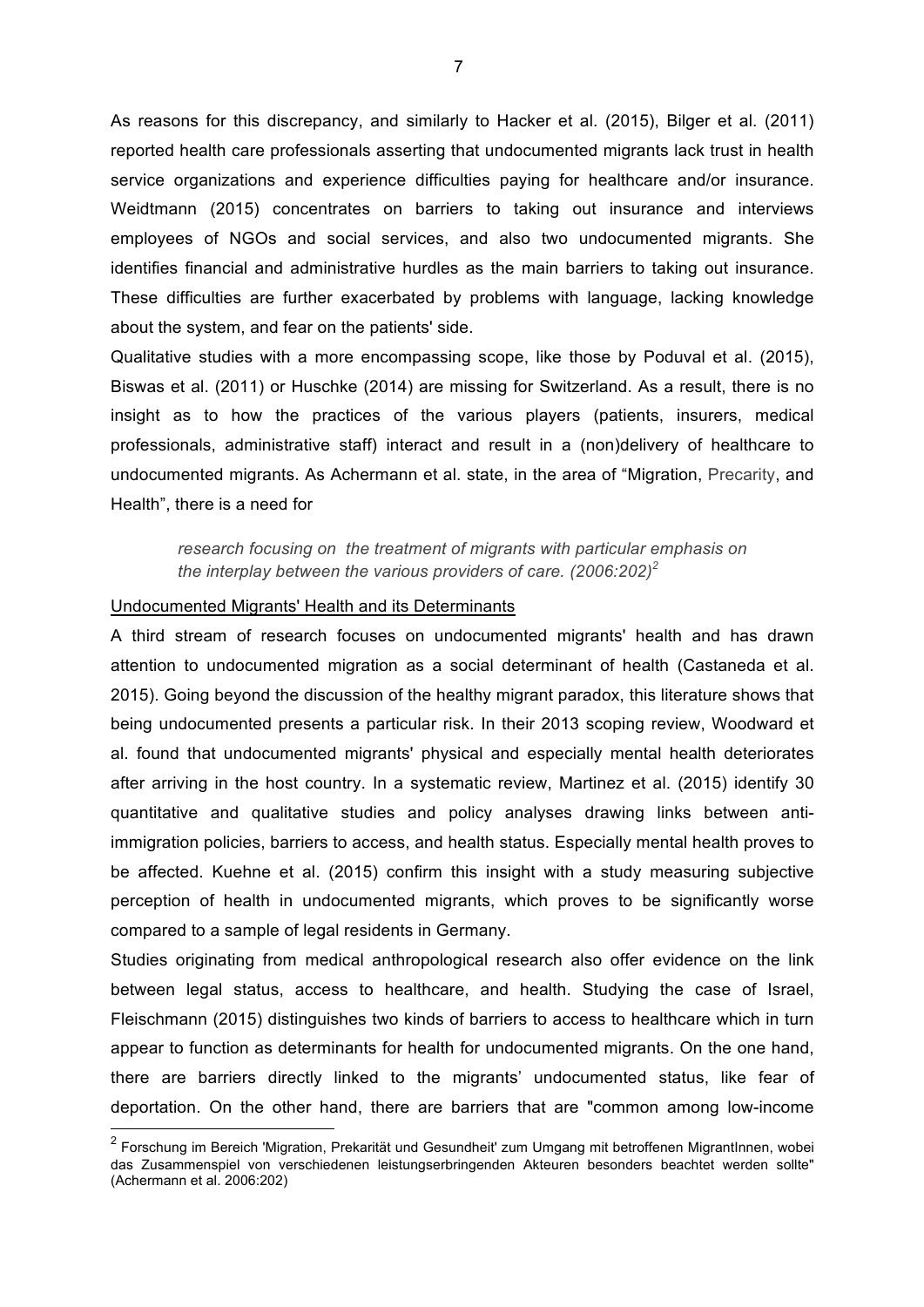As reasons for this discrepancy, and similarly to Hacker et al. (2015), Bilger et al. (2011) reported health care professionals asserting that undocumented migrants lack trust in health service organizations and experience difficulties paying for healthcare and/or insurance. Weidtmann (2015) concentrates on barriers to taking out insurance and interviews employees of NGOs and social services, and also two undocumented migrants. She identifies financial and administrative hurdles as the main barriers to taking out insurance. These difficulties are further exacerbated by problems with language, lacking knowledge about the system, and fear on the patients' side.

Qualitative studies with a more encompassing scope, like those by Poduval et al. (2015), Biswas et al. (2011) or Huschke (2014) are missing for Switzerland. As a result, there is no insight as to how the practices of the various players (patients, insurers, medical professionals, administrative staff) interact and result in a (non)delivery of healthcare to undocumented migrants. As Achermann et al. state, in the area of "Migration, Precarity, and Health", there is a need for

> *research focusing on the treatment of migrants with particular emphasis on the interplay between the various providers of care. (2006:202)*[2]

<u>Undocumented Migrants' Health and its Determinants</u>

A third stream of research focuses on undocumented migrants' health and has drawn attention to undocumented migration as a social determinant of health (Castaneda et al. 2015). Going beyond the discussion of the healthy migrant paradox, this literature shows that being undocumented presents a particular risk. In their 2013 scoping review, Woodward et al. found that undocumented migrants' physical and especially mental health deteriorates after arriving in the host country. In a systematic review, Martinez et al. (2015) identify 30 quantitative and qualitative studies and policy analyses drawing links between anti-immigration policies, barriers to access, and health status. Especially mental health proves to be affected. Kuehne et al. (2015) confirm this insight with a study measuring subjective perception of health in undocumented migrants, which proves to be significantly worse compared to a sample of legal residents in Germany.

Studies originating from medical anthropological research also offer evidence on the link between legal status, access to healthcare, and health. Studying the case of Israel, Fleischmann (2015) distinguishes two kinds of barriers to access to healthcare which in turn appear to function as determinants for health for undocumented migrants. On the one hand, there are barriers directly linked to the migrants' undocumented status, like fear of deportation. On the other hand, there are barriers that are "common among low-income

[2] Forschung im Bereich 'Migration, Prekarität und Gesundheit' zum Umgang mit betroffenen MigrantInnen, wobei das Zusammenspiel von verschiedenen leistungserbringenden Akteuren besonders beachtet werden sollte" (Achermann et al. 2006:202)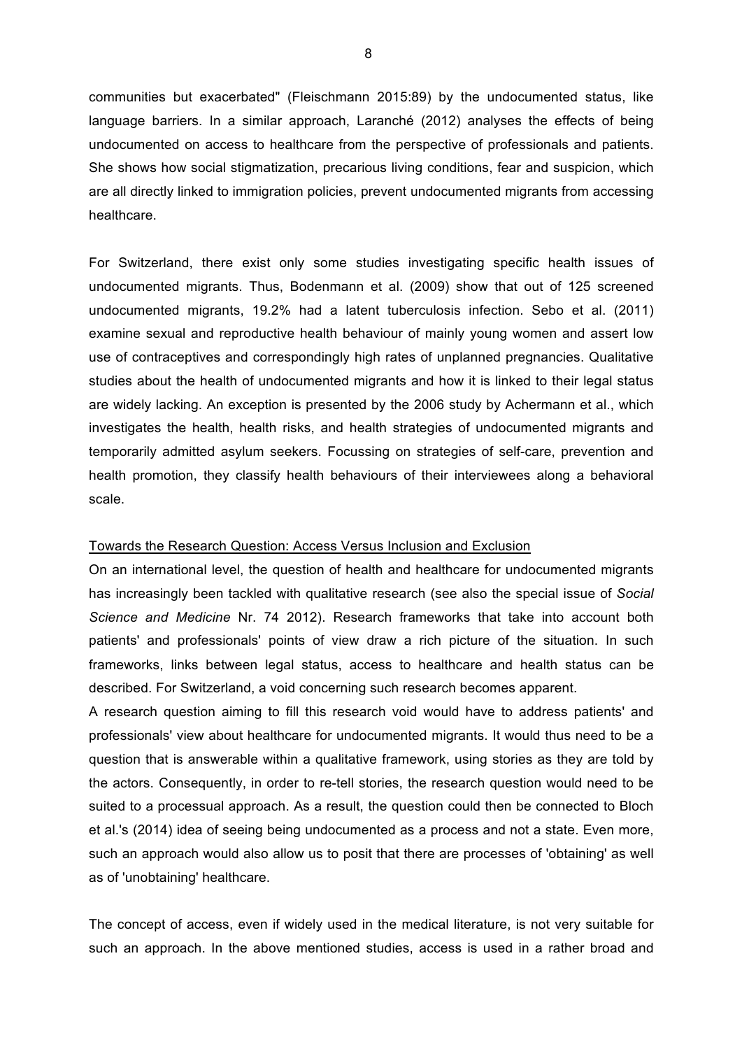communities but exacerbated" (Fleischmann 2015:89) by the undocumented status, like language barriers. In a similar approach, Laranché (2012) analyses the effects of being undocumented on access to healthcare from the perspective of professionals and patients. She shows how social stigmatization, precarious living conditions, fear and suspicion, which are all directly linked to immigration policies, prevent undocumented migrants from accessing healthcare.

For Switzerland, there exist only some studies investigating specific health issues of undocumented migrants. Thus, Bodenmann et al. (2009) show that out of 125 screened undocumented migrants, 19.2% had a latent tuberculosis infection. Sebo et al. (2011) examine sexual and reproductive health behaviour of mainly young women and assert low use of contraceptives and correspondingly high rates of unplanned pregnancies. Qualitative studies about the health of undocumented migrants and how it is linked to their legal status are widely lacking. An exception is presented by the 2006 study by Achermann et al., which investigates the health, health risks, and health strategies of undocumented migrants and temporarily admitted asylum seekers. Focussing on strategies of self-care, prevention and health promotion, they classify health behaviours of their interviewees along a behavioral scale.

## Towards the Research Question: Access Versus Inclusion and Exclusion

On an international level, the question of health and healthcare for undocumented migrants has increasingly been tackled with qualitative research (see also the special issue of *Social Science and Medicine* Nr. 74 2012). Research frameworks that take into account both patients' and professionals' points of view draw a rich picture of the situation. In such frameworks, links between legal status, access to healthcare and health status can be described. For Switzerland, a void concerning such research becomes apparent.

A research question aiming to fill this research void would have to address patients' and professionals' view about healthcare for undocumented migrants. It would thus need to be a question that is answerable within a qualitative framework, using stories as they are told by the actors. Consequently, in order to re-tell stories, the research question would need to be suited to a processual approach. As a result, the question could then be connected to Bloch et al.'s (2014) idea of seeing being undocumented as a process and not a state. Even more, such an approach would also allow us to posit that there are processes of 'obtaining' as well as of 'unobtaining' healthcare.

The concept of access, even if widely used in the medical literature, is not very suitable for such an approach. In the above mentioned studies, access is used in a rather broad and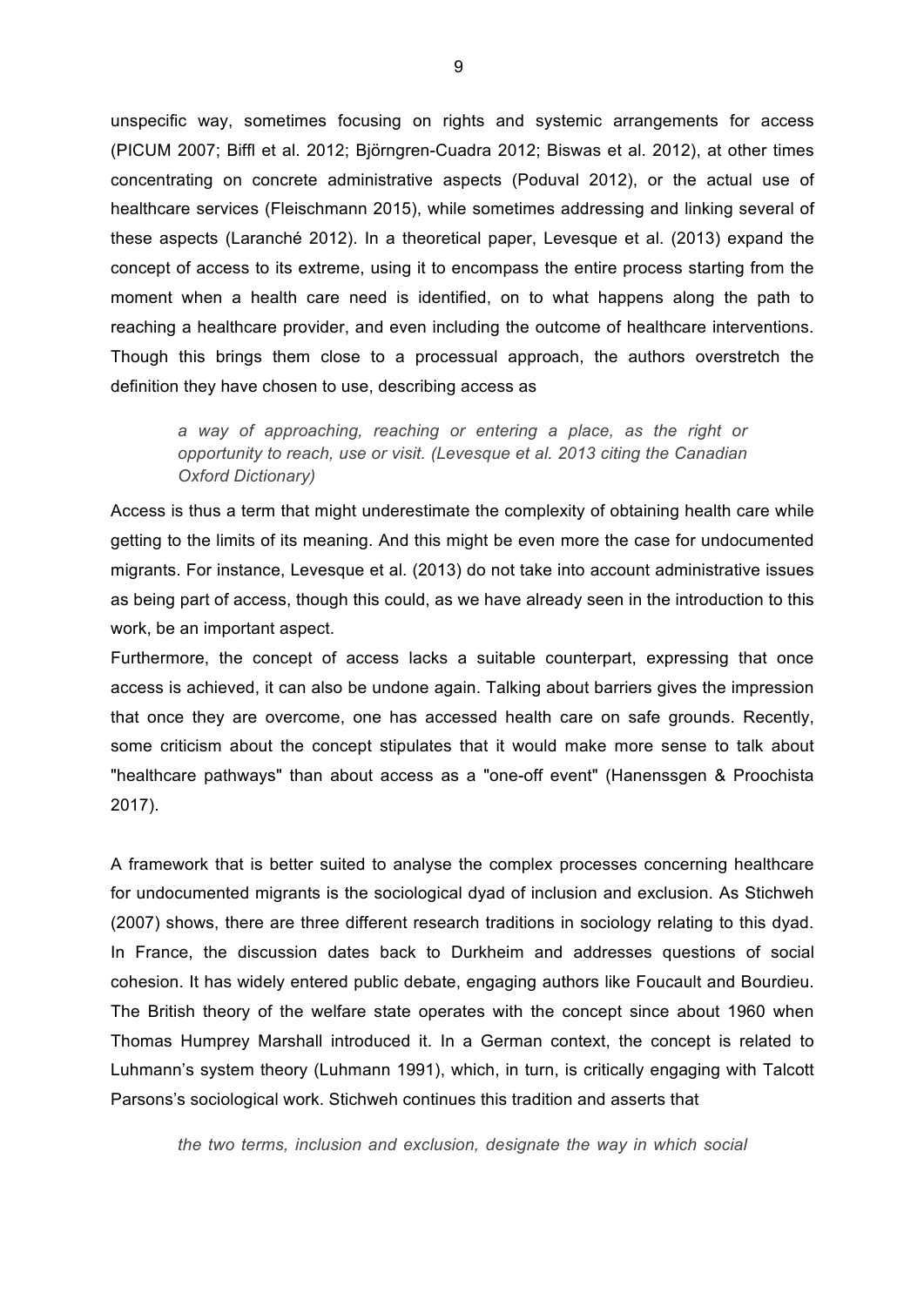unspecific way, sometimes focusing on rights and systemic arrangements for access (PICUM 2007; Biffl et al. 2012; Björngren-Cuadra 2012; Biswas et al. 2012), at other times concentrating on concrete administrative aspects (Poduval 2012), or the actual use of healthcare services (Fleischmann 2015), while sometimes addressing and linking several of these aspects (Laranché 2012). In a theoretical paper, Levesque et al. (2013) expand the concept of access to its extreme, using it to encompass the entire process starting from the moment when a health care need is identified, on to what happens along the path to reaching a healthcare provider, and even including the outcome of healthcare interventions. Though this brings them close to a processual approach, the authors overstretch the definition they have chosen to use, describing access as

> *a way of approaching, reaching or entering a place, as the right or opportunity to reach, use or visit. (Levesque et al. 2013 citing the Canadian Oxford Dictionary)*

Access is thus a term that might underestimate the complexity of obtaining health care while getting to the limits of its meaning. And this might be even more the case for undocumented migrants. For instance, Levesque et al. (2013) do not take into account administrative issues as being part of access, though this could, as we have already seen in the introduction to this work, be an important aspect.

Furthermore, the concept of access lacks a suitable counterpart, expressing that once access is achieved, it can also be undone again. Talking about barriers gives the impression that once they are overcome, one has accessed health care on safe grounds. Recently, some criticism about the concept stipulates that it would make more sense to talk about "healthcare pathways" than about access as a "one-off event" (Hanenssgen & Proochista 2017).

A framework that is better suited to analyse the complex processes concerning healthcare for undocumented migrants is the sociological dyad of inclusion and exclusion. As Stichweh (2007) shows, there are three different research traditions in sociology relating to this dyad. In France, the discussion dates back to Durkheim and addresses questions of social cohesion. It has widely entered public debate, engaging authors like Foucault and Bourdieu. The British theory of the welfare state operates with the concept since about 1960 when Thomas Humprey Marshall introduced it. In a German context, the concept is related to Luhmann's system theory (Luhmann 1991), which, in turn, is critically engaging with Talcott Parsons's sociological work. Stichweh continues this tradition and asserts that

> *the two terms, inclusion and exclusion, designate the way in which social*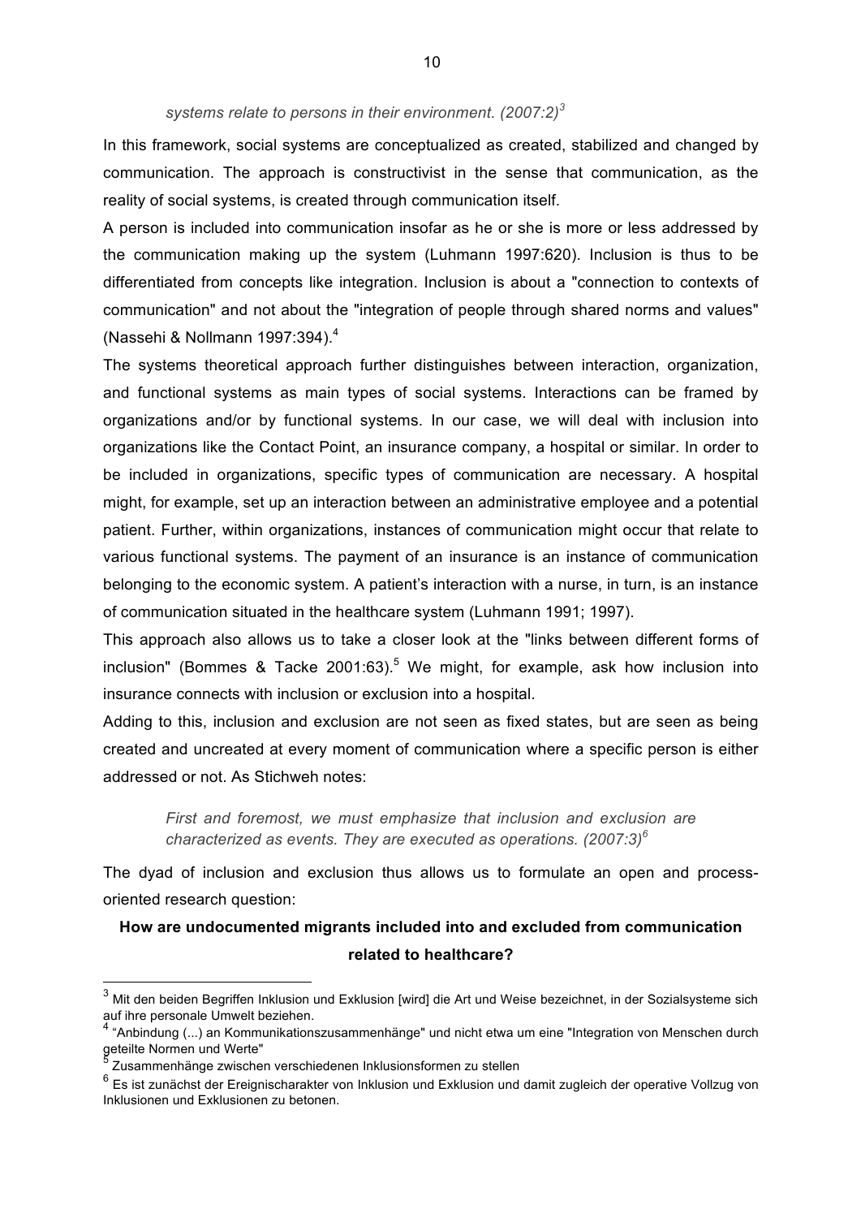*systems relate to persons in their environment. (2007:2)*[3]

In this framework, social systems are conceptualized as created, stabilized and changed by communication. The approach is constructivist in the sense that communication, as the reality of social systems, is created through communication itself.

A person is included into communication insofar as he or she is more or less addressed by the communication making up the system (Luhmann 1997:620). Inclusion is thus to be differentiated from concepts like integration. Inclusion is about a "connection to contexts of communication" and not about the "integration of people through shared norms and values" (Nassehi & Nollmann 1997:394).[4]

The systems theoretical approach further distinguishes between interaction, organization, and functional systems as main types of social systems. Interactions can be framed by organizations and/or by functional systems. In our case, we will deal with inclusion into organizations like the Contact Point, an insurance company, a hospital or similar. In order to be included in organizations, specific types of communication are necessary. A hospital might, for example, set up an interaction between an administrative employee and a potential patient. Further, within organizations, instances of communication might occur that relate to various functional systems. The payment of an insurance is an instance of communication belonging to the economic system. A patient's interaction with a nurse, in turn, is an instance of communication situated in the healthcare system (Luhmann 1991; 1997).

This approach also allows us to take a closer look at the "links between different forms of inclusion" (Bommes & Tacke 2001:63).[5] We might, for example, ask how inclusion into insurance connects with inclusion or exclusion into a hospital.

Adding to this, inclusion and exclusion are not seen as fixed states, but are seen as being created and uncreated at every moment of communication where a specific person is either addressed or not. As Stichweh notes:

> *First and foremost, we must emphasize that inclusion and exclusion are characterized as events. They are executed as operations. (2007:3)*[6]

The dyad of inclusion and exclusion thus allows us to formulate an open and process-oriented research question:

**How are undocumented migrants included into and excluded from communication related to healthcare?**

---

[3] Mit den beiden Begriffen Inklusion und Exklusion [wird] die Art und Weise bezeichnet, in der Sozialsysteme sich auf ihre personale Umwelt beziehen.

[4] "Anbindung (...) an Kommunikationszusammenhänge" und nicht etwa um eine "Integration von Menschen durch geteilte Normen und Werte"

[5] Zusammenhänge zwischen verschiedenen Inklusionsformen zu stellen

[6] Es ist zunächst der Ereignischarakter von Inklusion und Exklusion und damit zugleich der operative Vollzug von Inklusionen und Exklusionen zu betonen.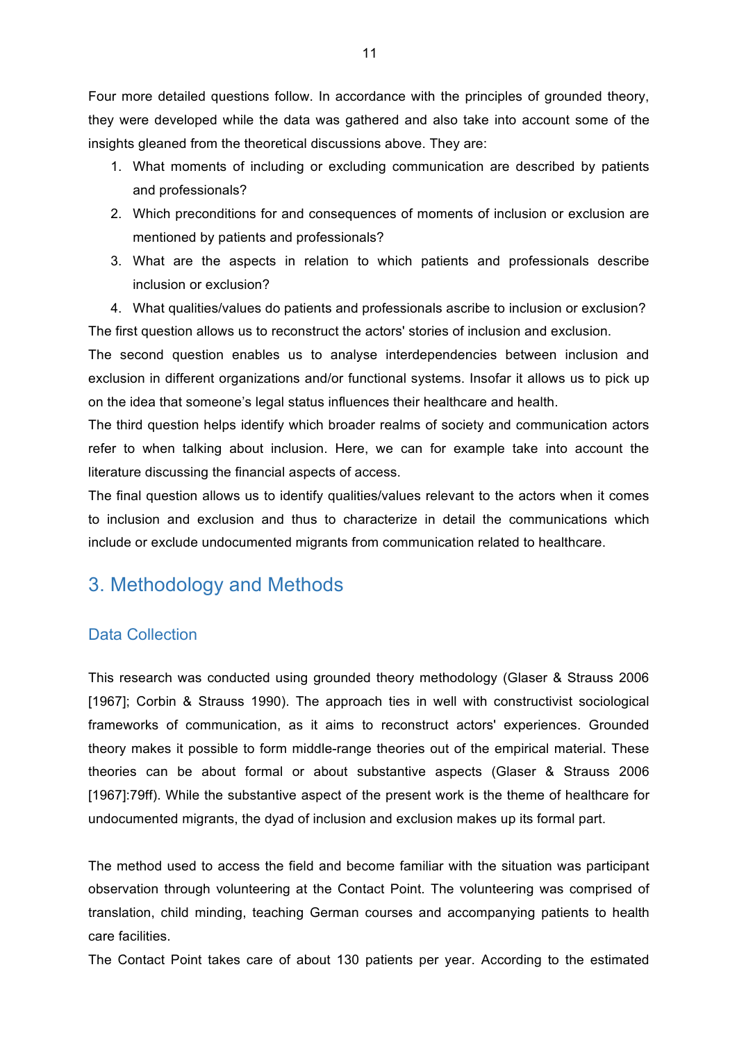Four more detailed questions follow. In accordance with the principles of grounded theory, they were developed while the data was gathered and also take into account some of the insights gleaned from the theoretical discussions above. They are:

1. What moments of including or excluding communication are described by patients and professionals?
2. Which preconditions for and consequences of moments of inclusion or exclusion are mentioned by patients and professionals?
3. What are the aspects in relation to which patients and professionals describe inclusion or exclusion?
4. What qualities/values do patients and professionals ascribe to inclusion or exclusion?

The first question allows us to reconstruct the actors' stories of inclusion and exclusion.

The second question enables us to analyse interdependencies between inclusion and exclusion in different organizations and/or functional systems. Insofar it allows us to pick up on the idea that someone's legal status influences their healthcare and health.

The third question helps identify which broader realms of society and communication actors refer to when talking about inclusion. Here, we can for example take into account the literature discussing the financial aspects of access.

The final question allows us to identify qualities/values relevant to the actors when it comes to inclusion and exclusion and thus to characterize in detail the communications which include or exclude undocumented migrants from communication related to healthcare.

# 3. Methodology and Methods

## Data Collection

This research was conducted using grounded theory methodology (Glaser & Strauss 2006 [1967]; Corbin & Strauss 1990). The approach ties in well with constructivist sociological frameworks of communication, as it aims to reconstruct actors' experiences. Grounded theory makes it possible to form middle-range theories out of the empirical material. These theories can be about formal or about substantive aspects (Glaser & Strauss 2006 [1967]:79ff). While the substantive aspect of the present work is the theme of healthcare for undocumented migrants, the dyad of inclusion and exclusion makes up its formal part.

The method used to access the field and become familiar with the situation was participant observation through volunteering at the Contact Point. The volunteering was comprised of translation, child minding, teaching German courses and accompanying patients to health care facilities.

The Contact Point takes care of about 130 patients per year. According to the estimated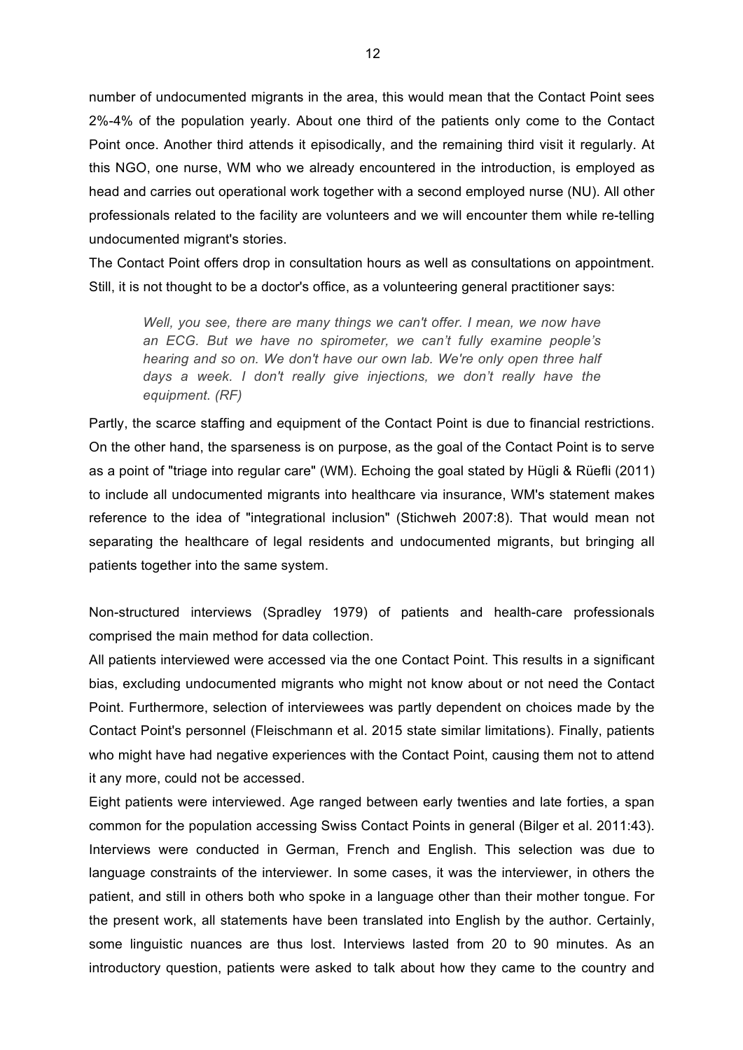number of undocumented migrants in the area, this would mean that the Contact Point sees 2%-4% of the population yearly. About one third of the patients only come to the Contact Point once. Another third attends it episodically, and the remaining third visit it regularly. At this NGO, one nurse, WM who we already encountered in the introduction, is employed as head and carries out operational work together with a second employed nurse (NU). All other professionals related to the facility are volunteers and we will encounter them while re-telling undocumented migrant's stories.

The Contact Point offers drop in consultation hours as well as consultations on appointment. Still, it is not thought to be a doctor's office, as a volunteering general practitioner says:

> *Well, you see, there are many things we can't offer. I mean, we now have an ECG. But we have no spirometer, we can't fully examine people's hearing and so on. We don't have our own lab. We're only open three half days a week. I don't really give injections, we don't really have the equipment. (RF)*

Partly, the scarce staffing and equipment of the Contact Point is due to financial restrictions. On the other hand, the sparseness is on purpose, as the goal of the Contact Point is to serve as a point of "triage into regular care" (WM). Echoing the goal stated by Hügli & Rüefli (2011) to include all undocumented migrants into healthcare via insurance, WM's statement makes reference to the idea of "integrational inclusion" (Stichweh 2007:8). That would mean not separating the healthcare of legal residents and undocumented migrants, but bringing all patients together into the same system.

Non-structured interviews (Spradley 1979) of patients and health-care professionals comprised the main method for data collection.

All patients interviewed were accessed via the one Contact Point. This results in a significant bias, excluding undocumented migrants who might not know about or not need the Contact Point. Furthermore, selection of interviewees was partly dependent on choices made by the Contact Point's personnel (Fleischmann et al. 2015 state similar limitations). Finally, patients who might have had negative experiences with the Contact Point, causing them not to attend it any more, could not be accessed.

Eight patients were interviewed. Age ranged between early twenties and late forties, a span common for the population accessing Swiss Contact Points in general (Bilger et al. 2011:43). Interviews were conducted in German, French and English. This selection was due to language constraints of the interviewer. In some cases, it was the interviewer, in others the patient, and still in others both who spoke in a language other than their mother tongue. For the present work, all statements have been translated into English by the author. Certainly, some linguistic nuances are thus lost. Interviews lasted from 20 to 90 minutes. As an introductory question, patients were asked to talk about how they came to the country and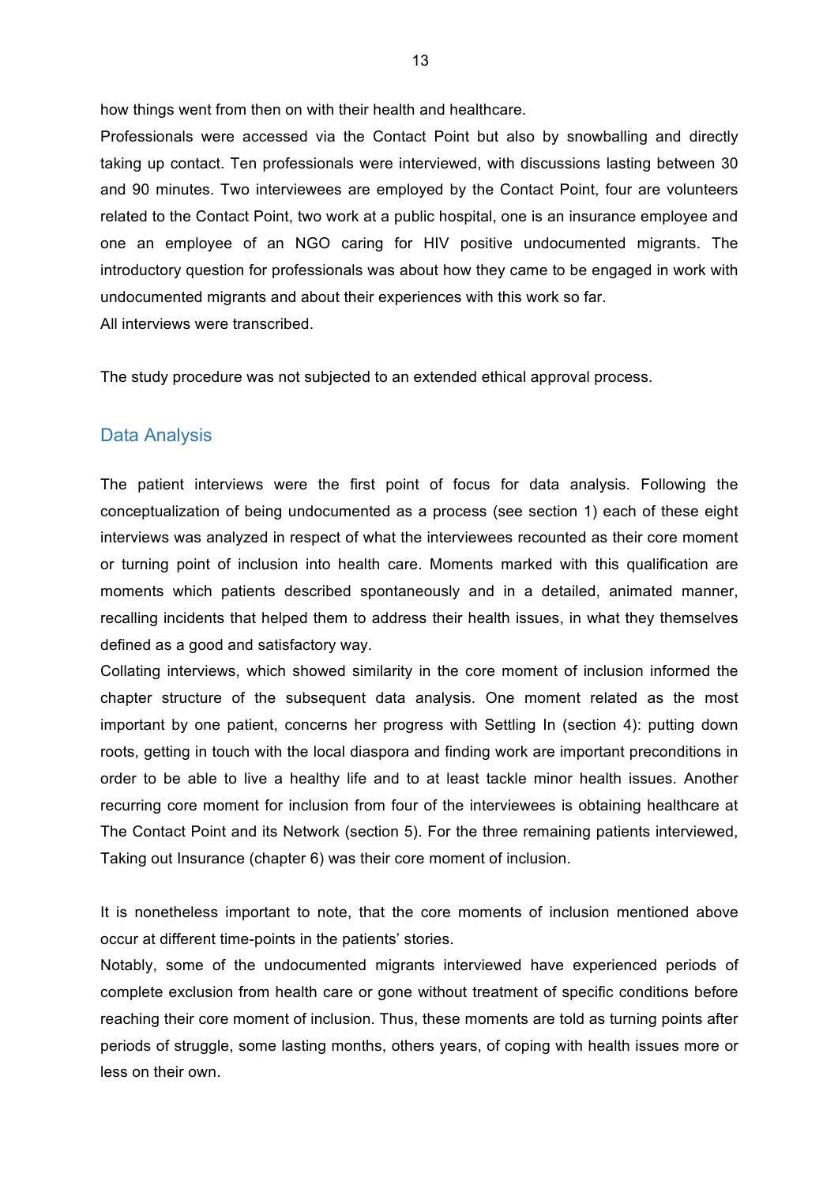how things went from then on with their health and healthcare.

Professionals were accessed via the Contact Point but also by snowballing and directly taking up contact. Ten professionals were interviewed, with discussions lasting between 30 and 90 minutes. Two interviewees are employed by the Contact Point, four are volunteers related to the Contact Point, two work at a public hospital, one is an insurance employee and one an employee of an NGO caring for HIV positive undocumented migrants. The introductory question for professionals was about how they came to be engaged in work with undocumented migrants and about their experiences with this work so far.

All interviews were transcribed.

The study procedure was not subjected to an extended ethical approval process.

## Data Analysis

The patient interviews were the first point of focus for data analysis. Following the conceptualization of being undocumented as a process (see section 1) each of these eight interviews was analyzed in respect of what the interviewees recounted as their core moment or turning point of inclusion into health care. Moments marked with this qualification are moments which patients described spontaneously and in a detailed, animated manner, recalling incidents that helped them to address their health issues, in what they themselves defined as a good and satisfactory way.

Collating interviews, which showed similarity in the core moment of inclusion informed the chapter structure of the subsequent data analysis. One moment related as the most important by one patient, concerns her progress with Settling In (section 4): putting down roots, getting in touch with the local diaspora and finding work are important preconditions in order to be able to live a healthy life and to at least tackle minor health issues. Another recurring core moment for inclusion from four of the interviewees is obtaining healthcare at The Contact Point and its Network (section 5). For the three remaining patients interviewed, Taking out Insurance (chapter 6) was their core moment of inclusion.

It is nonetheless important to note, that the core moments of inclusion mentioned above occur at different time-points in the patients' stories.

Notably, some of the undocumented migrants interviewed have experienced periods of complete exclusion from health care or gone without treatment of specific conditions before reaching their core moment of inclusion. Thus, these moments are told as turning points after periods of struggle, some lasting months, others years, of coping with health issues more or less on their own.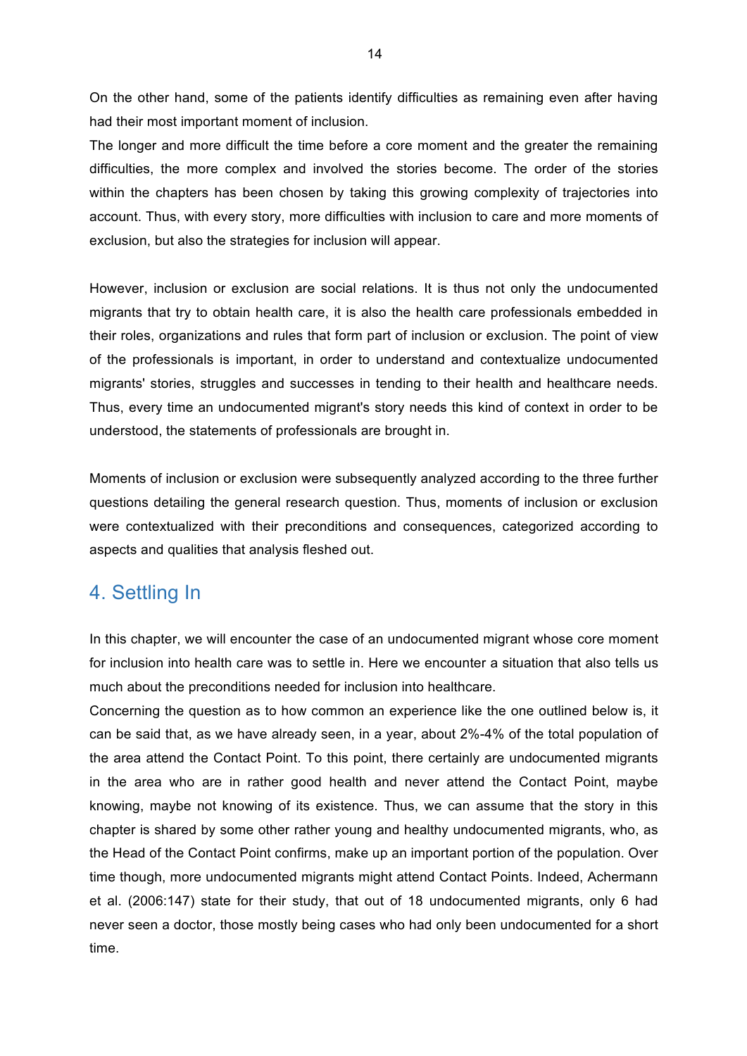On the other hand, some of the patients identify difficulties as remaining even after having had their most important moment of inclusion.

The longer and more difficult the time before a core moment and the greater the remaining difficulties, the more complex and involved the stories become. The order of the stories within the chapters has been chosen by taking this growing complexity of trajectories into account. Thus, with every story, more difficulties with inclusion to care and more moments of exclusion, but also the strategies for inclusion will appear.

However, inclusion or exclusion are social relations. It is thus not only the undocumented migrants that try to obtain health care, it is also the health care professionals embedded in their roles, organizations and rules that form part of inclusion or exclusion. The point of view of the professionals is important, in order to understand and contextualize undocumented migrants' stories, struggles and successes in tending to their health and healthcare needs. Thus, every time an undocumented migrant's story needs this kind of context in order to be understood, the statements of professionals are brought in.

Moments of inclusion or exclusion were subsequently analyzed according to the three further questions detailing the general research question. Thus, moments of inclusion or exclusion were contextualized with their preconditions and consequences, categorized according to aspects and qualities that analysis fleshed out.

# 4. Settling In

In this chapter, we will encounter the case of an undocumented migrant whose core moment for inclusion into health care was to settle in. Here we encounter a situation that also tells us much about the preconditions needed for inclusion into healthcare.

Concerning the question as to how common an experience like the one outlined below is, it can be said that, as we have already seen, in a year, about 2%-4% of the total population of the area attend the Contact Point. To this point, there certainly are undocumented migrants in the area who are in rather good health and never attend the Contact Point, maybe knowing, maybe not knowing of its existence. Thus, we can assume that the story in this chapter is shared by some other rather young and healthy undocumented migrants, who, as the Head of the Contact Point confirms, make up an important portion of the population. Over time though, more undocumented migrants might attend Contact Points. Indeed, Achermann et al. (2006:147) state for their study, that out of 18 undocumented migrants, only 6 had never seen a doctor, those mostly being cases who had only been undocumented for a short time.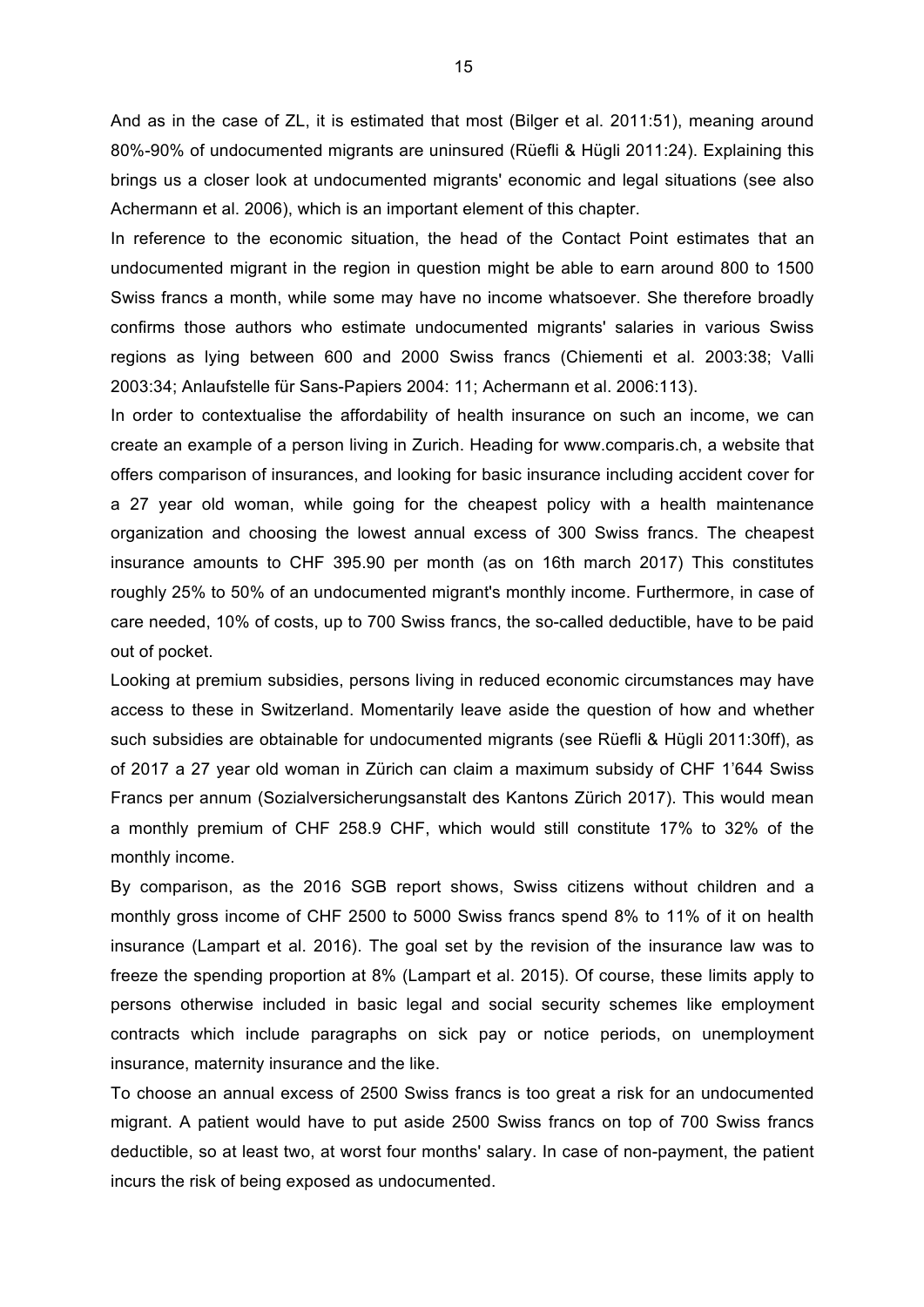And as in the case of ZL, it is estimated that most (Bilger et al. 2011:51), meaning around 80%-90% of undocumented migrants are uninsured (Rüefli & Hügli 2011:24). Explaining this brings us a closer look at undocumented migrants' economic and legal situations (see also Achermann et al. 2006), which is an important element of this chapter.

In reference to the economic situation, the head of the Contact Point estimates that an undocumented migrant in the region in question might be able to earn around 800 to 1500 Swiss francs a month, while some may have no income whatsoever. She therefore broadly confirms those authors who estimate undocumented migrants' salaries in various Swiss regions as lying between 600 and 2000 Swiss francs (Chiementi et al. 2003:38; Valli 2003:34; Anlaufstelle für Sans-Papiers 2004: 11; Achermann et al. 2006:113).

In order to contextualise the affordability of health insurance on such an income, we can create an example of a person living in Zurich. Heading for www.comparis.ch, a website that offers comparison of insurances, and looking for basic insurance including accident cover for a 27 year old woman, while going for the cheapest policy with a health maintenance organization and choosing the lowest annual excess of 300 Swiss francs. The cheapest insurance amounts to CHF 395.90 per month (as on 16th march 2017) This constitutes roughly 25% to 50% of an undocumented migrant's monthly income. Furthermore, in case of care needed, 10% of costs, up to 700 Swiss francs, the so-called deductible, have to be paid out of pocket.

Looking at premium subsidies, persons living in reduced economic circumstances may have access to these in Switzerland. Momentarily leave aside the question of how and whether such subsidies are obtainable for undocumented migrants (see Rüefli & Hügli 2011:30ff), as of 2017 a 27 year old woman in Zürich can claim a maximum subsidy of CHF 1'644 Swiss Francs per annum (Sozialversicherungsanstalt des Kantons Zürich 2017). This would mean a monthly premium of CHF 258.9 CHF, which would still constitute 17% to 32% of the monthly income.

By comparison, as the 2016 SGB report shows, Swiss citizens without children and a monthly gross income of CHF 2500 to 5000 Swiss francs spend 8% to 11% of it on health insurance (Lampart et al. 2016). The goal set by the revision of the insurance law was to freeze the spending proportion at 8% (Lampart et al. 2015). Of course, these limits apply to persons otherwise included in basic legal and social security schemes like employment contracts which include paragraphs on sick pay or notice periods, on unemployment insurance, maternity insurance and the like.

To choose an annual excess of 2500 Swiss francs is too great a risk for an undocumented migrant. A patient would have to put aside 2500 Swiss francs on top of 700 Swiss francs deductible, so at least two, at worst four months' salary. In case of non-payment, the patient incurs the risk of being exposed as undocumented.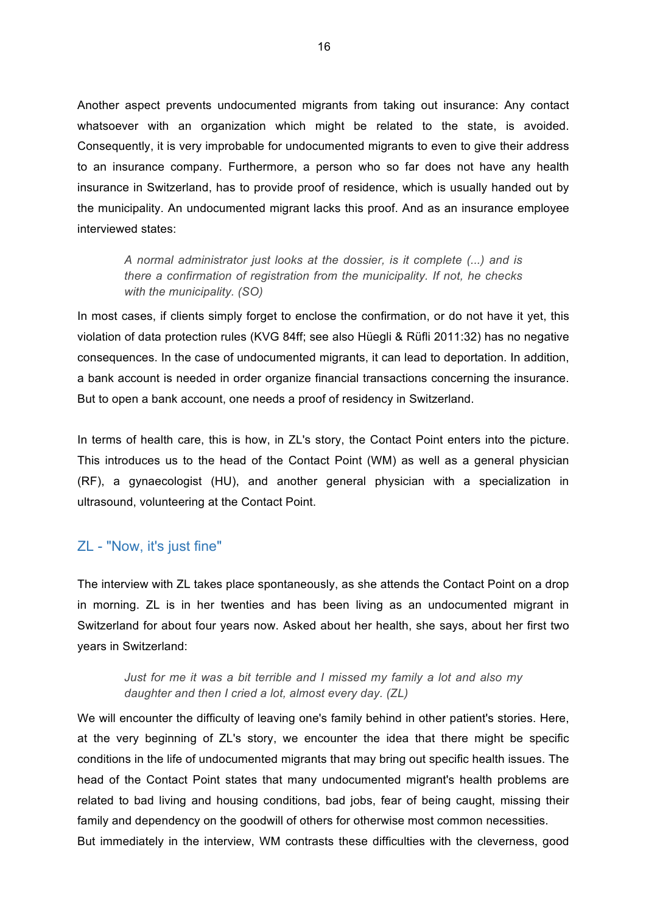Another aspect prevents undocumented migrants from taking out insurance: Any contact whatsoever with an organization which might be related to the state, is avoided. Consequently, it is very improbable for undocumented migrants to even to give their address to an insurance company. Furthermore, a person who so far does not have any health insurance in Switzerland, has to provide proof of residence, which is usually handed out by the municipality. An undocumented migrant lacks this proof. And as an insurance employee interviewed states:

> *A normal administrator just looks at the dossier, is it complete (...) and is there a confirmation of registration from the municipality. If not, he checks with the municipality. (SO)*

In most cases, if clients simply forget to enclose the confirmation, or do not have it yet, this violation of data protection rules (KVG 84ff; see also Hüegli & Rüfli 2011:32) has no negative consequences. In the case of undocumented migrants, it can lead to deportation. In addition, a bank account is needed in order organize financial transactions concerning the insurance. But to open a bank account, one needs a proof of residency in Switzerland.

In terms of health care, this is how, in ZL's story, the Contact Point enters into the picture. This introduces us to the head of the Contact Point (WM) as well as a general physician (RF), a gynaecologist (HU), and another general physician with a specialization in ultrasound, volunteering at the Contact Point.

## ZL - "Now, it's just fine"

The interview with ZL takes place spontaneously, as she attends the Contact Point on a drop in morning. ZL is in her twenties and has been living as an undocumented migrant in Switzerland for about four years now. Asked about her health, she says, about her first two years in Switzerland:

> *Just for me it was a bit terrible and I missed my family a lot and also my daughter and then I cried a lot, almost every day. (ZL)*

We will encounter the difficulty of leaving one's family behind in other patient's stories. Here, at the very beginning of ZL's story, we encounter the idea that there might be specific conditions in the life of undocumented migrants that may bring out specific health issues. The head of the Contact Point states that many undocumented migrant's health problems are related to bad living and housing conditions, bad jobs, fear of being caught, missing their family and dependency on the goodwill of others for otherwise most common necessities.
But immediately in the interview, WM contrasts these difficulties with the cleverness, good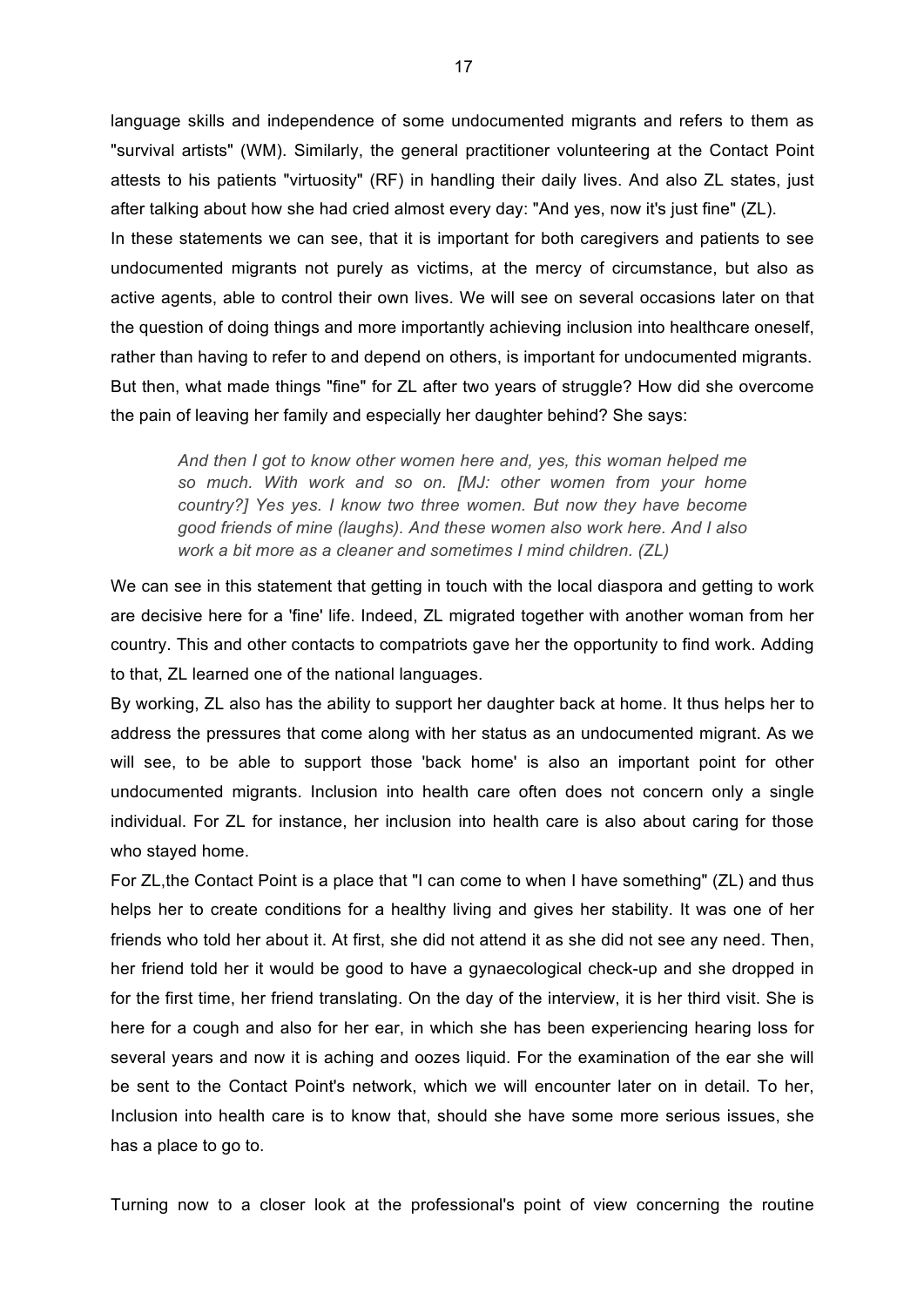language skills and independence of some undocumented migrants and refers to them as "survival artists" (WM). Similarly, the general practitioner volunteering at the Contact Point attests to his patients "virtuosity" (RF) in handling their daily lives. And also ZL states, just after talking about how she had cried almost every day: "And yes, now it's just fine" (ZL).

In these statements we can see, that it is important for both caregivers and patients to see undocumented migrants not purely as victims, at the mercy of circumstance, but also as active agents, able to control their own lives. We will see on several occasions later on that the question of doing things and more importantly achieving inclusion into healthcare oneself, rather than having to refer to and depend on others, is important for undocumented migrants. But then, what made things "fine" for ZL after two years of struggle? How did she overcome the pain of leaving her family and especially her daughter behind? She says:

> *And then I got to know other women here and, yes, this woman helped me so much. With work and so on. [MJ: other women from your home country?] Yes yes. I know two three women. But now they have become good friends of mine (laughs). And these women also work here. And I also work a bit more as a cleaner and sometimes I mind children. (ZL)*

We can see in this statement that getting in touch with the local diaspora and getting to work are decisive here for a 'fine' life. Indeed, ZL migrated together with another woman from her country. This and other contacts to compatriots gave her the opportunity to find work. Adding to that, ZL learned one of the national languages.

By working, ZL also has the ability to support her daughter back at home. It thus helps her to address the pressures that come along with her status as an undocumented migrant. As we will see, to be able to support those 'back home' is also an important point for other undocumented migrants. Inclusion into health care often does not concern only a single individual. For ZL for instance, her inclusion into health care is also about caring for those who stayed home.

For ZL,the Contact Point is a place that "I can come to when I have something" (ZL) and thus helps her to create conditions for a healthy living and gives her stability. It was one of her friends who told her about it. At first, she did not attend it as she did not see any need. Then, her friend told her it would be good to have a gynaecological check-up and she dropped in for the first time, her friend translating. On the day of the interview, it is her third visit. She is here for a cough and also for her ear, in which she has been experiencing hearing loss for several years and now it is aching and oozes liquid. For the examination of the ear she will be sent to the Contact Point's network, which we will encounter later on in detail. To her, Inclusion into health care is to know that, should she have some more serious issues, she has a place to go to.

Turning now to a closer look at the professional's point of view concerning the routine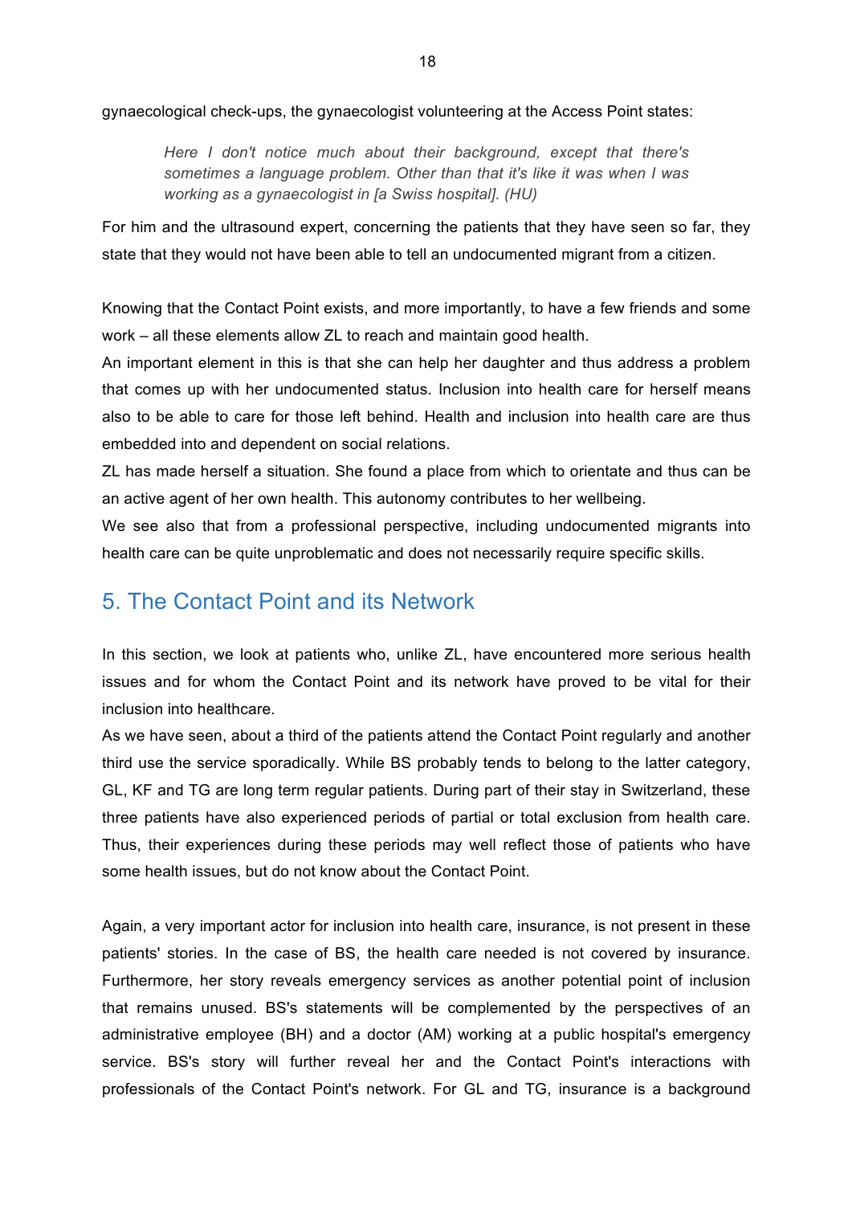gynaecological check-ups, the gynaecologist volunteering at the Access Point states:

> *Here I don't notice much about their background, except that there's sometimes a language problem. Other than that it's like it was when I was working as a gynaecologist in [a Swiss hospital]. (HU)*

For him and the ultrasound expert, concerning the patients that they have seen so far, they state that they would not have been able to tell an undocumented migrant from a citizen.

Knowing that the Contact Point exists, and more importantly, to have a few friends and some work – all these elements allow ZL to reach and maintain good health.

An important element in this is that she can help her daughter and thus address a problem that comes up with her undocumented status. Inclusion into health care for herself means also to be able to care for those left behind. Health and inclusion into health care are thus embedded into and dependent on social relations.

ZL has made herself a situation. She found a place from which to orientate and thus can be an active agent of her own health. This autonomy contributes to her wellbeing.

We see also that from a professional perspective, including undocumented migrants into health care can be quite unproblematic and does not necessarily require specific skills.

## 5. The Contact Point and its Network

In this section, we look at patients who, unlike ZL, have encountered more serious health issues and for whom the Contact Point and its network have proved to be vital for their inclusion into healthcare.

As we have seen, about a third of the patients attend the Contact Point regularly and another third use the service sporadically. While BS probably tends to belong to the latter category, GL, KF and TG are long term regular patients. During part of their stay in Switzerland, these three patients have also experienced periods of partial or total exclusion from health care. Thus, their experiences during these periods may well reflect those of patients who have some health issues, but do not know about the Contact Point.

Again, a very important actor for inclusion into health care, insurance, is not present in these patients' stories. In the case of BS, the health care needed is not covered by insurance. Furthermore, her story reveals emergency services as another potential point of inclusion that remains unused. BS's statements will be complemented by the perspectives of an administrative employee (BH) and a doctor (AM) working at a public hospital's emergency service. BS's story will further reveal her and the Contact Point's interactions with professionals of the Contact Point's network. For GL and TG, insurance is a background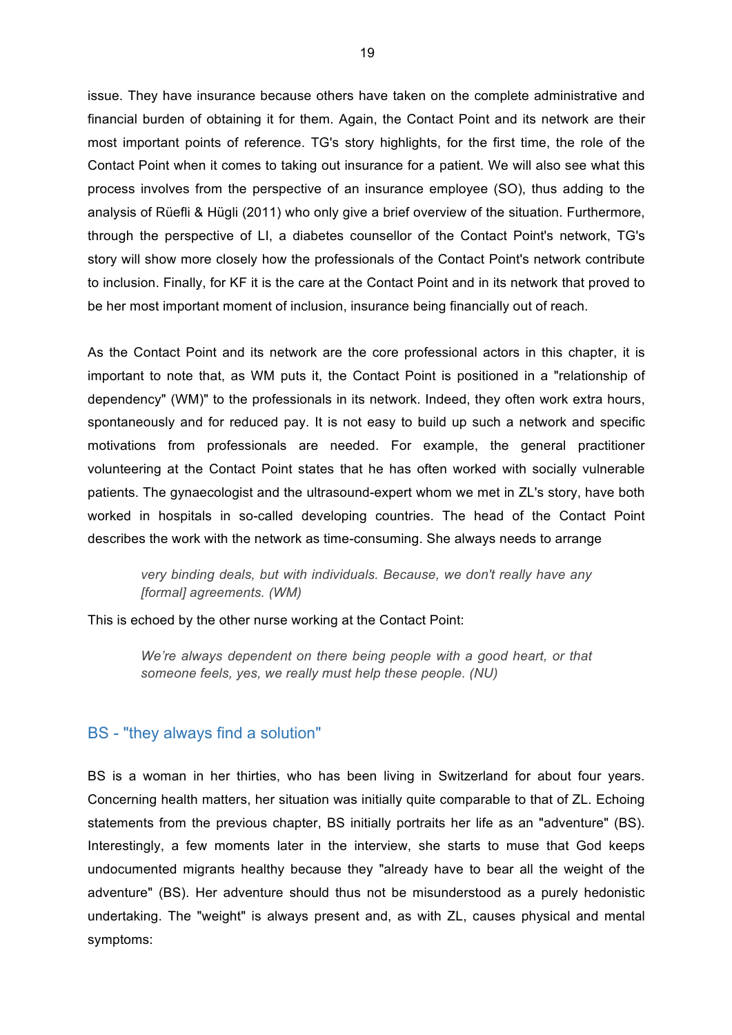issue. They have insurance because others have taken on the complete administrative and financial burden of obtaining it for them. Again, the Contact Point and its network are their most important points of reference. TG's story highlights, for the first time, the role of the Contact Point when it comes to taking out insurance for a patient. We will also see what this process involves from the perspective of an insurance employee (SO), thus adding to the analysis of Rüefli & Hügli (2011) who only give a brief overview of the situation. Furthermore, through the perspective of LI, a diabetes counsellor of the Contact Point's network, TG's story will show more closely how the professionals of the Contact Point's network contribute to inclusion. Finally, for KF it is the care at the Contact Point and in its network that proved to be her most important moment of inclusion, insurance being financially out of reach.

As the Contact Point and its network are the core professional actors in this chapter, it is important to note that, as WM puts it, the Contact Point is positioned in a "relationship of dependency" (WM)" to the professionals in its network. Indeed, they often work extra hours, spontaneously and for reduced pay. It is not easy to build up such a network and specific motivations from professionals are needed. For example, the general practitioner volunteering at the Contact Point states that he has often worked with socially vulnerable patients. The gynaecologist and the ultrasound-expert whom we met in ZL's story, have both worked in hospitals in so-called developing countries. The head of the Contact Point describes the work with the network as time-consuming. She always needs to arrange

> *very binding deals, but with individuals. Because, we don't really have any [formal] agreements. (WM)*

This is echoed by the other nurse working at the Contact Point:

> *We're always dependent on there being people with a good heart, or that someone feels, yes, we really must help these people. (NU)*

## BS - "they always find a solution"

BS is a woman in her thirties, who has been living in Switzerland for about four years. Concerning health matters, her situation was initially quite comparable to that of ZL. Echoing statements from the previous chapter, BS initially portraits her life as an "adventure" (BS). Interestingly, a few moments later in the interview, she starts to muse that God keeps undocumented migrants healthy because they "already have to bear all the weight of the adventure" (BS). Her adventure should thus not be misunderstood as a purely hedonistic undertaking. The "weight" is always present and, as with ZL, causes physical and mental symptoms: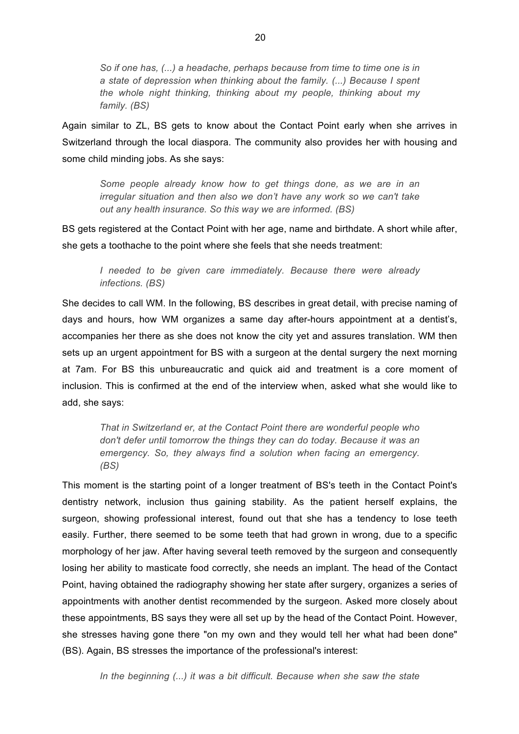> *So if one has, (...) a headache, perhaps because from time to time one is in a state of depression when thinking about the family. (...) Because I spent the whole night thinking, thinking about my people, thinking about my family. (BS)*

Again similar to ZL, BS gets to know about the Contact Point early when she arrives in Switzerland through the local diaspora. The community also provides her with housing and some child minding jobs. As she says:

> *Some people already know how to get things done, as we are in an irregular situation and then also we don't have any work so we can't take out any health insurance. So this way we are informed. (BS)*

BS gets registered at the Contact Point with her age, name and birthdate. A short while after, she gets a toothache to the point where she feels that she needs treatment:

> *I needed to be given care immediately. Because there were already infections. (BS)*

She decides to call WM. In the following, BS describes in great detail, with precise naming of days and hours, how WM organizes a same day after-hours appointment at a dentist's, accompanies her there as she does not know the city yet and assures translation. WM then sets up an urgent appointment for BS with a surgeon at the dental surgery the next morning at 7am. For BS this unbureaucratic and quick aid and treatment is a core moment of inclusion. This is confirmed at the end of the interview when, asked what she would like to add, she says:

> *That in Switzerland er, at the Contact Point there are wonderful people who don't defer until tomorrow the things they can do today. Because it was an emergency. So, they always find a solution when facing an emergency. (BS)*

This moment is the starting point of a longer treatment of BS's teeth in the Contact Point's dentistry network, inclusion thus gaining stability. As the patient herself explains, the surgeon, showing professional interest, found out that she has a tendency to lose teeth easily. Further, there seemed to be some teeth that had grown in wrong, due to a specific morphology of her jaw. After having several teeth removed by the surgeon and consequently losing her ability to masticate food correctly, she needs an implant. The head of the Contact Point, having obtained the radiography showing her state after surgery, organizes a series of appointments with another dentist recommended by the surgeon. Asked more closely about these appointments, BS says they were all set up by the head of the Contact Point. However, she stresses having gone there "on my own and they would tell her what had been done" (BS). Again, BS stresses the importance of the professional's interest:

> *In the beginning (...) it was a bit difficult. Because when she saw the state*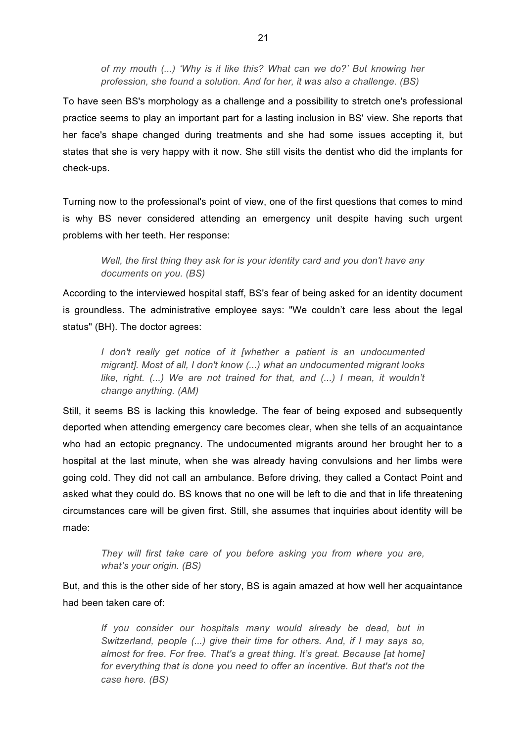> *of my mouth (...) 'Why is it like this? What can we do?' But knowing her profession, she found a solution. And for her, it was also a challenge. (BS)*

To have seen BS's morphology as a challenge and a possibility to stretch one's professional practice seems to play an important part for a lasting inclusion in BS' view. She reports that her face's shape changed during treatments and she had some issues accepting it, but states that she is very happy with it now. She still visits the dentist who did the implants for check-ups.

Turning now to the professional's point of view, one of the first questions that comes to mind is why BS never considered attending an emergency unit despite having such urgent problems with her teeth. Her response:

> *Well, the first thing they ask for is your identity card and you don't have any documents on you. (BS)*

According to the interviewed hospital staff, BS's fear of being asked for an identity document is groundless. The administrative employee says: "We couldn't care less about the legal status" (BH). The doctor agrees:

> *I don't really get notice of it [whether a patient is an undocumented migrant]. Most of all, I don't know (...) what an undocumented migrant looks like, right. (...) We are not trained for that, and (...) I mean, it wouldn't change anything. (AM)*

Still, it seems BS is lacking this knowledge. The fear of being exposed and subsequently deported when attending emergency care becomes clear, when she tells of an acquaintance who had an ectopic pregnancy. The undocumented migrants around her brought her to a hospital at the last minute, when she was already having convulsions and her limbs were going cold. They did not call an ambulance. Before driving, they called a Contact Point and asked what they could do. BS knows that no one will be left to die and that in life threatening circumstances care will be given first. Still, she assumes that inquiries about identity will be made:

> *They will first take care of you before asking you from where you are, what's your origin. (BS)*

But, and this is the other side of her story, BS is again amazed at how well her acquaintance had been taken care of:

> *If you consider our hospitals many would already be dead, but in Switzerland, people (...) give their time for others. And, if I may says so, almost for free. For free. That's a great thing. It's great. Because [at home] for everything that is done you need to offer an incentive. But that's not the case here. (BS)*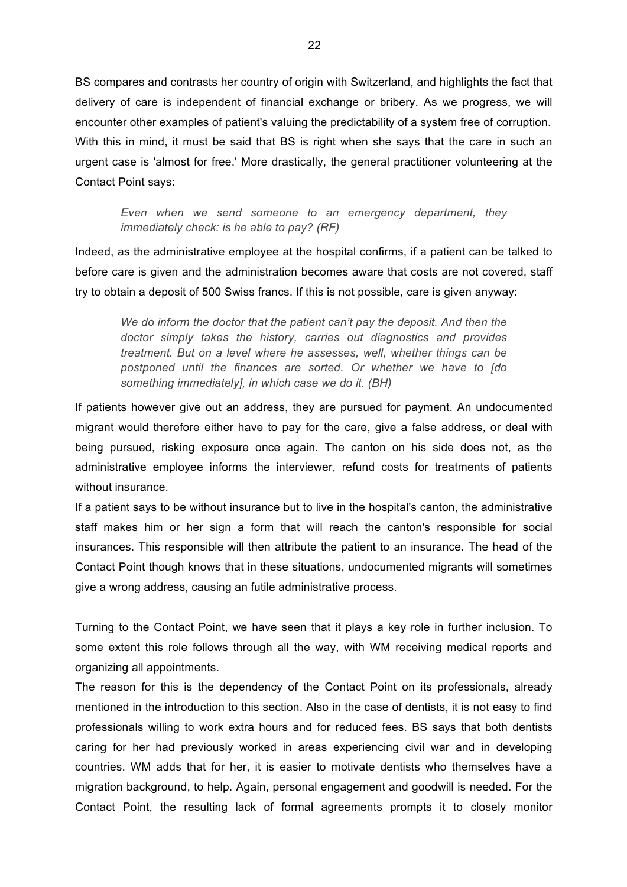BS compares and contrasts her country of origin with Switzerland, and highlights the fact that delivery of care is independent of financial exchange or bribery. As we progress, we will encounter other examples of patient's valuing the predictability of a system free of corruption. With this in mind, it must be said that BS is right when she says that the care in such an urgent case is 'almost for free.' More drastically, the general practitioner volunteering at the Contact Point says:

> *Even when we send someone to an emergency department, they immediately check: is he able to pay? (RF)*

Indeed, as the administrative employee at the hospital confirms, if a patient can be talked to before care is given and the administration becomes aware that costs are not covered, staff try to obtain a deposit of 500 Swiss francs. If this is not possible, care is given anyway:

> *We do inform the doctor that the patient can't pay the deposit. And then the doctor simply takes the history, carries out diagnostics and provides treatment. But on a level where he assesses, well, whether things can be postponed until the finances are sorted. Or whether we have to [do something immediately], in which case we do it. (BH)*

If patients however give out an address, they are pursued for payment. An undocumented migrant would therefore either have to pay for the care, give a false address, or deal with being pursued, risking exposure once again. The canton on his side does not, as the administrative employee informs the interviewer, refund costs for treatments of patients without insurance.

If a patient says to be without insurance but to live in the hospital's canton, the administrative staff makes him or her sign a form that will reach the canton's responsible for social insurances. This responsible will then attribute the patient to an insurance. The head of the Contact Point though knows that in these situations, undocumented migrants will sometimes give a wrong address, causing an futile administrative process.

Turning to the Contact Point, we have seen that it plays a key role in further inclusion. To some extent this role follows through all the way, with WM receiving medical reports and organizing all appointments.

The reason for this is the dependency of the Contact Point on its professionals, already mentioned in the introduction to this section. Also in the case of dentists, it is not easy to find professionals willing to work extra hours and for reduced fees. BS says that both dentists caring for her had previously worked in areas experiencing civil war and in developing countries. WM adds that for her, it is easier to motivate dentists who themselves have a migration background, to help. Again, personal engagement and goodwill is needed. For the Contact Point, the resulting lack of formal agreements prompts it to closely monitor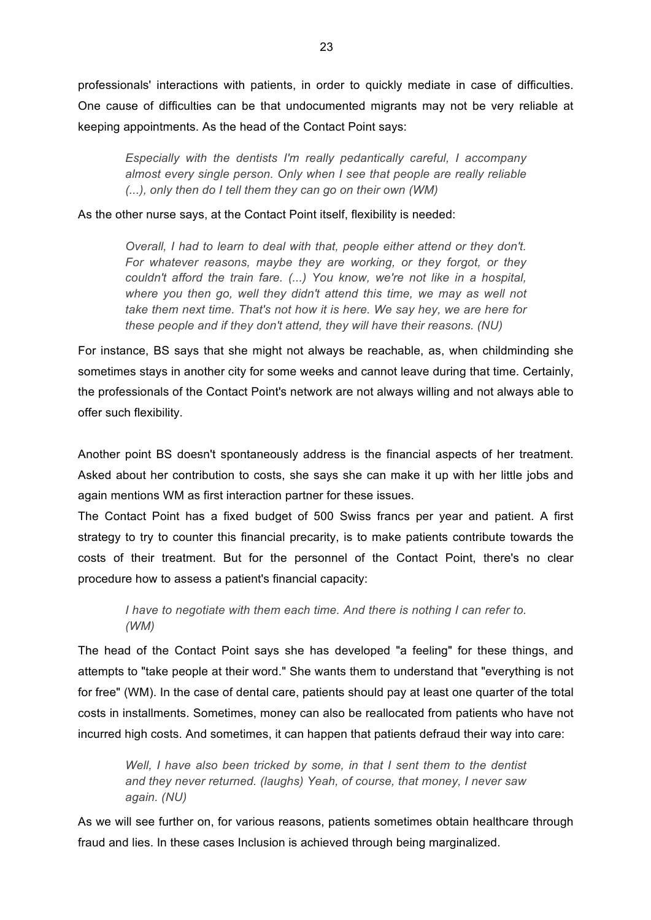professionals' interactions with patients, in order to quickly mediate in case of difficulties. One cause of difficulties can be that undocumented migrants may not be very reliable at keeping appointments. As the head of the Contact Point says:

> *Especially with the dentists I'm really pedantically careful, I accompany almost every single person. Only when I see that people are really reliable (...), only then do I tell them they can go on their own (WM)*

As the other nurse says, at the Contact Point itself, flexibility is needed:

> *Overall, I had to learn to deal with that, people either attend or they don't. For whatever reasons, maybe they are working, or they forgot, or they couldn't afford the train fare. (...) You know, we're not like in a hospital, where you then go, well they didn't attend this time, we may as well not take them next time. That's not how it is here. We say hey, we are here for these people and if they don't attend, they will have their reasons. (NU)*

For instance, BS says that she might not always be reachable, as, when childminding she sometimes stays in another city for some weeks and cannot leave during that time. Certainly, the professionals of the Contact Point's network are not always willing and not always able to offer such flexibility.

Another point BS doesn't spontaneously address is the financial aspects of her treatment. Asked about her contribution to costs, she says she can make it up with her little jobs and again mentions WM as first interaction partner for these issues.

The Contact Point has a fixed budget of 500 Swiss francs per year and patient. A first strategy to try to counter this financial precarity, is to make patients contribute towards the costs of their treatment. But for the personnel of the Contact Point, there's no clear procedure how to assess a patient's financial capacity:

> *I have to negotiate with them each time. And there is nothing I can refer to. (WM)*

The head of the Contact Point says she has developed "a feeling" for these things, and attempts to "take people at their word." She wants them to understand that "everything is not for free" (WM). In the case of dental care, patients should pay at least one quarter of the total costs in installments. Sometimes, money can also be reallocated from patients who have not incurred high costs. And sometimes, it can happen that patients defraud their way into care:

> *Well, I have also been tricked by some, in that I sent them to the dentist and they never returned. (laughs) Yeah, of course, that money, I never saw again. (NU)*

As we will see further on, for various reasons, patients sometimes obtain healthcare through fraud and lies. In these cases Inclusion is achieved through being marginalized.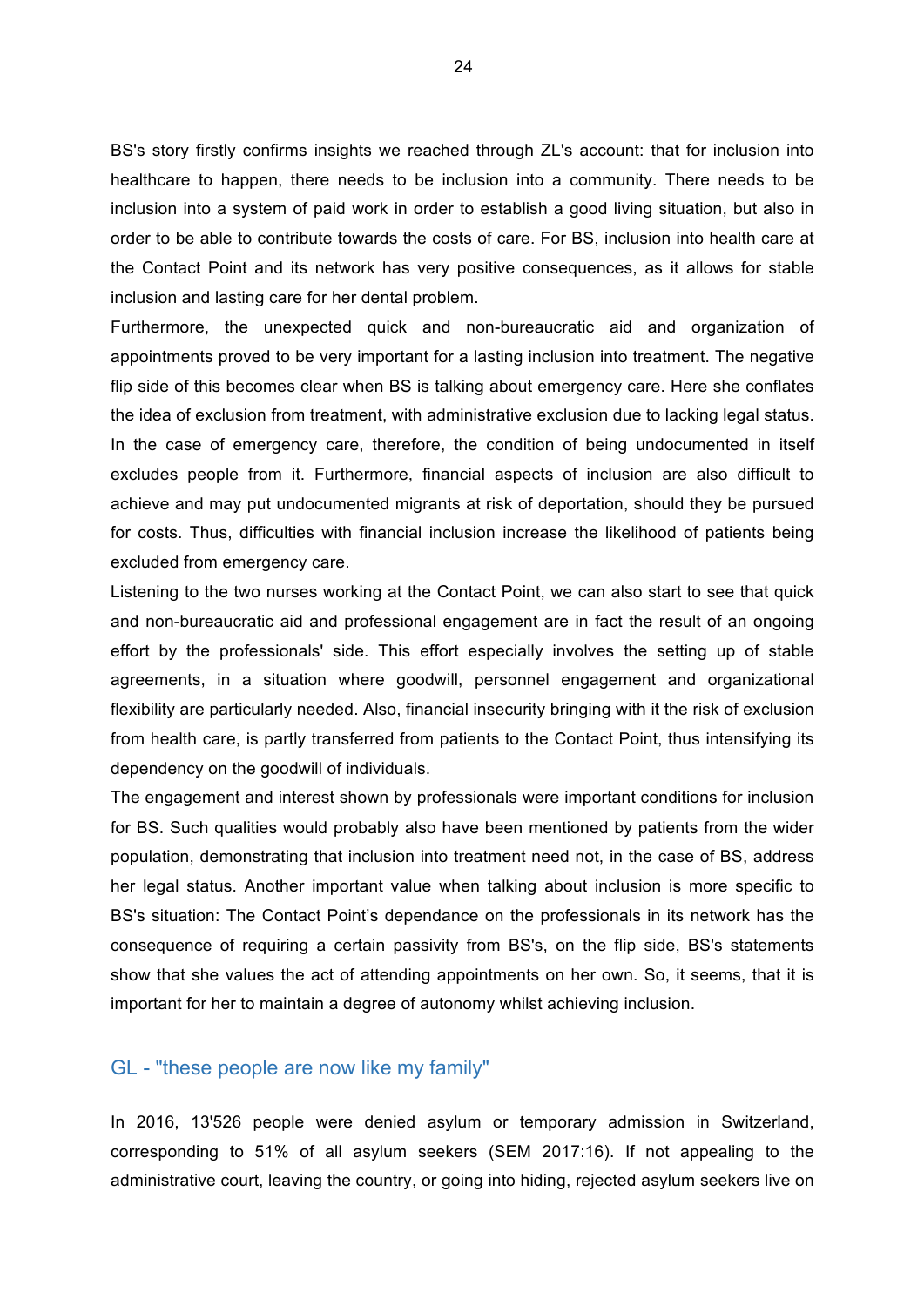BS's story firstly confirms insights we reached through ZL's account: that for inclusion into healthcare to happen, there needs to be inclusion into a community. There needs to be inclusion into a system of paid work in order to establish a good living situation, but also in order to be able to contribute towards the costs of care. For BS, inclusion into health care at the Contact Point and its network has very positive consequences, as it allows for stable inclusion and lasting care for her dental problem.

Furthermore, the unexpected quick and non-bureaucratic aid and organization of appointments proved to be very important for a lasting inclusion into treatment. The negative flip side of this becomes clear when BS is talking about emergency care. Here she conflates the idea of exclusion from treatment, with administrative exclusion due to lacking legal status. In the case of emergency care, therefore, the condition of being undocumented in itself excludes people from it. Furthermore, financial aspects of inclusion are also difficult to achieve and may put undocumented migrants at risk of deportation, should they be pursued for costs. Thus, difficulties with financial inclusion increase the likelihood of patients being excluded from emergency care.

Listening to the two nurses working at the Contact Point, we can also start to see that quick and non-bureaucratic aid and professional engagement are in fact the result of an ongoing effort by the professionals' side. This effort especially involves the setting up of stable agreements, in a situation where goodwill, personnel engagement and organizational flexibility are particularly needed. Also, financial insecurity bringing with it the risk of exclusion from health care, is partly transferred from patients to the Contact Point, thus intensifying its dependency on the goodwill of individuals.

The engagement and interest shown by professionals were important conditions for inclusion for BS. Such qualities would probably also have been mentioned by patients from the wider population, demonstrating that inclusion into treatment need not, in the case of BS, address her legal status. Another important value when talking about inclusion is more specific to BS's situation: The Contact Point's dependance on the professionals in its network has the consequence of requiring a certain passivity from BS's, on the flip side, BS's statements show that she values the act of attending appointments on her own. So, it seems, that it is important for her to maintain a degree of autonomy whilst achieving inclusion.

## GL - "these people are now like my family"

In 2016, 13'526 people were denied asylum or temporary admission in Switzerland, corresponding to 51% of all asylum seekers (SEM 2017:16). If not appealing to the administrative court, leaving the country, or going into hiding, rejected asylum seekers live on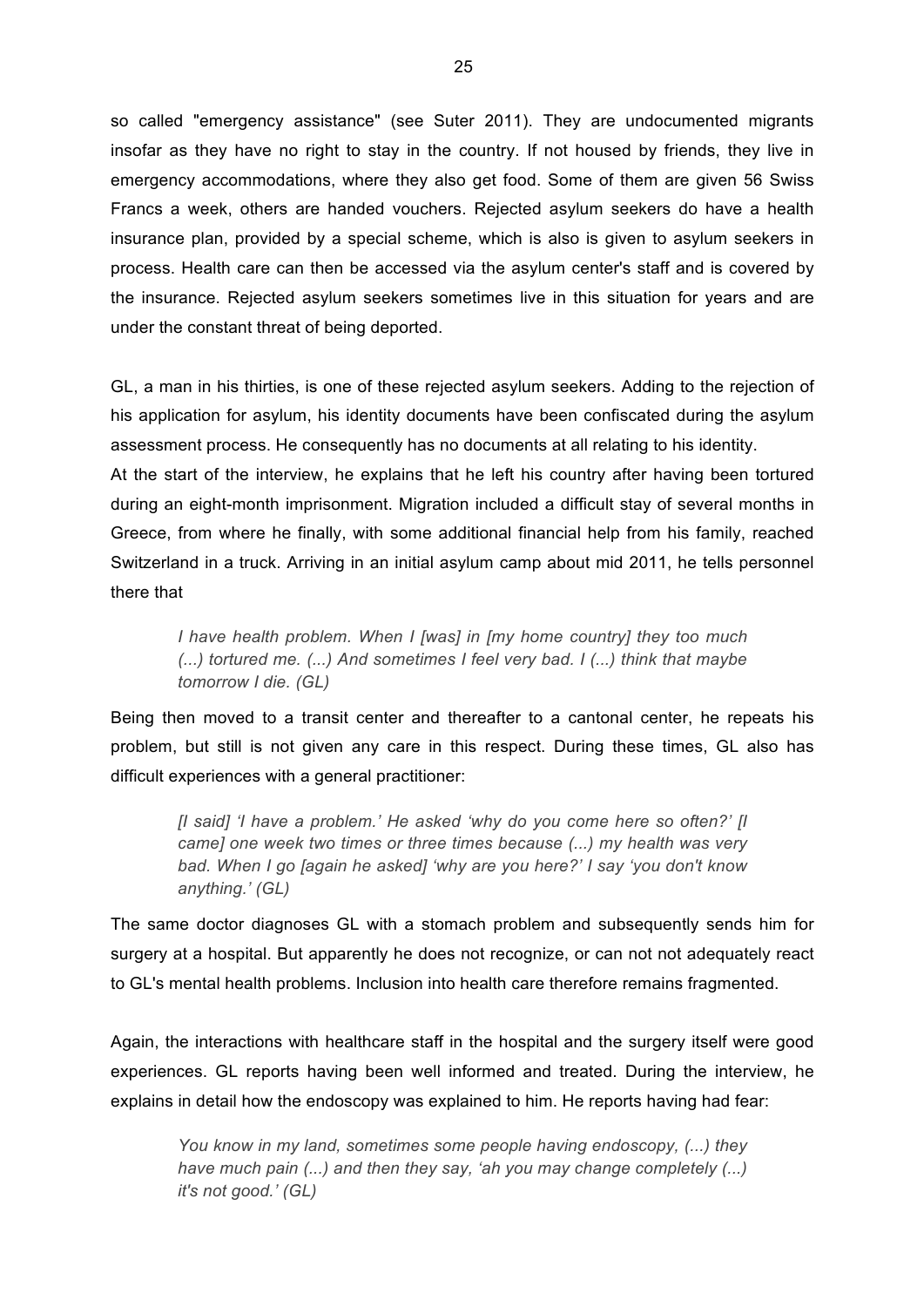so called "emergency assistance" (see Suter 2011). They are undocumented migrants insofar as they have no right to stay in the country. If not housed by friends, they live in emergency accommodations, where they also get food. Some of them are given 56 Swiss Francs a week, others are handed vouchers. Rejected asylum seekers do have a health insurance plan, provided by a special scheme, which is also is given to asylum seekers in process. Health care can then be accessed via the asylum center's staff and is covered by the insurance. Rejected asylum seekers sometimes live in this situation for years and are under the constant threat of being deported.

GL, a man in his thirties, is one of these rejected asylum seekers. Adding to the rejection of his application for asylum, his identity documents have been confiscated during the asylum assessment process. He consequently has no documents at all relating to his identity.

At the start of the interview, he explains that he left his country after having been tortured during an eight-month imprisonment. Migration included a difficult stay of several months in Greece, from where he finally, with some additional financial help from his family, reached Switzerland in a truck. Arriving in an initial asylum camp about mid 2011, he tells personnel there that

> *I have health problem. When I [was] in [my home country] they too much (...) tortured me. (...) And sometimes I feel very bad. I (...) think that maybe tomorrow I die. (GL)*

Being then moved to a transit center and thereafter to a cantonal center, he repeats his problem, but still is not given any care in this respect. During these times, GL also has difficult experiences with a general practitioner:

> *[I said] 'I have a problem.' He asked 'why do you come here so often?' [I came] one week two times or three times because (...) my health was very bad. When I go [again he asked] 'why are you here?' I say 'you don't know anything.' (GL)*

The same doctor diagnoses GL with a stomach problem and subsequently sends him for surgery at a hospital. But apparently he does not recognize, or can not not adequately react to GL's mental health problems. Inclusion into health care therefore remains fragmented.

Again, the interactions with healthcare staff in the hospital and the surgery itself were good experiences. GL reports having been well informed and treated. During the interview, he explains in detail how the endoscopy was explained to him. He reports having had fear:

> *You know in my land, sometimes some people having endoscopy, (...) they have much pain (...) and then they say, 'ah you may change completely (...) it's not good.' (GL)*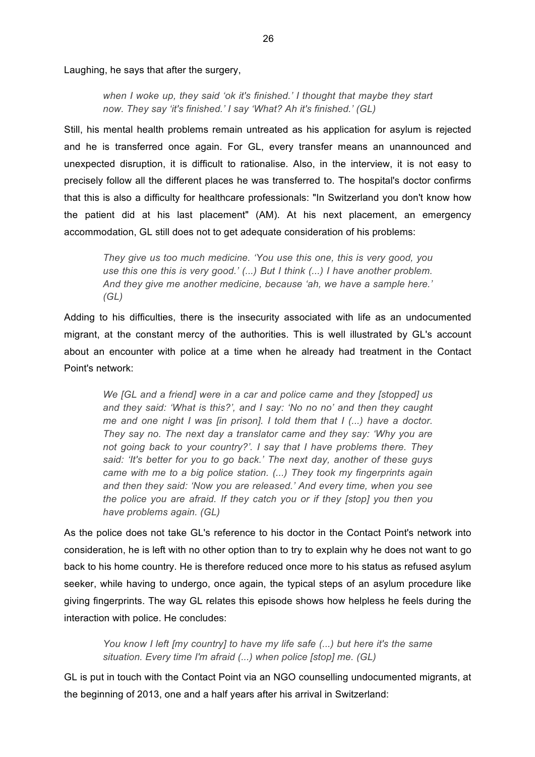Laughing, he says that after the surgery,

> *when I woke up, they said 'ok it's finished.' I thought that maybe they start now. They say 'it's finished.' I say 'What? Ah it's finished.' (GL)*

Still, his mental health problems remain untreated as his application for asylum is rejected and he is transferred once again. For GL, every transfer means an unannounced and unexpected disruption, it is difficult to rationalise. Also, in the interview, it is not easy to precisely follow all the different places he was transferred to. The hospital's doctor confirms that this is also a difficulty for healthcare professionals: "In Switzerland you don't know how the patient did at his last placement" (AM). At his next placement, an emergency accommodation, GL still does not to get adequate consideration of his problems:

> *They give us too much medicine. 'You use this one, this is very good, you use this one this is very good.' (...) But I think (...) I have another problem. And they give me another medicine, because 'ah, we have a sample here.' (GL)*

Adding to his difficulties, there is the insecurity associated with life as an undocumented migrant, at the constant mercy of the authorities. This is well illustrated by GL's account about an encounter with police at a time when he already had treatment in the Contact Point's network:

> *We [GL and a friend] were in a car and police came and they [stopped] us and they said: 'What is this?', and I say: 'No no no' and then they caught me and one night I was [in prison]. I told them that I (...) have a doctor. They say no. The next day a translator came and they say: 'Why you are not going back to your country?'. I say that I have problems there. They said: 'It's better for you to go back.' The next day, another of these guys came with me to a big police station. (...) They took my fingerprints again and then they said: 'Now you are released.' And every time, when you see the police you are afraid. If they catch you or if they [stop] you then you have problems again. (GL)*

As the police does not take GL's reference to his doctor in the Contact Point's network into consideration, he is left with no other option than to try to explain why he does not want to go back to his home country. He is therefore reduced once more to his status as refused asylum seeker, while having to undergo, once again, the typical steps of an asylum procedure like giving fingerprints. The way GL relates this episode shows how helpless he feels during the interaction with police. He concludes:

> *You know I left [my country] to have my life safe (...) but here it's the same situation. Every time I'm afraid (...) when police [stop] me. (GL)*

GL is put in touch with the Contact Point via an NGO counselling undocumented migrants, at the beginning of 2013, one and a half years after his arrival in Switzerland: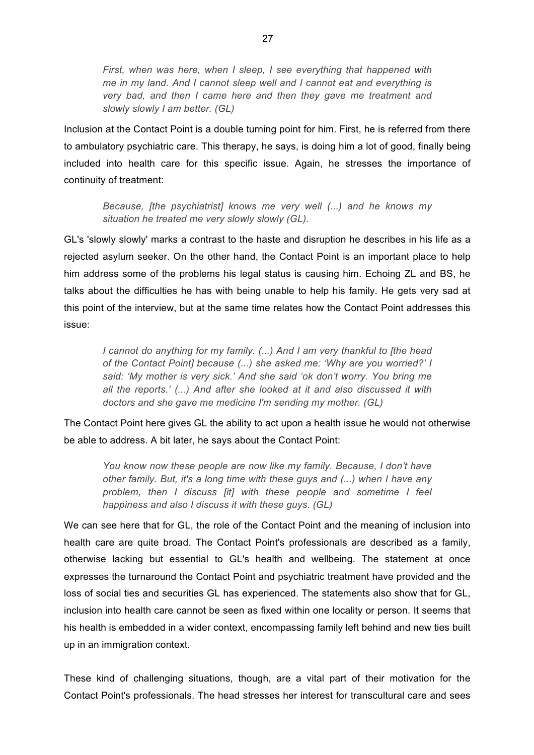> *First, when was here, when I sleep, I see everything that happened with me in my land. And I cannot sleep well and I cannot eat and everything is very bad, and then I came here and then they gave me treatment and slowly slowly I am better. (GL)*

Inclusion at the Contact Point is a double turning point for him. First, he is referred from there to ambulatory psychiatric care. This therapy, he says, is doing him a lot of good, finally being included into health care for this specific issue. Again, he stresses the importance of continuity of treatment:

> *Because, [the psychiatrist] knows me very well (...) and he knows my situation he treated me very slowly slowly (GL).*

GL's 'slowly slowly' marks a contrast to the haste and disruption he describes in his life as a rejected asylum seeker. On the other hand, the Contact Point is an important place to help him address some of the problems his legal status is causing him. Echoing ZL and BS, he talks about the difficulties he has with being unable to help his family. He gets very sad at this point of the interview, but at the same time relates how the Contact Point addresses this issue:

> *I cannot do anything for my family. (...) And I am very thankful to [the head of the Contact Point] because (...) she asked me: 'Why are you worried?' I said: 'My mother is very sick.' And she said 'ok don't worry. You bring me all the reports.' (...) And after she looked at it and also discussed it with doctors and she gave me medicine I'm sending my mother. (GL)*

The Contact Point here gives GL the ability to act upon a health issue he would not otherwise be able to address. A bit later, he says about the Contact Point:

> *You know now these people are now like my family. Because, I don't have other family. But, it's a long time with these guys and (...) when I have any problem, then I discuss [it] with these people and sometime I feel happiness and also I discuss it with these guys. (GL)*

We can see here that for GL, the role of the Contact Point and the meaning of inclusion into health care are quite broad. The Contact Point's professionals are described as a family, otherwise lacking but essential to GL's health and wellbeing. The statement at once expresses the turnaround the Contact Point and psychiatric treatment have provided and the loss of social ties and securities GL has experienced. The statements also show that for GL, inclusion into health care cannot be seen as fixed within one locality or person. It seems that his health is embedded in a wider context, encompassing family left behind and new ties built up in an immigration context.

These kind of challenging situations, though, are a vital part of their motivation for the Contact Point's professionals. The head stresses her interest for transcultural care and sees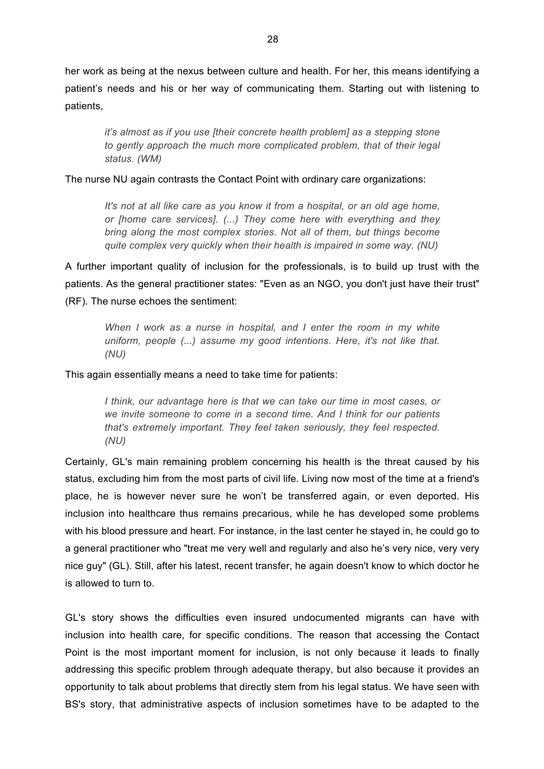her work as being at the nexus between culture and health. For her, this means identifying a patient's needs and his or her way of communicating them. Starting out with listening to patients,

> *it's almost as if you use [their concrete health problem] as a stepping stone to gently approach the much more complicated problem, that of their legal status. (WM)*

The nurse NU again contrasts the Contact Point with ordinary care organizations:

> *It's not at all like care as you know it from a hospital, or an old age home, or [home care services]. (...) They come here with everything and they bring along the most complex stories. Not all of them, but things become quite complex very quickly when their health is impaired in some way. (NU)*

A further important quality of inclusion for the professionals, is to build up trust with the patients. As the general practitioner states: "Even as an NGO, you don't just have their trust" (RF). The nurse echoes the sentiment:

> *When I work as a nurse in hospital, and I enter the room in my white uniform, people (...) assume my good intentions. Here, it's not like that. (NU)*

This again essentially means a need to take time for patients:

> *I think, our advantage here is that we can take our time in most cases, or we invite someone to come in a second time. And I think for our patients that's extremely important. They feel taken seriously, they feel respected. (NU)*

Certainly, GL's main remaining problem concerning his health is the threat caused by his status, excluding him from the most parts of civil life. Living now most of the time at a friend's place, he is however never sure he won't be transferred again, or even deported. His inclusion into healthcare thus remains precarious, while he has developed some problems with his blood pressure and heart. For instance, in the last center he stayed in, he could go to a general practitioner who "treat me very well and regularly and also he's very nice, very very nice guy" (GL). Still, after his latest, recent transfer, he again doesn't know to which doctor he is allowed to turn to.

GL's story shows the difficulties even insured undocumented migrants can have with inclusion into health care, for specific conditions. The reason that accessing the Contact Point is the most important moment for inclusion, is not only because it leads to finally addressing this specific problem through adequate therapy, but also because it provides an opportunity to talk about problems that directly stem from his legal status. We have seen with BS's story, that administrative aspects of inclusion sometimes have to be adapted to the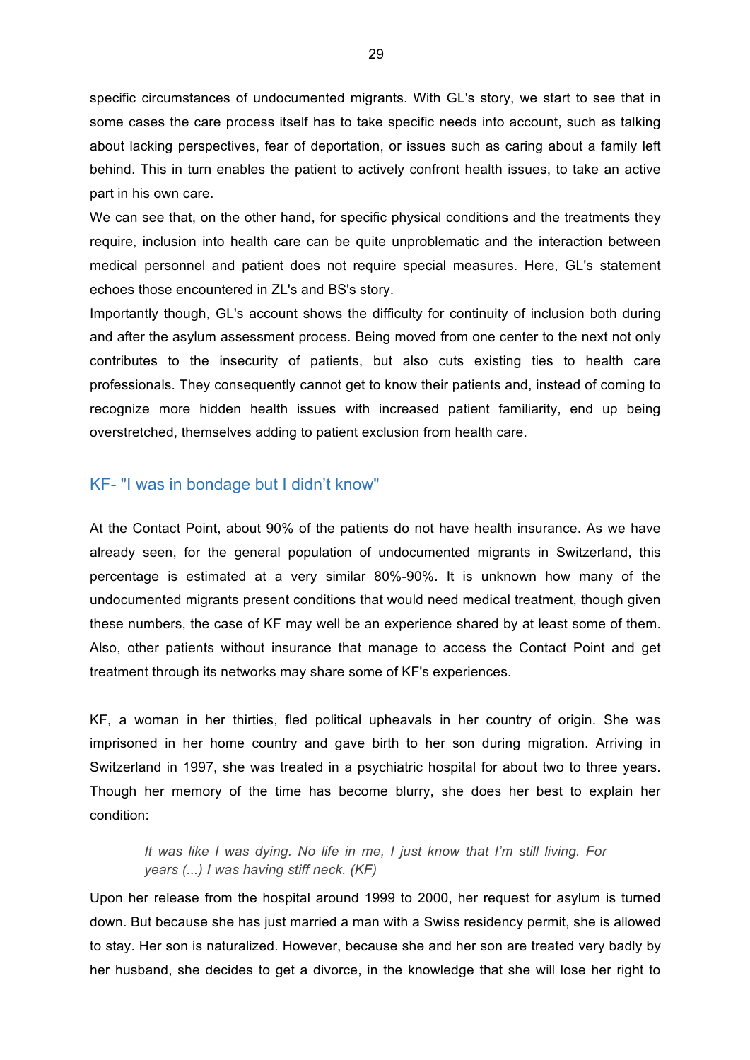specific circumstances of undocumented migrants. With GL's story, we start to see that in some cases the care process itself has to take specific needs into account, such as talking about lacking perspectives, fear of deportation, or issues such as caring about a family left behind. This in turn enables the patient to actively confront health issues, to take an active part in his own care.

We can see that, on the other hand, for specific physical conditions and the treatments they require, inclusion into health care can be quite unproblematic and the interaction between medical personnel and patient does not require special measures. Here, GL's statement echoes those encountered in ZL's and BS's story.

Importantly though, GL's account shows the difficulty for continuity of inclusion both during and after the asylum assessment process. Being moved from one center to the next not only contributes to the insecurity of patients, but also cuts existing ties to health care professionals. They consequently cannot get to know their patients and, instead of coming to recognize more hidden health issues with increased patient familiarity, end up being overstretched, themselves adding to patient exclusion from health care.

## KF- "I was in bondage but I didn't know"

At the Contact Point, about 90% of the patients do not have health insurance. As we have already seen, for the general population of undocumented migrants in Switzerland, this percentage is estimated at a very similar 80%-90%. It is unknown how many of the undocumented migrants present conditions that would need medical treatment, though given these numbers, the case of KF may well be an experience shared by at least some of them. Also, other patients without insurance that manage to access the Contact Point and get treatment through its networks may share some of KF's experiences.

KF, a woman in her thirties, fled political upheavals in her country of origin. She was imprisoned in her home country and gave birth to her son during migration. Arriving in Switzerland in 1997, she was treated in a psychiatric hospital for about two to three years. Though her memory of the time has become blurry, she does her best to explain her condition:

> *It was like I was dying. No life in me, I just know that I'm still living. For years (...) I was having stiff neck. (KF)*

Upon her release from the hospital around 1999 to 2000, her request for asylum is turned down. But because she has just married a man with a Swiss residency permit, she is allowed to stay. Her son is naturalized. However, because she and her son are treated very badly by her husband, she decides to get a divorce, in the knowledge that she will lose her right to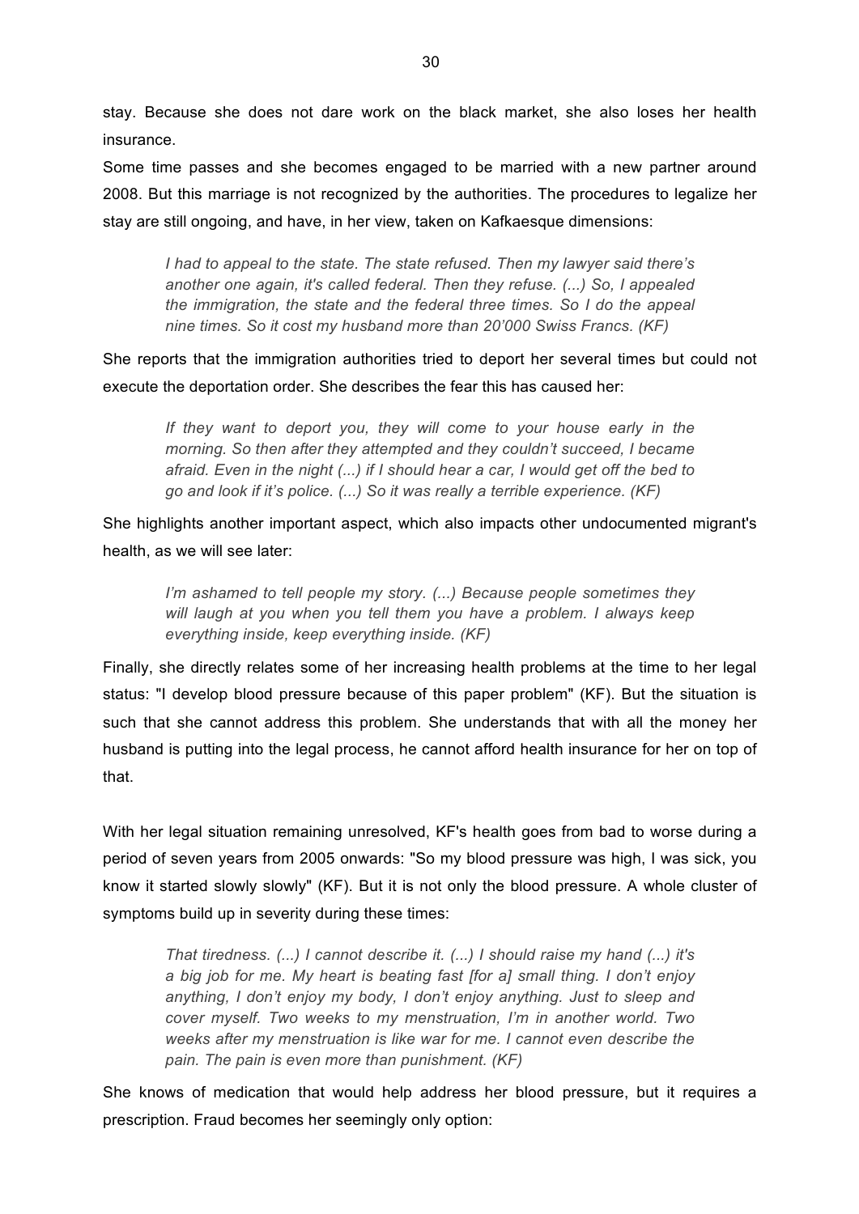stay. Because she does not dare work on the black market, she also loses her health insurance.

Some time passes and she becomes engaged to be married with a new partner around 2008. But this marriage is not recognized by the authorities. The procedures to legalize her stay are still ongoing, and have, in her view, taken on Kafkaesque dimensions:

> *I had to appeal to the state. The state refused. Then my lawyer said there's another one again, it's called federal. Then they refuse. (...) So, I appealed the immigration, the state and the federal three times. So I do the appeal nine times. So it cost my husband more than 20'000 Swiss Francs. (KF)*

She reports that the immigration authorities tried to deport her several times but could not execute the deportation order. She describes the fear this has caused her:

> *If they want to deport you, they will come to your house early in the morning. So then after they attempted and they couldn't succeed, I became afraid. Even in the night (...) if I should hear a car, I would get off the bed to go and look if it's police. (...) So it was really a terrible experience. (KF)*

She highlights another important aspect, which also impacts other undocumented migrant's health, as we will see later:

> *I'm ashamed to tell people my story. (...) Because people sometimes they will laugh at you when you tell them you have a problem. I always keep everything inside, keep everything inside. (KF)*

Finally, she directly relates some of her increasing health problems at the time to her legal status: "I develop blood pressure because of this paper problem" (KF). But the situation is such that she cannot address this problem. She understands that with all the money her husband is putting into the legal process, he cannot afford health insurance for her on top of that.

With her legal situation remaining unresolved, KF's health goes from bad to worse during a period of seven years from 2005 onwards: "So my blood pressure was high, I was sick, you know it started slowly slowly" (KF). But it is not only the blood pressure. A whole cluster of symptoms build up in severity during these times:

> *That tiredness. (...) I cannot describe it. (...) I should raise my hand (...) it's a big job for me. My heart is beating fast [for a] small thing. I don't enjoy anything, I don't enjoy my body, I don't enjoy anything. Just to sleep and cover myself. Two weeks to my menstruation, I'm in another world. Two weeks after my menstruation is like war for me. I cannot even describe the pain. The pain is even more than punishment. (KF)*

She knows of medication that would help address her blood pressure, but it requires a prescription. Fraud becomes her seemingly only option: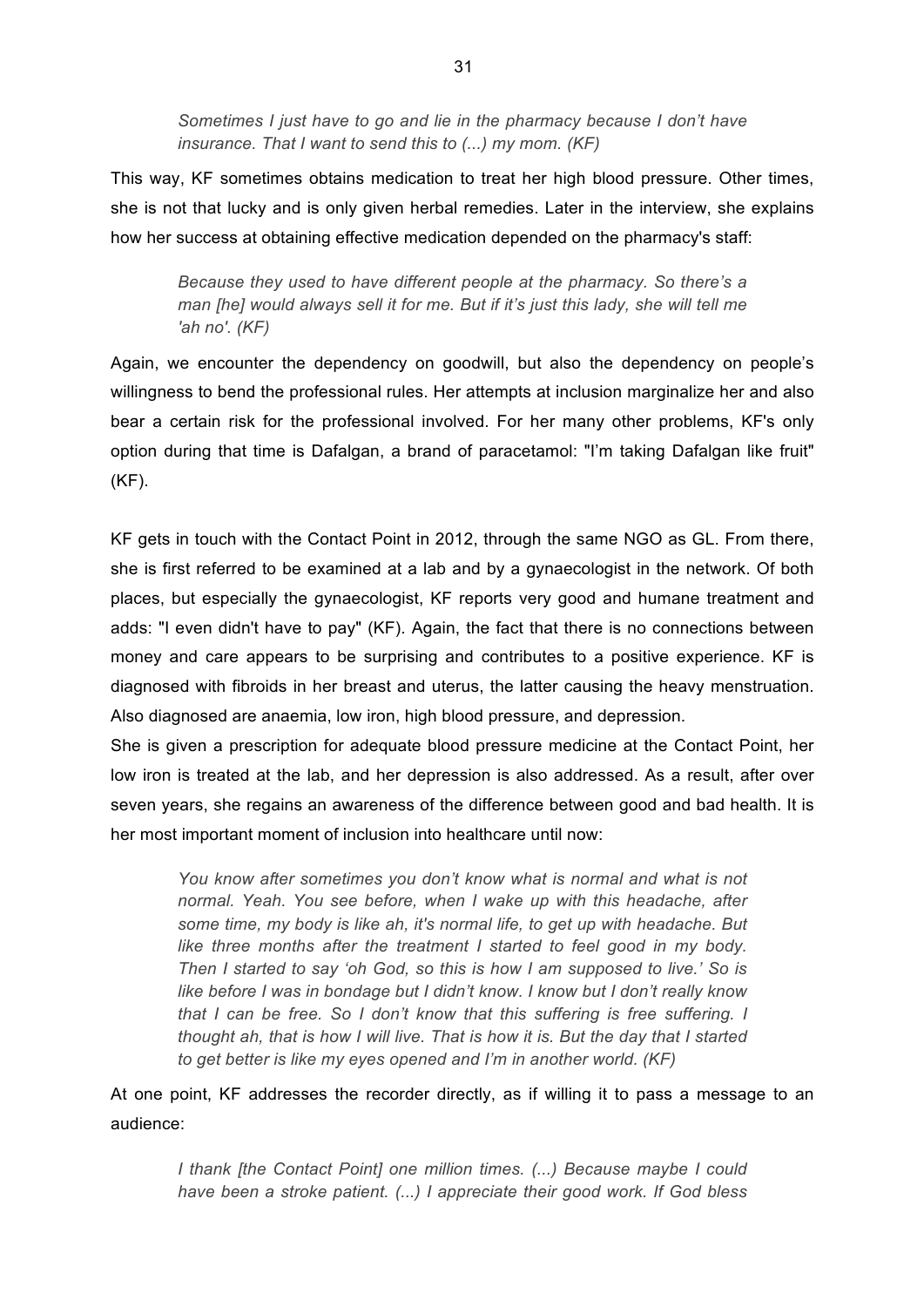> *Sometimes I just have to go and lie in the pharmacy because I don't have insurance. That I want to send this to (...) my mom. (KF)*

This way, KF sometimes obtains medication to treat her high blood pressure. Other times, she is not that lucky and is only given herbal remedies. Later in the interview, she explains how her success at obtaining effective medication depended on the pharmacy's staff:

> *Because they used to have different people at the pharmacy. So there's a man [he] would always sell it for me. But if it's just this lady, she will tell me 'ah no'. (KF)*

Again, we encounter the dependency on goodwill, but also the dependency on people's willingness to bend the professional rules. Her attempts at inclusion marginalize her and also bear a certain risk for the professional involved. For her many other problems, KF's only option during that time is Dafalgan, a brand of paracetamol: "I'm taking Dafalgan like fruit" (KF).

KF gets in touch with the Contact Point in 2012, through the same NGO as GL. From there, she is first referred to be examined at a lab and by a gynaecologist in the network. Of both places, but especially the gynaecologist, KF reports very good and humane treatment and adds: "I even didn't have to pay" (KF). Again, the fact that there is no connections between money and care appears to be surprising and contributes to a positive experience. KF is diagnosed with fibroids in her breast and uterus, the latter causing the heavy menstruation. Also diagnosed are anaemia, low iron, high blood pressure, and depression.

She is given a prescription for adequate blood pressure medicine at the Contact Point, her low iron is treated at the lab, and her depression is also addressed. As a result, after over seven years, she regains an awareness of the difference between good and bad health. It is her most important moment of inclusion into healthcare until now:

> *You know after sometimes you don't know what is normal and what is not normal. Yeah. You see before, when I wake up with this headache, after some time, my body is like ah, it's normal life, to get up with headache. But like three months after the treatment I started to feel good in my body. Then I started to say 'oh God, so this is how I am supposed to live.' So is like before I was in bondage but I didn't know. I know but I don't really know that I can be free. So I don't know that this suffering is free suffering. I thought ah, that is how I will live. That is how it is. But the day that I started to get better is like my eyes opened and I'm in another world. (KF)*

At one point, KF addresses the recorder directly, as if willing it to pass a message to an audience:

> *I thank [the Contact Point] one million times. (...) Because maybe I could have been a stroke patient. (...) I appreciate their good work. If God bless*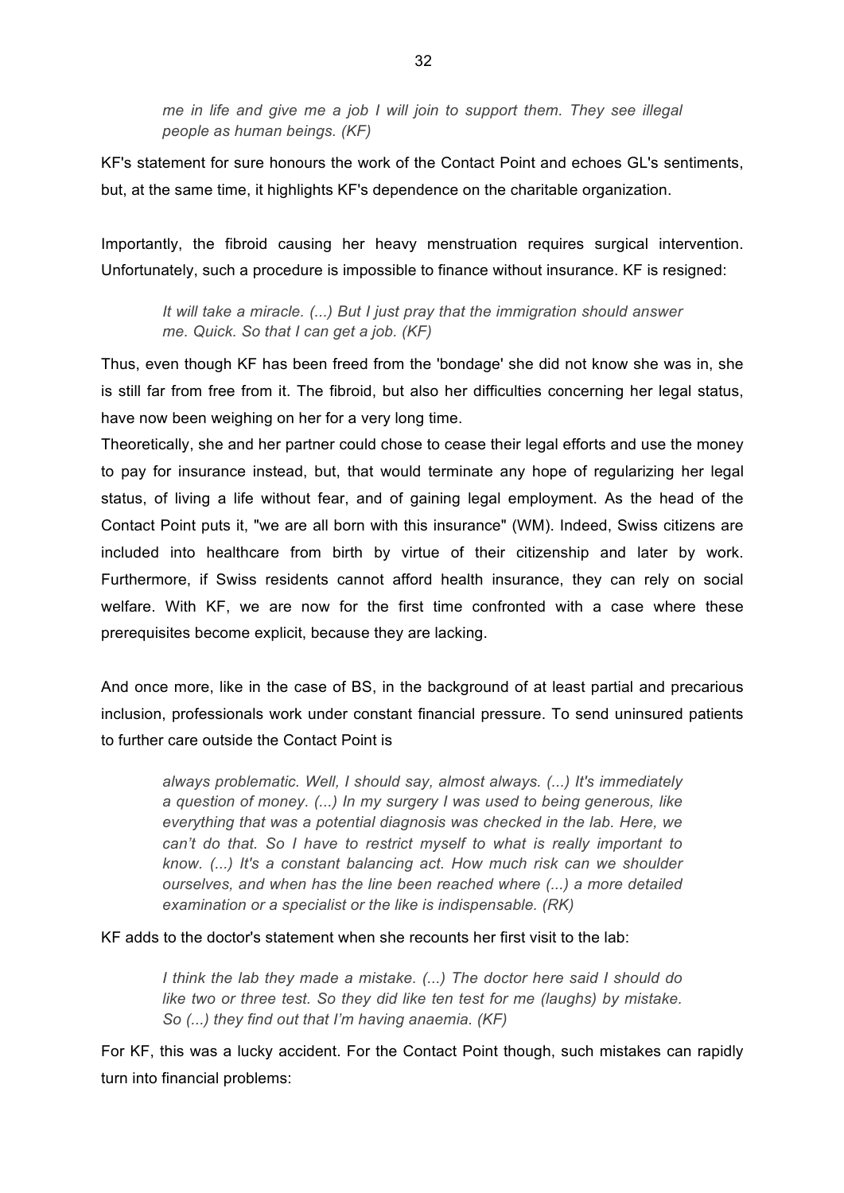> *me in life and give me a job I will join to support them. They see illegal people as human beings. (KF)*

KF's statement for sure honours the work of the Contact Point and echoes GL's sentiments, but, at the same time, it highlights KF's dependence on the charitable organization.

Importantly, the fibroid causing her heavy menstruation requires surgical intervention. Unfortunately, such a procedure is impossible to finance without insurance. KF is resigned:

> *It will take a miracle. (...) But I just pray that the immigration should answer me. Quick. So that I can get a job. (KF)*

Thus, even though KF has been freed from the 'bondage' she did not know she was in, she is still far from free from it. The fibroid, but also her difficulties concerning her legal status, have now been weighing on her for a very long time.

Theoretically, she and her partner could chose to cease their legal efforts and use the money to pay for insurance instead, but, that would terminate any hope of regularizing her legal status, of living a life without fear, and of gaining legal employment. As the head of the Contact Point puts it, "we are all born with this insurance" (WM). Indeed, Swiss citizens are included into healthcare from birth by virtue of their citizenship and later by work. Furthermore, if Swiss residents cannot afford health insurance, they can rely on social welfare. With KF, we are now for the first time confronted with a case where these prerequisites become explicit, because they are lacking.

And once more, like in the case of BS, in the background of at least partial and precarious inclusion, professionals work under constant financial pressure. To send uninsured patients to further care outside the Contact Point is

> *always problematic. Well, I should say, almost always. (...) It's immediately a question of money. (...) In my surgery I was used to being generous, like everything that was a potential diagnosis was checked in the lab. Here, we can't do that. So I have to restrict myself to what is really important to know. (...) It's a constant balancing act. How much risk can we shoulder ourselves, and when has the line been reached where (...) a more detailed examination or a specialist or the like is indispensable. (RK)*

KF adds to the doctor's statement when she recounts her first visit to the lab:

> *I think the lab they made a mistake. (...) The doctor here said I should do like two or three test. So they did like ten test for me (laughs) by mistake. So (...) they find out that I'm having anaemia. (KF)*

For KF, this was a lucky accident. For the Contact Point though, such mistakes can rapidly turn into financial problems: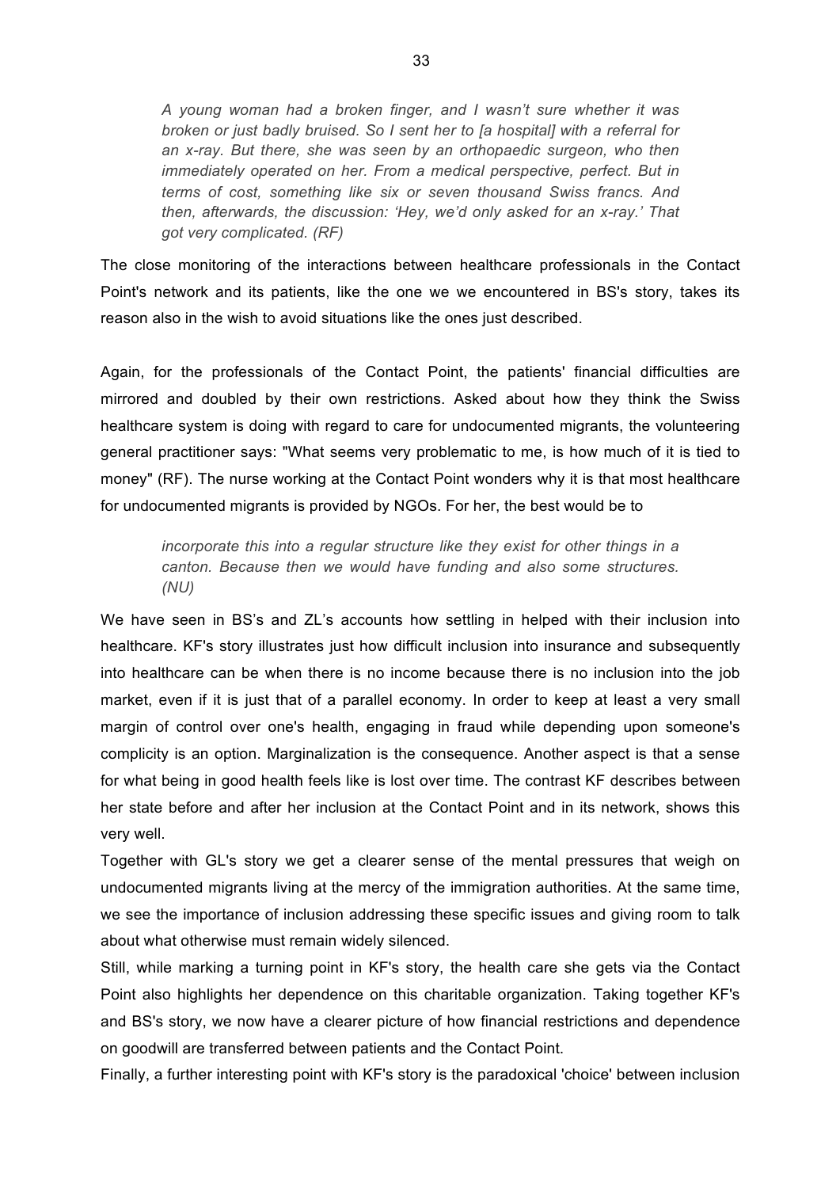> *A young woman had a broken finger, and I wasn't sure whether it was broken or just badly bruised. So I sent her to [a hospital] with a referral for an x-ray. But there, she was seen by an orthopaedic surgeon, who then immediately operated on her. From a medical perspective, perfect. But in terms of cost, something like six or seven thousand Swiss francs. And then, afterwards, the discussion: 'Hey, we'd only asked for an x-ray.' That got very complicated. (RF)*

The close monitoring of the interactions between healthcare professionals in the Contact Point's network and its patients, like the one we we encountered in BS's story, takes its reason also in the wish to avoid situations like the ones just described.

Again, for the professionals of the Contact Point, the patients' financial difficulties are mirrored and doubled by their own restrictions. Asked about how they think the Swiss healthcare system is doing with regard to care for undocumented migrants, the volunteering general practitioner says: "What seems very problematic to me, is how much of it is tied to money" (RF). The nurse working at the Contact Point wonders why it is that most healthcare for undocumented migrants is provided by NGOs. For her, the best would be to

> *incorporate this into a regular structure like they exist for other things in a canton. Because then we would have funding and also some structures. (NU)*

We have seen in BS's and ZL's accounts how settling in helped with their inclusion into healthcare. KF's story illustrates just how difficult inclusion into insurance and subsequently into healthcare can be when there is no income because there is no inclusion into the job market, even if it is just that of a parallel economy. In order to keep at least a very small margin of control over one's health, engaging in fraud while depending upon someone's complicity is an option. Marginalization is the consequence. Another aspect is that a sense for what being in good health feels like is lost over time. The contrast KF describes between her state before and after her inclusion at the Contact Point and in its network, shows this very well.

Together with GL's story we get a clearer sense of the mental pressures that weigh on undocumented migrants living at the mercy of the immigration authorities. At the same time, we see the importance of inclusion addressing these specific issues and giving room to talk about what otherwise must remain widely silenced.

Still, while marking a turning point in KF's story, the health care she gets via the Contact Point also highlights her dependence on this charitable organization. Taking together KF's and BS's story, we now have a clearer picture of how financial restrictions and dependence on goodwill are transferred between patients and the Contact Point.

Finally, a further interesting point with KF's story is the paradoxical 'choice' between inclusion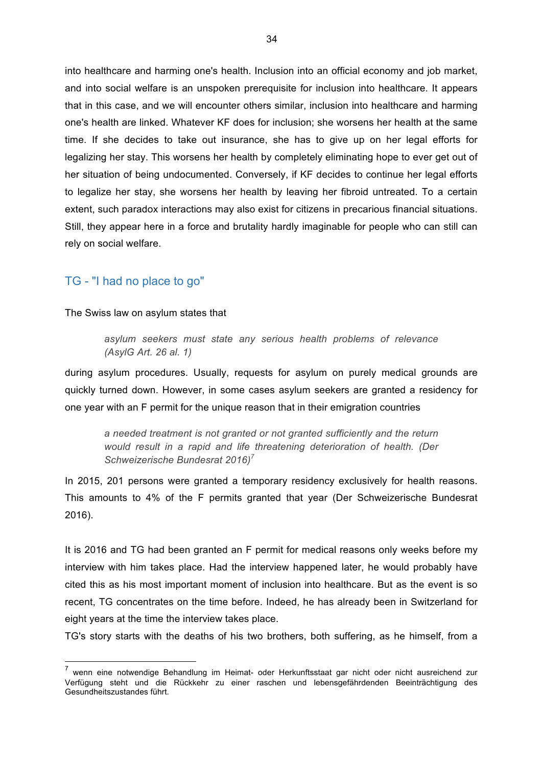into healthcare and harming one's health. Inclusion into an official economy and job market, and into social welfare is an unspoken prerequisite for inclusion into healthcare. It appears that in this case, and we will encounter others similar, inclusion into healthcare and harming one's health are linked. Whatever KF does for inclusion; she worsens her health at the same time. If she decides to take out insurance, she has to give up on her legal efforts for legalizing her stay. This worsens her health by completely eliminating hope to ever get out of her situation of being undocumented. Conversely, if KF decides to continue her legal efforts to legalize her stay, she worsens her health by leaving her fibroid untreated. To a certain extent, such paradox interactions may also exist for citizens in precarious financial situations. Still, they appear here in a force and brutality hardly imaginable for people who can still can rely on social welfare.

## TG - "I had no place to go"

The Swiss law on asylum states that

> *asylum seekers must state any serious health problems of relevance (AsylG Art. 26 al. 1)*

during asylum procedures. Usually, requests for asylum on purely medical grounds are quickly turned down. However, in some cases asylum seekers are granted a residency for one year with an F permit for the unique reason that in their emigration countries

> *a needed treatment is not granted or not granted sufficiently and the return would result in a rapid and life threatening deterioration of health. (Der Schweizerische Bundesrat 2016)*[7]

In 2015, 201 persons were granted a temporary residency exclusively for health reasons. This amounts to 4% of the F permits granted that year (Der Schweizerische Bundesrat 2016).

It is 2016 and TG had been granted an F permit for medical reasons only weeks before my interview with him takes place. Had the interview happened later, he would probably have cited this as his most important moment of inclusion into healthcare. But as the event is so recent, TG concentrates on the time before. Indeed, he has already been in Switzerland for eight years at the time the interview takes place.

TG's story starts with the deaths of his two brothers, both suffering, as he himself, from a

---

[7] wenn eine notwendige Behandlung im Heimat- oder Herkunftsstaat gar nicht oder nicht ausreichend zur Verfügung steht und die Rückkehr zu einer raschen und lebensgefährdenden Beeinträchtigung des Gesundheitszustandes führt.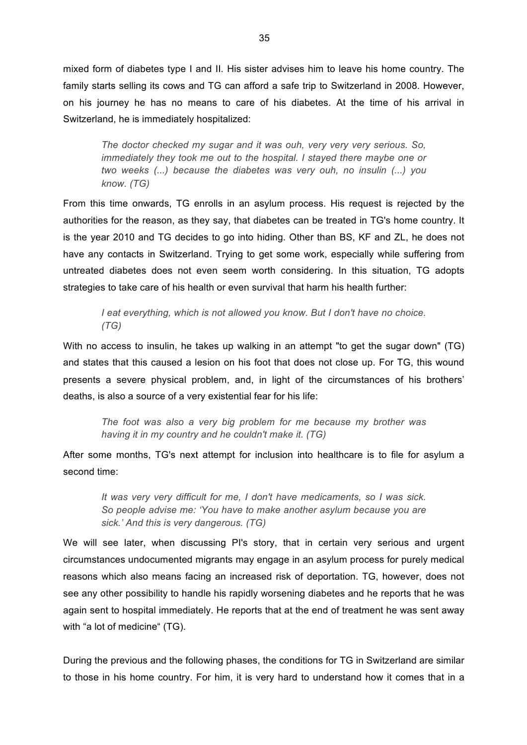mixed form of diabetes type I and II. His sister advises him to leave his home country. The family starts selling its cows and TG can afford a safe trip to Switzerland in 2008. However, on his journey he has no means to care of his diabetes. At the time of his arrival in Switzerland, he is immediately hospitalized:

> *The doctor checked my sugar and it was ouh, very very very serious. So, immediately they took me out to the hospital. I stayed there maybe one or two weeks (...) because the diabetes was very ouh, no insulin (...) you know. (TG)*

From this time onwards, TG enrolls in an asylum process. His request is rejected by the authorities for the reason, as they say, that diabetes can be treated in TG's home country. It is the year 2010 and TG decides to go into hiding. Other than BS, KF and ZL, he does not have any contacts in Switzerland. Trying to get some work, especially while suffering from untreated diabetes does not even seem worth considering. In this situation, TG adopts strategies to take care of his health or even survival that harm his health further:

> *I eat everything, which is not allowed you know. But I don't have no choice. (TG)*

With no access to insulin, he takes up walking in an attempt "to get the sugar down" (TG) and states that this caused a lesion on his foot that does not close up. For TG, this wound presents a severe physical problem, and, in light of the circumstances of his brothers' deaths, is also a source of a very existential fear for his life:

> *The foot was also a very big problem for me because my brother was having it in my country and he couldn't make it. (TG)*

After some months, TG's next attempt for inclusion into healthcare is to file for asylum a second time:

> *It was very very difficult for me, I don't have medicaments, so I was sick. So people advise me: 'You have to make another asylum because you are sick.' And this is very dangerous. (TG)*

We will see later, when discussing PI's story, that in certain very serious and urgent circumstances undocumented migrants may engage in an asylum process for purely medical reasons which also means facing an increased risk of deportation. TG, however, does not see any other possibility to handle his rapidly worsening diabetes and he reports that he was again sent to hospital immediately. He reports that at the end of treatment he was sent away with "a lot of medicine" (TG).

During the previous and the following phases, the conditions for TG in Switzerland are similar to those in his home country. For him, it is very hard to understand how it comes that in a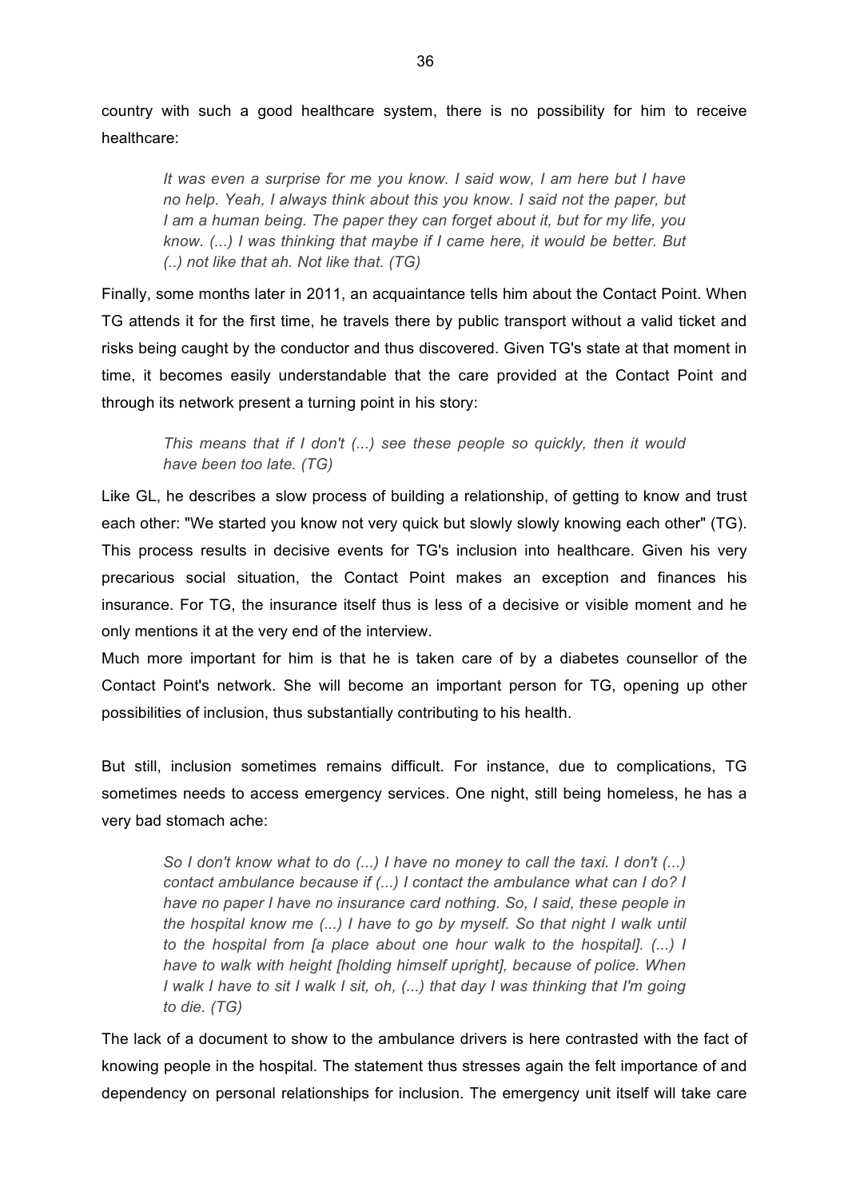country with such a good healthcare system, there is no possibility for him to receive healthcare:

> *It was even a surprise for me you know. I said wow, I am here but I have no help. Yeah, I always think about this you know. I said not the paper, but I am a human being. The paper they can forget about it, but for my life, you know. (...) I was thinking that maybe if I came here, it would be better. But (..) not like that ah. Not like that. (TG)*

Finally, some months later in 2011, an acquaintance tells him about the Contact Point. When TG attends it for the first time, he travels there by public transport without a valid ticket and risks being caught by the conductor and thus discovered. Given TG's state at that moment in time, it becomes easily understandable that the care provided at the Contact Point and through its network present a turning point in his story:

> *This means that if I don't (...) see these people so quickly, then it would have been too late. (TG)*

Like GL, he describes a slow process of building a relationship, of getting to know and trust each other: "We started you know not very quick but slowly slowly knowing each other" (TG). This process results in decisive events for TG's inclusion into healthcare. Given his very precarious social situation, the Contact Point makes an exception and finances his insurance. For TG, the insurance itself thus is less of a decisive or visible moment and he only mentions it at the very end of the interview.

Much more important for him is that he is taken care of by a diabetes counsellor of the Contact Point's network. She will become an important person for TG, opening up other possibilities of inclusion, thus substantially contributing to his health.

But still, inclusion sometimes remains difficult. For instance, due to complications, TG sometimes needs to access emergency services. One night, still being homeless, he has a very bad stomach ache:

> *So I don't know what to do (...) I have no money to call the taxi. I don't (...) contact ambulance because if (...) I contact the ambulance what can I do? I have no paper I have no insurance card nothing. So, I said, these people in the hospital know me (...) I have to go by myself. So that night I walk until to the hospital from [a place about one hour walk to the hospital]. (...) I have to walk with height [holding himself upright], because of police. When I walk I have to sit I walk I sit, oh, (...) that day I was thinking that I'm going to die. (TG)*

The lack of a document to show to the ambulance drivers is here contrasted with the fact of knowing people in the hospital. The statement thus stresses again the felt importance of and dependency on personal relationships for inclusion. The emergency unit itself will take care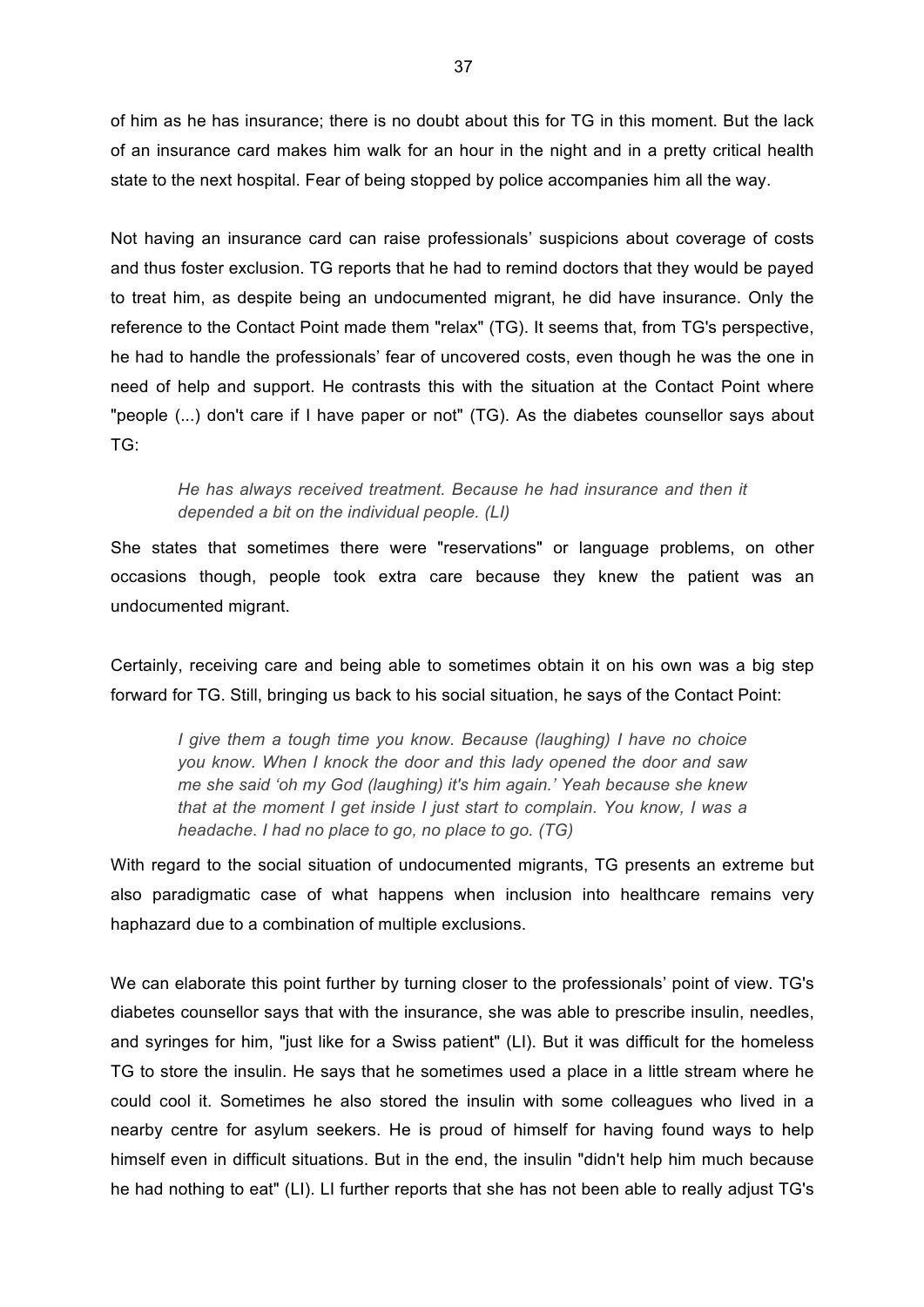of him as he has insurance; there is no doubt about this for TG in this moment. But the lack of an insurance card makes him walk for an hour in the night and in a pretty critical health state to the next hospital. Fear of being stopped by police accompanies him all the way.

Not having an insurance card can raise professionals' suspicions about coverage of costs and thus foster exclusion. TG reports that he had to remind doctors that they would be payed to treat him, as despite being an undocumented migrant, he did have insurance. Only the reference to the Contact Point made them "relax" (TG). It seems that, from TG's perspective, he had to handle the professionals' fear of uncovered costs, even though he was the one in need of help and support. He contrasts this with the situation at the Contact Point where "people (...) don't care if I have paper or not" (TG). As the diabetes counsellor says about TG:

> *He has always received treatment. Because he had insurance and then it depended a bit on the individual people. (LI)*

She states that sometimes there were "reservations" or language problems, on other occasions though, people took extra care because they knew the patient was an undocumented migrant.

Certainly, receiving care and being able to sometimes obtain it on his own was a big step forward for TG. Still, bringing us back to his social situation, he says of the Contact Point:

> *I give them a tough time you know. Because (laughing) I have no choice you know. When I knock the door and this lady opened the door and saw me she said 'oh my God (laughing) it's him again.' Yeah because she knew that at the moment I get inside I just start to complain. You know, I was a headache. I had no place to go, no place to go. (TG)*

With regard to the social situation of undocumented migrants, TG presents an extreme but also paradigmatic case of what happens when inclusion into healthcare remains very haphazard due to a combination of multiple exclusions.

We can elaborate this point further by turning closer to the professionals' point of view. TG's diabetes counsellor says that with the insurance, she was able to prescribe insulin, needles, and syringes for him, "just like for a Swiss patient" (LI). But it was difficult for the homeless TG to store the insulin. He says that he sometimes used a place in a little stream where he could cool it. Sometimes he also stored the insulin with some colleagues who lived in a nearby centre for asylum seekers. He is proud of himself for having found ways to help himself even in difficult situations. But in the end, the insulin "didn't help him much because he had nothing to eat" (LI). LI further reports that she has not been able to really adjust TG's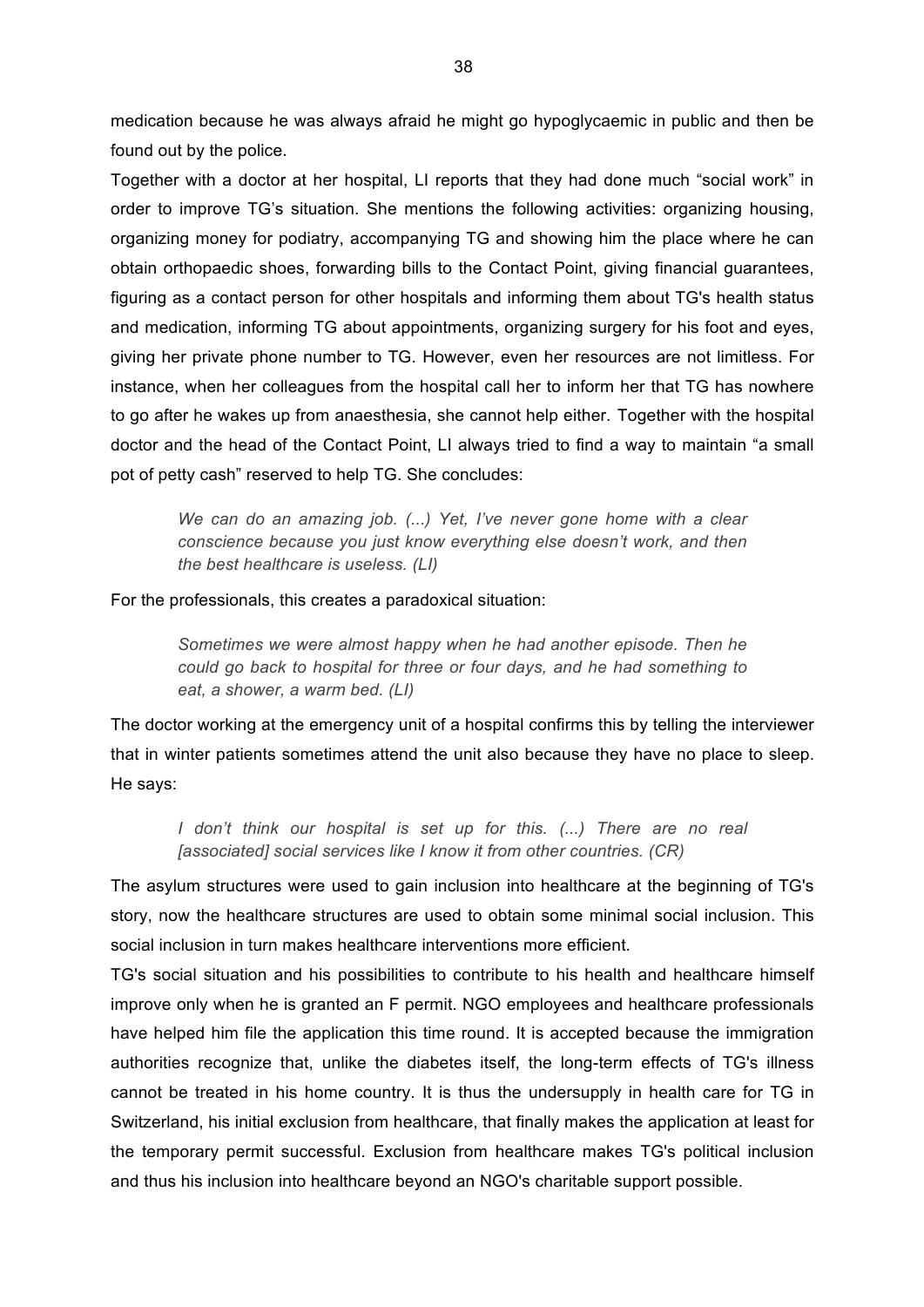medication because he was always afraid he might go hypoglycaemic in public and then be found out by the police.

Together with a doctor at her hospital, LI reports that they had done much "social work" in order to improve TG's situation. She mentions the following activities: organizing housing, organizing money for podiatry, accompanying TG and showing him the place where he can obtain orthopaedic shoes, forwarding bills to the Contact Point, giving financial guarantees, figuring as a contact person for other hospitals and informing them about TG's health status and medication, informing TG about appointments, organizing surgery for his foot and eyes, giving her private phone number to TG. However, even her resources are not limitless. For instance, when her colleagues from the hospital call her to inform her that TG has nowhere to go after he wakes up from anaesthesia, she cannot help either. Together with the hospital doctor and the head of the Contact Point, LI always tried to find a way to maintain "a small pot of petty cash" reserved to help TG. She concludes:

> *We can do an amazing job. (...) Yet, I've never gone home with a clear conscience because you just know everything else doesn't work, and then the best healthcare is useless. (LI)*

For the professionals, this creates a paradoxical situation:

> *Sometimes we were almost happy when he had another episode. Then he could go back to hospital for three or four days, and he had something to eat, a shower, a warm bed. (LI)*

The doctor working at the emergency unit of a hospital confirms this by telling the interviewer that in winter patients sometimes attend the unit also because they have no place to sleep. He says:

> *I don't think our hospital is set up for this. (...) There are no real [associated] social services like I know it from other countries. (CR)*

The asylum structures were used to gain inclusion into healthcare at the beginning of TG's story, now the healthcare structures are used to obtain some minimal social inclusion. This social inclusion in turn makes healthcare interventions more efficient.

TG's social situation and his possibilities to contribute to his health and healthcare himself improve only when he is granted an F permit. NGO employees and healthcare professionals have helped him file the application this time round. It is accepted because the immigration authorities recognize that, unlike the diabetes itself, the long-term effects of TG's illness cannot be treated in his home country. It is thus the undersupply in health care for TG in Switzerland, his initial exclusion from healthcare, that finally makes the application at least for the temporary permit successful. Exclusion from healthcare makes TG's political inclusion and thus his inclusion into healthcare beyond an NGO's charitable support possible.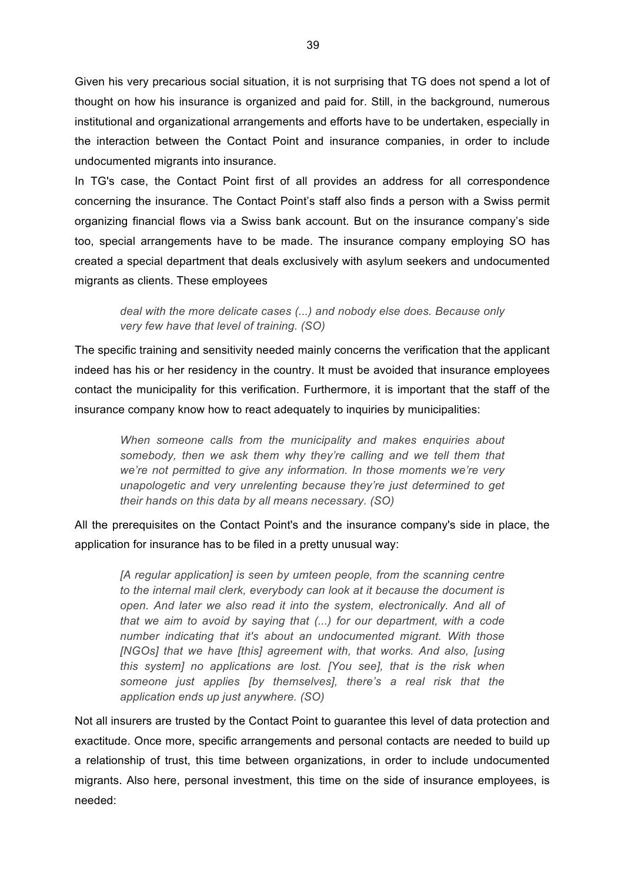Given his very precarious social situation, it is not surprising that TG does not spend a lot of thought on how his insurance is organized and paid for. Still, in the background, numerous institutional and organizational arrangements and efforts have to be undertaken, especially in the interaction between the Contact Point and insurance companies, in order to include undocumented migrants into insurance.

In TG's case, the Contact Point first of all provides an address for all correspondence concerning the insurance. The Contact Point's staff also finds a person with a Swiss permit organizing financial flows via a Swiss bank account. But on the insurance company's side too, special arrangements have to be made. The insurance company employing SO has created a special department that deals exclusively with asylum seekers and undocumented migrants as clients. These employees

> *deal with the more delicate cases (...) and nobody else does. Because only very few have that level of training. (SO)*

The specific training and sensitivity needed mainly concerns the verification that the applicant indeed has his or her residency in the country. It must be avoided that insurance employees contact the municipality for this verification. Furthermore, it is important that the staff of the insurance company know how to react adequately to inquiries by municipalities:

> *When someone calls from the municipality and makes enquiries about somebody, then we ask them why they're calling and we tell them that we're not permitted to give any information. In those moments we're very unapologetic and very unrelenting because they're just determined to get their hands on this data by all means necessary. (SO)*

All the prerequisites on the Contact Point's and the insurance company's side in place, the application for insurance has to be filed in a pretty unusual way:

> *[A regular application] is seen by umteen people, from the scanning centre to the internal mail clerk, everybody can look at it because the document is open. And later we also read it into the system, electronically. And all of that we aim to avoid by saying that (...) for our department, with a code number indicating that it's about an undocumented migrant. With those [NGOs] that we have [this] agreement with, that works. And also, [using this system] no applications are lost. [You see], that is the risk when someone just applies [by themselves], there's a real risk that the application ends up just anywhere. (SO)*

Not all insurers are trusted by the Contact Point to guarantee this level of data protection and exactitude. Once more, specific arrangements and personal contacts are needed to build up a relationship of trust, this time between organizations, in order to include undocumented migrants. Also here, personal investment, this time on the side of insurance employees, is needed: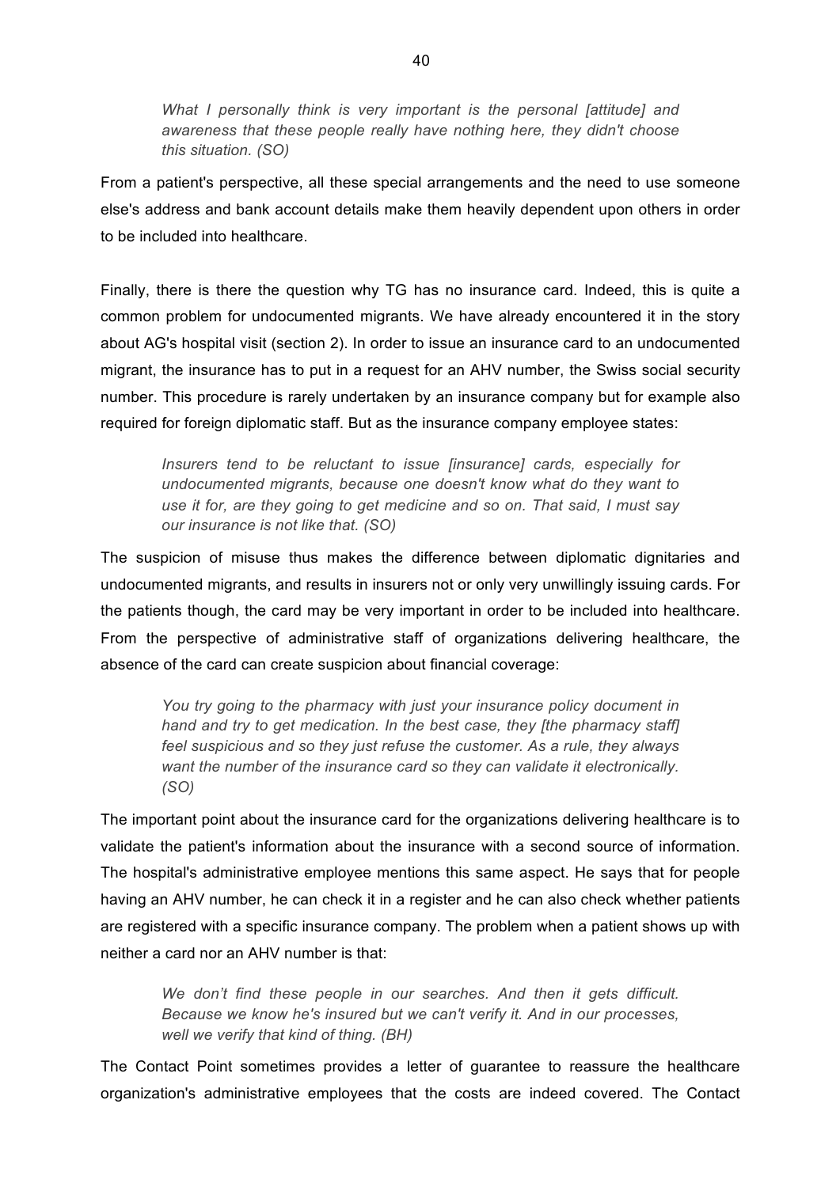> *What I personally think is very important is the personal [attitude] and awareness that these people really have nothing here, they didn't choose this situation. (SO)*

From a patient's perspective, all these special arrangements and the need to use someone else's address and bank account details make them heavily dependent upon others in order to be included into healthcare.

Finally, there is there the question why TG has no insurance card. Indeed, this is quite a common problem for undocumented migrants. We have already encountered it in the story about AG's hospital visit (section 2). In order to issue an insurance card to an undocumented migrant, the insurance has to put in a request for an AHV number, the Swiss social security number. This procedure is rarely undertaken by an insurance company but for example also required for foreign diplomatic staff. But as the insurance company employee states:

> *Insurers tend to be reluctant to issue [insurance] cards, especially for undocumented migrants, because one doesn't know what do they want to use it for, are they going to get medicine and so on. That said, I must say our insurance is not like that. (SO)*

The suspicion of misuse thus makes the difference between diplomatic dignitaries and undocumented migrants, and results in insurers not or only very unwillingly issuing cards. For the patients though, the card may be very important in order to be included into healthcare. From the perspective of administrative staff of organizations delivering healthcare, the absence of the card can create suspicion about financial coverage:

> *You try going to the pharmacy with just your insurance policy document in hand and try to get medication. In the best case, they [the pharmacy staff] feel suspicious and so they just refuse the customer. As a rule, they always want the number of the insurance card so they can validate it electronically. (SO)*

The important point about the insurance card for the organizations delivering healthcare is to validate the patient's information about the insurance with a second source of information. The hospital's administrative employee mentions this same aspect. He says that for people having an AHV number, he can check it in a register and he can also check whether patients are registered with a specific insurance company. The problem when a patient shows up with neither a card nor an AHV number is that:

> *We don't find these people in our searches. And then it gets difficult. Because we know he's insured but we can't verify it. And in our processes, well we verify that kind of thing. (BH)*

The Contact Point sometimes provides a letter of guarantee to reassure the healthcare organization's administrative employees that the costs are indeed covered. The Contact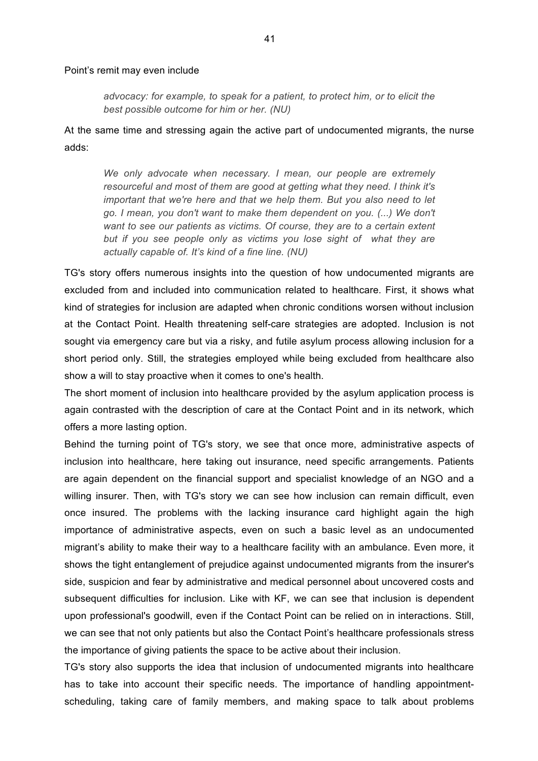Point's remit may even include

> *advocacy: for example, to speak for a patient, to protect him, or to elicit the best possible outcome for him or her. (NU)*

At the same time and stressing again the active part of undocumented migrants, the nurse adds:

> *We only advocate when necessary. I mean, our people are extremely resourceful and most of them are good at getting what they need. I think it's important that we're here and that we help them. But you also need to let go. I mean, you don't want to make them dependent on you. (...) We don't want to see our patients as victims. Of course, they are to a certain extent but if you see people only as victims you lose sight of what they are actually capable of. It's kind of a fine line. (NU)*

TG's story offers numerous insights into the question of how undocumented migrants are excluded from and included into communication related to healthcare. First, it shows what kind of strategies for inclusion are adapted when chronic conditions worsen without inclusion at the Contact Point. Health threatening self-care strategies are adopted. Inclusion is not sought via emergency care but via a risky, and futile asylum process allowing inclusion for a short period only. Still, the strategies employed while being excluded from healthcare also show a will to stay proactive when it comes to one's health.

The short moment of inclusion into healthcare provided by the asylum application process is again contrasted with the description of care at the Contact Point and in its network, which offers a more lasting option.

Behind the turning point of TG's story, we see that once more, administrative aspects of inclusion into healthcare, here taking out insurance, need specific arrangements. Patients are again dependent on the financial support and specialist knowledge of an NGO and a willing insurer. Then, with TG's story we can see how inclusion can remain difficult, even once insured. The problems with the lacking insurance card highlight again the high importance of administrative aspects, even on such a basic level as an undocumented migrant's ability to make their way to a healthcare facility with an ambulance. Even more, it shows the tight entanglement of prejudice against undocumented migrants from the insurer's side, suspicion and fear by administrative and medical personnel about uncovered costs and subsequent difficulties for inclusion. Like with KF, we can see that inclusion is dependent upon professional's goodwill, even if the Contact Point can be relied on in interactions. Still, we can see that not only patients but also the Contact Point's healthcare professionals stress the importance of giving patients the space to be active about their inclusion.

TG's story also supports the idea that inclusion of undocumented migrants into healthcare has to take into account their specific needs. The importance of handling appointment-scheduling, taking care of family members, and making space to talk about problems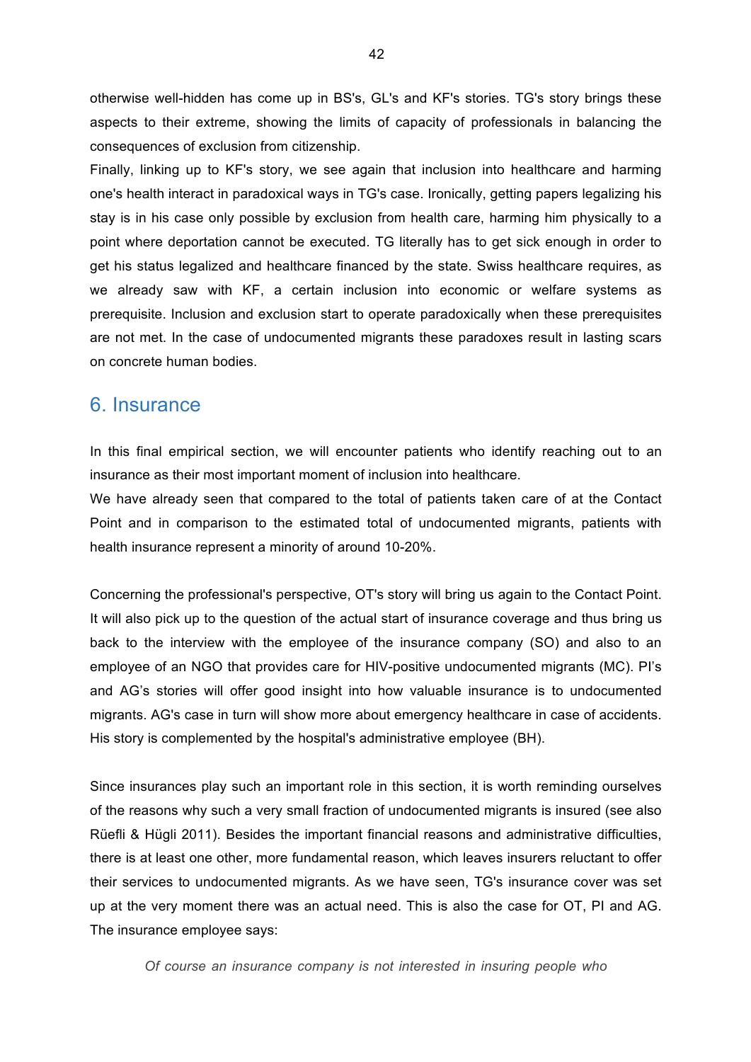otherwise well-hidden has come up in BS's, GL's and KF's stories. TG's story brings these aspects to their extreme, showing the limits of capacity of professionals in balancing the consequences of exclusion from citizenship.

Finally, linking up to KF's story, we see again that inclusion into healthcare and harming one's health interact in paradoxical ways in TG's case. Ironically, getting papers legalizing his stay is in his case only possible by exclusion from health care, harming him physically to a point where deportation cannot be executed. TG literally has to get sick enough in order to get his status legalized and healthcare financed by the state. Swiss healthcare requires, as we already saw with KF, a certain inclusion into economic or welfare systems as prerequisite. Inclusion and exclusion start to operate paradoxically when these prerequisites are not met. In the case of undocumented migrants these paradoxes result in lasting scars on concrete human bodies.

## 6. Insurance

In this final empirical section, we will encounter patients who identify reaching out to an insurance as their most important moment of inclusion into healthcare.

We have already seen that compared to the total of patients taken care of at the Contact Point and in comparison to the estimated total of undocumented migrants, patients with health insurance represent a minority of around 10-20%.

Concerning the professional's perspective, OT's story will bring us again to the Contact Point. It will also pick up to the question of the actual start of insurance coverage and thus bring us back to the interview with the employee of the insurance company (SO) and also to an employee of an NGO that provides care for HIV-positive undocumented migrants (MC). PI's and AG's stories will offer good insight into how valuable insurance is to undocumented migrants. AG's case in turn will show more about emergency healthcare in case of accidents. His story is complemented by the hospital's administrative employee (BH).

Since insurances play such an important role in this section, it is worth reminding ourselves of the reasons why such a very small fraction of undocumented migrants is insured (see also Rüefli & Hügli 2011). Besides the important financial reasons and administrative difficulties, there is at least one other, more fundamental reason, which leaves insurers reluctant to offer their services to undocumented migrants. As we have seen, TG's insurance cover was set up at the very moment there was an actual need. This is also the case for OT, PI and AG. The insurance employee says:

> *Of course an insurance company is not interested in insuring people who*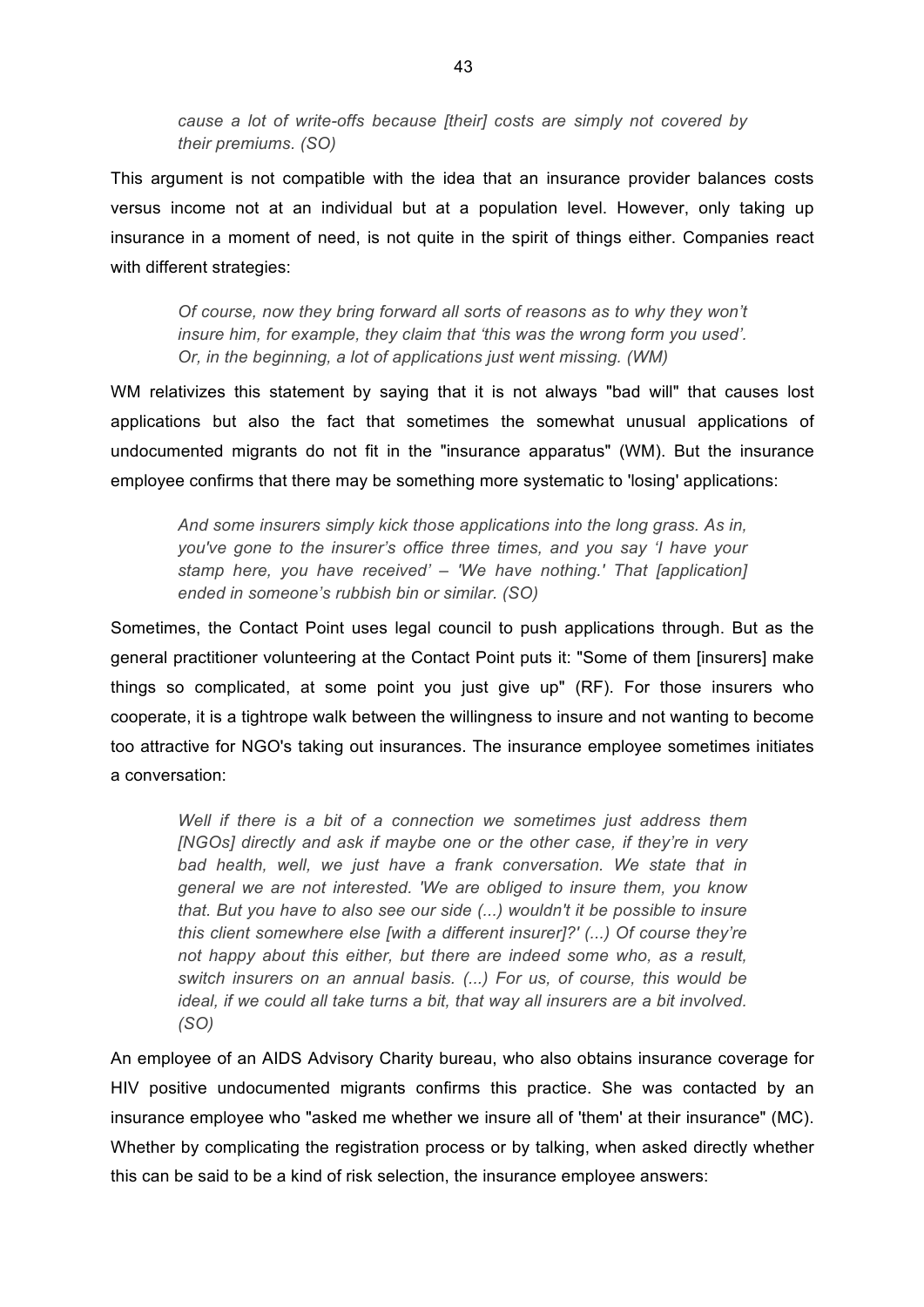> *cause a lot of write-offs because [their] costs are simply not covered by their premiums. (SO)*

This argument is not compatible with the idea that an insurance provider balances costs versus income not at an individual but at a population level. However, only taking up insurance in a moment of need, is not quite in the spirit of things either. Companies react with different strategies:

> *Of course, now they bring forward all sorts of reasons as to why they won't insure him, for example, they claim that 'this was the wrong form you used'. Or, in the beginning, a lot of applications just went missing. (WM)*

WM relativizes this statement by saying that it is not always "bad will" that causes lost applications but also the fact that sometimes the somewhat unusual applications of undocumented migrants do not fit in the "insurance apparatus" (WM). But the insurance employee confirms that there may be something more systematic to 'losing' applications:

> *And some insurers simply kick those applications into the long grass. As in, you've gone to the insurer's office three times, and you say 'I have your stamp here, you have received' – 'We have nothing.' That [application] ended in someone's rubbish bin or similar. (SO)*

Sometimes, the Contact Point uses legal council to push applications through. But as the general practitioner volunteering at the Contact Point puts it: "Some of them [insurers] make things so complicated, at some point you just give up" (RF). For those insurers who cooperate, it is a tightrope walk between the willingness to insure and not wanting to become too attractive for NGO's taking out insurances. The insurance employee sometimes initiates a conversation:

> *Well if there is a bit of a connection we sometimes just address them [NGOs] directly and ask if maybe one or the other case, if they're in very bad health, well, we just have a frank conversation. We state that in general we are not interested. 'We are obliged to insure them, you know that. But you have to also see our side (...) wouldn't it be possible to insure this client somewhere else [with a different insurer]?' (...) Of course they're not happy about this either, but there are indeed some who, as a result, switch insurers on an annual basis. (...) For us, of course, this would be ideal, if we could all take turns a bit, that way all insurers are a bit involved. (SO)*

An employee of an AIDS Advisory Charity bureau, who also obtains insurance coverage for HIV positive undocumented migrants confirms this practice. She was contacted by an insurance employee who "asked me whether we insure all of 'them' at their insurance" (MC). Whether by complicating the registration process or by talking, when asked directly whether this can be said to be a kind of risk selection, the insurance employee answers: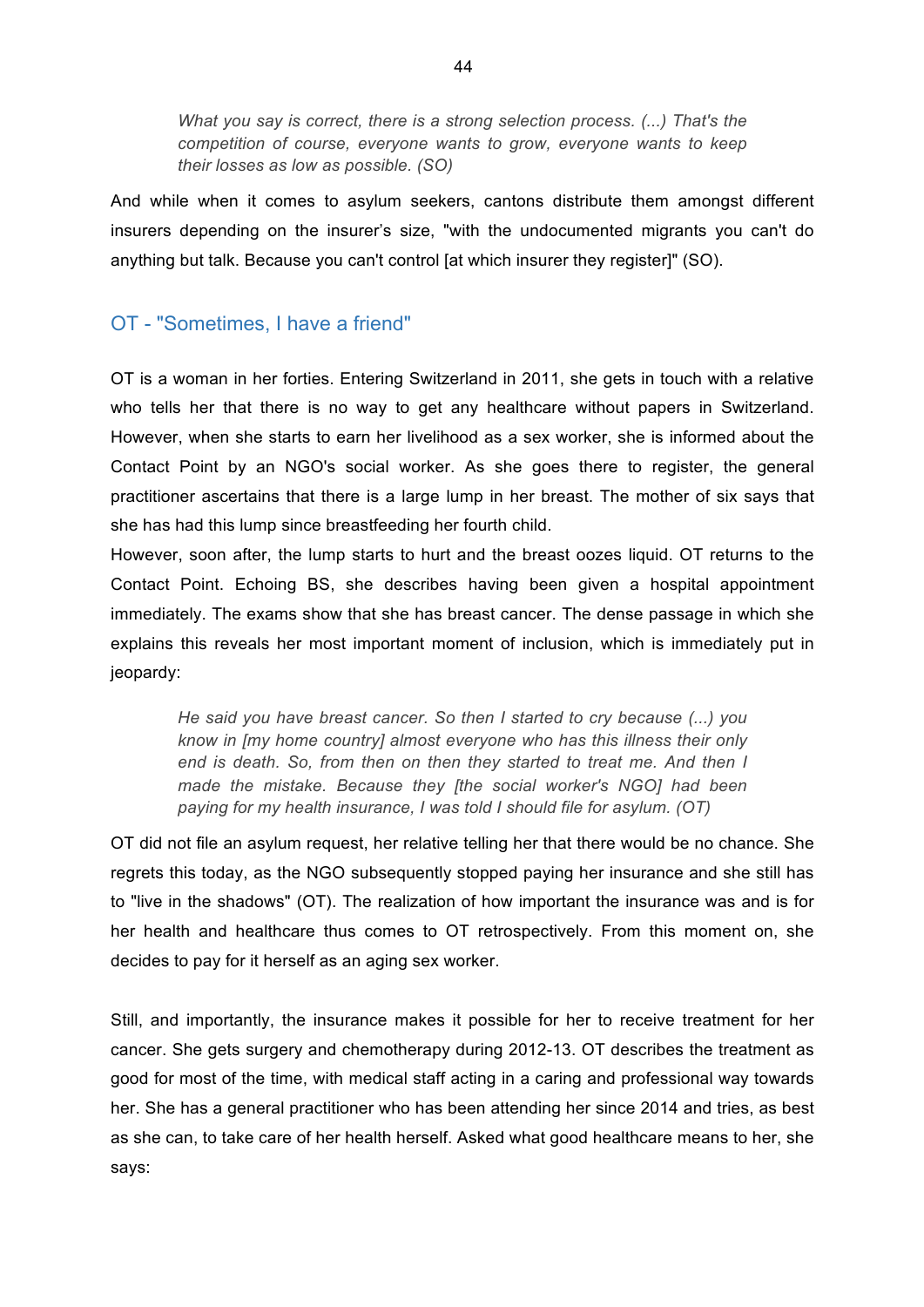> *What you say is correct, there is a strong selection process. (...) That's the competition of course, everyone wants to grow, everyone wants to keep their losses as low as possible. (SO)*

And while when it comes to asylum seekers, cantons distribute them amongst different insurers depending on the insurer's size, "with the undocumented migrants you can't do anything but talk. Because you can't control [at which insurer they register]" (SO).

## OT - "Sometimes, I have a friend"

OT is a woman in her forties. Entering Switzerland in 2011, she gets in touch with a relative who tells her that there is no way to get any healthcare without papers in Switzerland. However, when she starts to earn her livelihood as a sex worker, she is informed about the Contact Point by an NGO's social worker. As she goes there to register, the general practitioner ascertains that there is a large lump in her breast. The mother of six says that she has had this lump since breastfeeding her fourth child.

However, soon after, the lump starts to hurt and the breast oozes liquid. OT returns to the Contact Point. Echoing BS, she describes having been given a hospital appointment immediately. The exams show that she has breast cancer. The dense passage in which she explains this reveals her most important moment of inclusion, which is immediately put in jeopardy:

> *He said you have breast cancer. So then I started to cry because (...) you know in [my home country] almost everyone who has this illness their only end is death. So, from then on then they started to treat me. And then I made the mistake. Because they [the social worker's NGO] had been paying for my health insurance, I was told I should file for asylum. (OT)*

OT did not file an asylum request, her relative telling her that there would be no chance. She regrets this today, as the NGO subsequently stopped paying her insurance and she still has to "live in the shadows" (OT). The realization of how important the insurance was and is for her health and healthcare thus comes to OT retrospectively. From this moment on, she decides to pay for it herself as an aging sex worker.

Still, and importantly, the insurance makes it possible for her to receive treatment for her cancer. She gets surgery and chemotherapy during 2012-13. OT describes the treatment as good for most of the time, with medical staff acting in a caring and professional way towards her. She has a general practitioner who has been attending her since 2014 and tries, as best as she can, to take care of her health herself. Asked what good healthcare means to her, she says: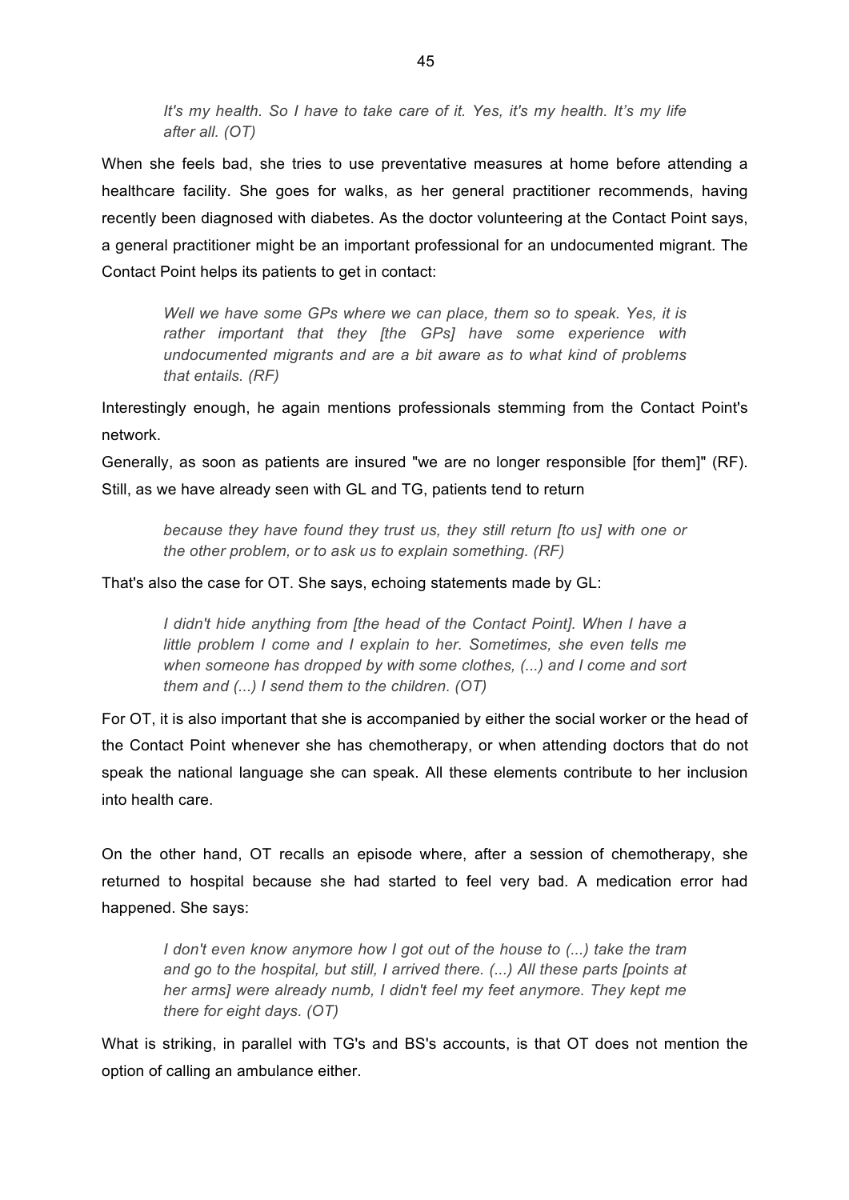> *It's my health. So I have to take care of it. Yes, it's my health. It's my life after all. (OT)*

When she feels bad, she tries to use preventative measures at home before attending a healthcare facility. She goes for walks, as her general practitioner recommends, having recently been diagnosed with diabetes. As the doctor volunteering at the Contact Point says, a general practitioner might be an important professional for an undocumented migrant. The Contact Point helps its patients to get in contact:

> *Well we have some GPs where we can place, them so to speak. Yes, it is rather important that they [the GPs] have some experience with undocumented migrants and are a bit aware as to what kind of problems that entails. (RF)*

Interestingly enough, he again mentions professionals stemming from the Contact Point's network.

Generally, as soon as patients are insured "we are no longer responsible [for them]" (RF). Still, as we have already seen with GL and TG, patients tend to return

> *because they have found they trust us, they still return [to us] with one or the other problem, or to ask us to explain something. (RF)*

That's also the case for OT. She says, echoing statements made by GL:

> *I didn't hide anything from [the head of the Contact Point]. When I have a little problem I come and I explain to her. Sometimes, she even tells me when someone has dropped by with some clothes, (...) and I come and sort them and (...) I send them to the children. (OT)*

For OT, it is also important that she is accompanied by either the social worker or the head of the Contact Point whenever she has chemotherapy, or when attending doctors that do not speak the national language she can speak. All these elements contribute to her inclusion into health care.

On the other hand, OT recalls an episode where, after a session of chemotherapy, she returned to hospital because she had started to feel very bad. A medication error had happened. She says:

> *I don't even know anymore how I got out of the house to (...) take the tram and go to the hospital, but still, I arrived there. (...) All these parts [points at her arms] were already numb, I didn't feel my feet anymore. They kept me there for eight days. (OT)*

What is striking, in parallel with TG's and BS's accounts, is that OT does not mention the option of calling an ambulance either.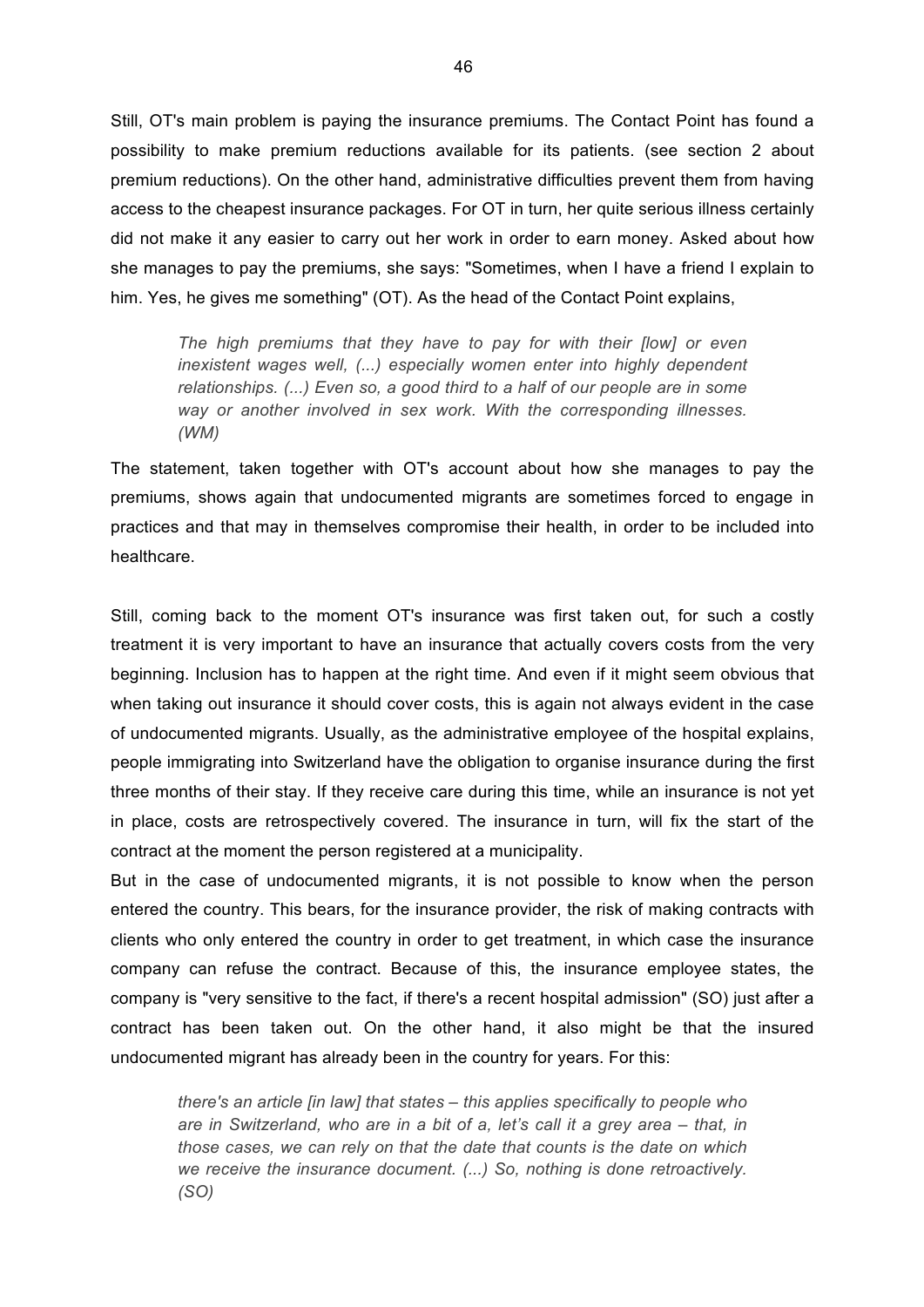Still, OT's main problem is paying the insurance premiums. The Contact Point has found a possibility to make premium reductions available for its patients. (see section 2 about premium reductions). On the other hand, administrative difficulties prevent them from having access to the cheapest insurance packages. For OT in turn, her quite serious illness certainly did not make it any easier to carry out her work in order to earn money. Asked about how she manages to pay the premiums, she says: "Sometimes, when I have a friend I explain to him. Yes, he gives me something" (OT). As the head of the Contact Point explains,

> *The high premiums that they have to pay for with their [low] or even inexistent wages well, (...) especially women enter into highly dependent relationships. (...) Even so, a good third to a half of our people are in some way or another involved in sex work. With the corresponding illnesses. (WM)*

The statement, taken together with OT's account about how she manages to pay the premiums, shows again that undocumented migrants are sometimes forced to engage in practices and that may in themselves compromise their health, in order to be included into healthcare.

Still, coming back to the moment OT's insurance was first taken out, for such a costly treatment it is very important to have an insurance that actually covers costs from the very beginning. Inclusion has to happen at the right time. And even if it might seem obvious that when taking out insurance it should cover costs, this is again not always evident in the case of undocumented migrants. Usually, as the administrative employee of the hospital explains, people immigrating into Switzerland have the obligation to organise insurance during the first three months of their stay. If they receive care during this time, while an insurance is not yet in place, costs are retrospectively covered. The insurance in turn, will fix the start of the contract at the moment the person registered at a municipality.

But in the case of undocumented migrants, it is not possible to know when the person entered the country. This bears, for the insurance provider, the risk of making contracts with clients who only entered the country in order to get treatment, in which case the insurance company can refuse the contract. Because of this, the insurance employee states, the company is "very sensitive to the fact, if there's a recent hospital admission" (SO) just after a contract has been taken out. On the other hand, it also might be that the insured undocumented migrant has already been in the country for years. For this:

> *there's an article [in law] that states – this applies specifically to people who are in Switzerland, who are in a bit of a, let's call it a grey area – that, in those cases, we can rely on that the date that counts is the date on which we receive the insurance document. (...) So, nothing is done retroactively. (SO)*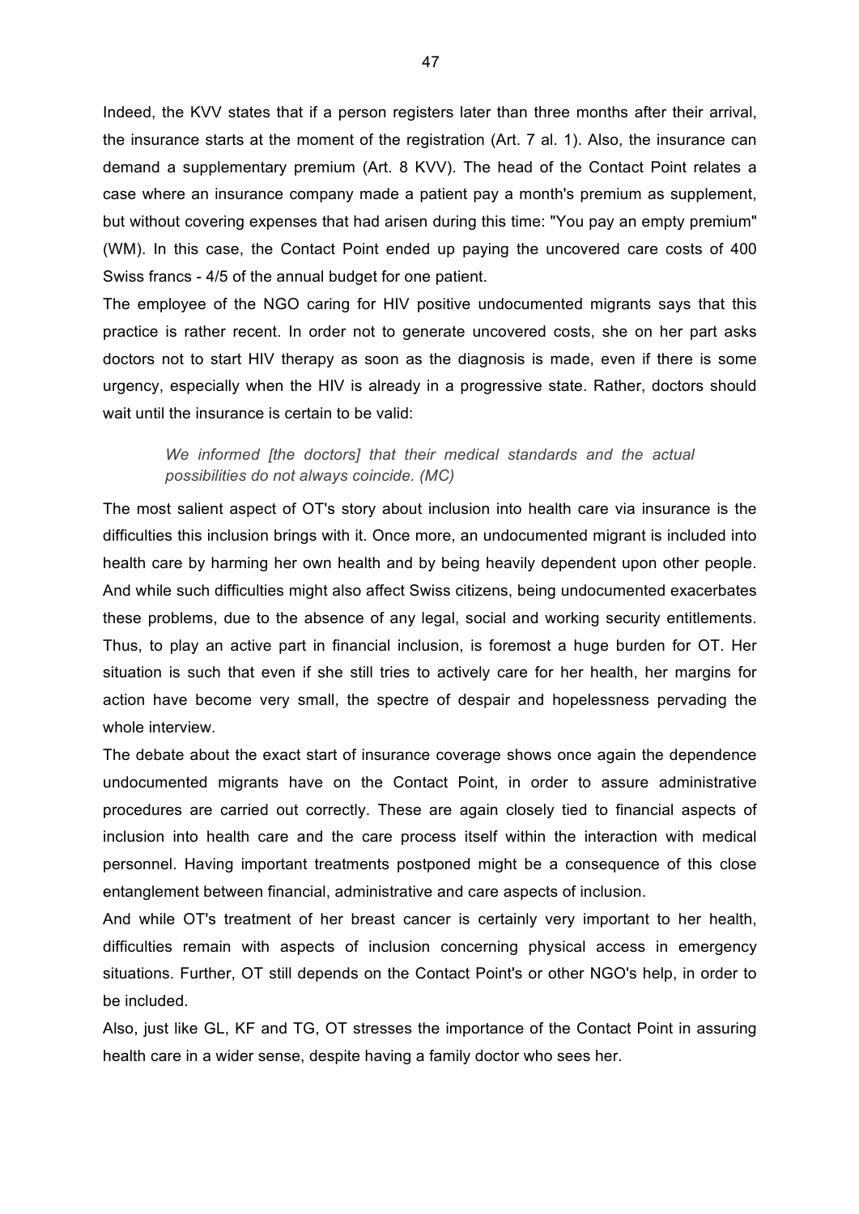Indeed, the KVV states that if a person registers later than three months after their arrival, the insurance starts at the moment of the registration (Art. 7 al. 1). Also, the insurance can demand a supplementary premium (Art. 8 KVV). The head of the Contact Point relates a case where an insurance company made a patient pay a month's premium as supplement, but without covering expenses that had arisen during this time: "You pay an empty premium" (WM). In this case, the Contact Point ended up paying the uncovered care costs of 400 Swiss francs - 4/5 of the annual budget for one patient.

The employee of the NGO caring for HIV positive undocumented migrants says that this practice is rather recent. In order not to generate uncovered costs, she on her part asks doctors not to start HIV therapy as soon as the diagnosis is made, even if there is some urgency, especially when the HIV is already in a progressive state. Rather, doctors should wait until the insurance is certain to be valid:

> *We informed [the doctors] that their medical standards and the actual possibilities do not always coincide. (MC)*

The most salient aspect of OT's story about inclusion into health care via insurance is the difficulties this inclusion brings with it. Once more, an undocumented migrant is included into health care by harming her own health and by being heavily dependent upon other people. And while such difficulties might also affect Swiss citizens, being undocumented exacerbates these problems, due to the absence of any legal, social and working security entitlements. Thus, to play an active part in financial inclusion, is foremost a huge burden for OT. Her situation is such that even if she still tries to actively care for her health, her margins for action have become very small, the spectre of despair and hopelessness pervading the whole interview.

The debate about the exact start of insurance coverage shows once again the dependence undocumented migrants have on the Contact Point, in order to assure administrative procedures are carried out correctly. These are again closely tied to financial aspects of inclusion into health care and the care process itself within the interaction with medical personnel. Having important treatments postponed might be a consequence of this close entanglement between financial, administrative and care aspects of inclusion.

And while OT's treatment of her breast cancer is certainly very important to her health, difficulties remain with aspects of inclusion concerning physical access in emergency situations. Further, OT still depends on the Contact Point's or other NGO's help, in order to be included.

Also, just like GL, KF and TG, OT stresses the importance of the Contact Point in assuring health care in a wider sense, despite having a family doctor who sees her.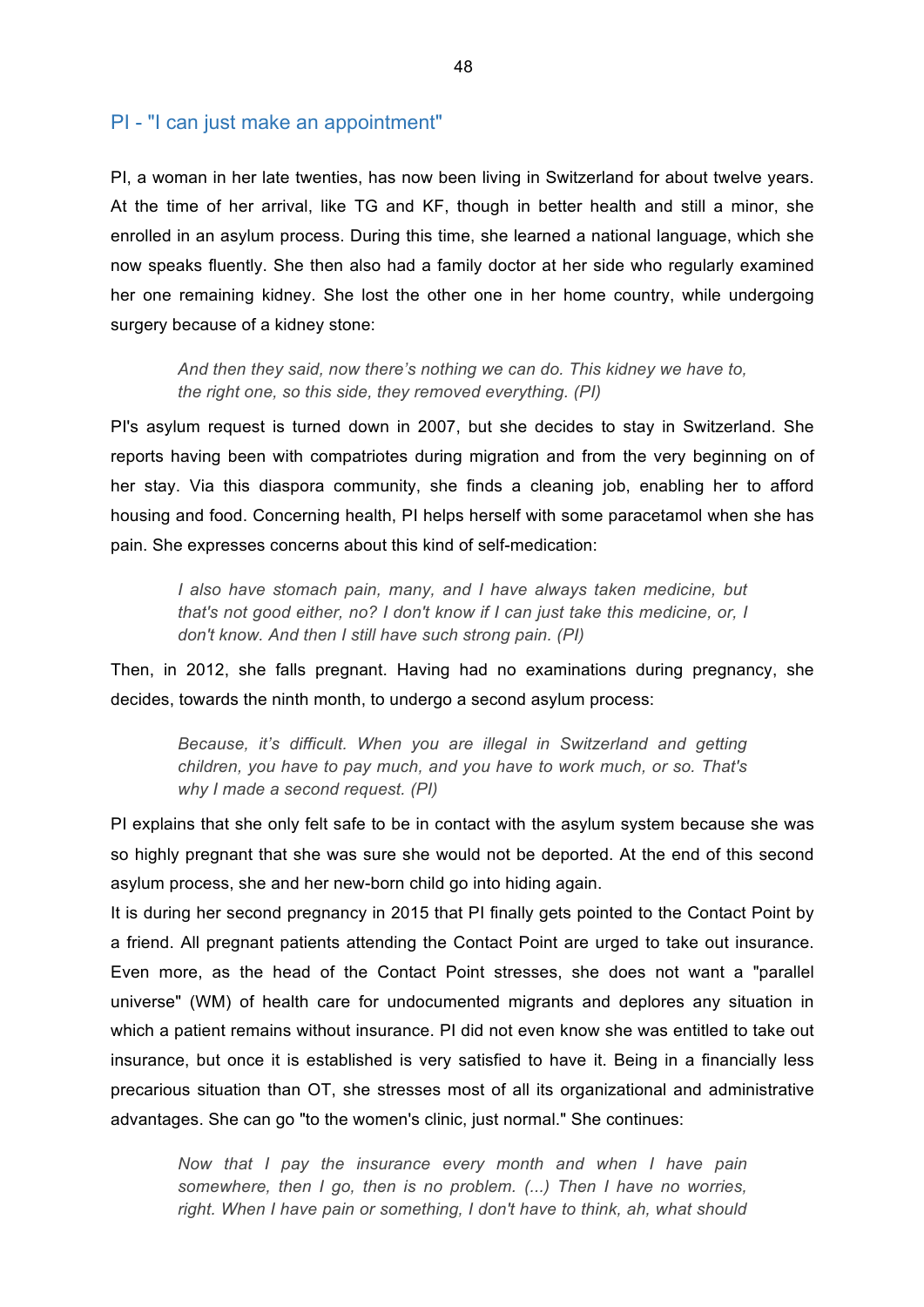## PI - "I can just make an appointment"

PI, a woman in her late twenties, has now been living in Switzerland for about twelve years. At the time of her arrival, like TG and KF, though in better health and still a minor, she enrolled in an asylum process. During this time, she learned a national language, which she now speaks fluently. She then also had a family doctor at her side who regularly examined her one remaining kidney. She lost the other one in her home country, while undergoing surgery because of a kidney stone:

> *And then they said, now there's nothing we can do. This kidney we have to, the right one, so this side, they removed everything. (PI)*

PI's asylum request is turned down in 2007, but she decides to stay in Switzerland. She reports having been with compatriotes during migration and from the very beginning on of her stay. Via this diaspora community, she finds a cleaning job, enabling her to afford housing and food. Concerning health, PI helps herself with some paracetamol when she has pain. She expresses concerns about this kind of self-medication:

> *I also have stomach pain, many, and I have always taken medicine, but that's not good either, no? I don't know if I can just take this medicine, or, I don't know. And then I still have such strong pain. (PI)*

Then, in 2012, she falls pregnant. Having had no examinations during pregnancy, she decides, towards the ninth month, to undergo a second asylum process:

> *Because, it's difficult. When you are illegal in Switzerland and getting children, you have to pay much, and you have to work much, or so. That's why I made a second request. (PI)*

PI explains that she only felt safe to be in contact with the asylum system because she was so highly pregnant that she was sure she would not be deported. At the end of this second asylum process, she and her new-born child go into hiding again.

It is during her second pregnancy in 2015 that PI finally gets pointed to the Contact Point by a friend. All pregnant patients attending the Contact Point are urged to take out insurance. Even more, as the head of the Contact Point stresses, she does not want a "parallel universe" (WM) of health care for undocumented migrants and deplores any situation in which a patient remains without insurance. PI did not even know she was entitled to take out insurance, but once it is established is very satisfied to have it. Being in a financially less precarious situation than OT, she stresses most of all its organizational and administrative advantages. She can go "to the women's clinic, just normal." She continues:

> *Now that I pay the insurance every month and when I have pain somewhere, then I go, then is no problem. (...) Then I have no worries, right. When I have pain or something, I don't have to think, ah, what should*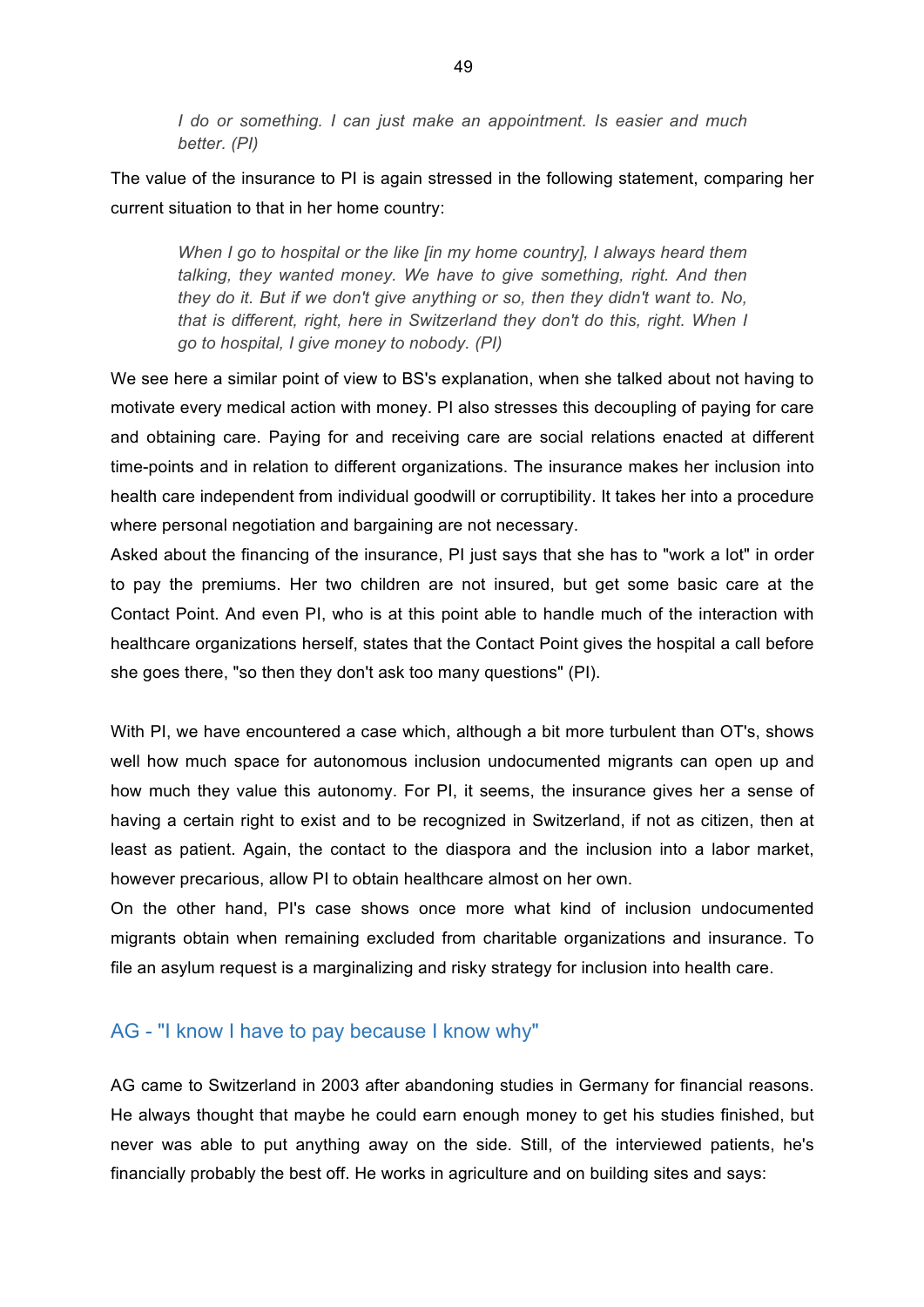> *I do or something. I can just make an appointment. Is easier and much better. (PI)*

The value of the insurance to PI is again stressed in the following statement, comparing her current situation to that in her home country:

> *When I go to hospital or the like [in my home country], I always heard them talking, they wanted money. We have to give something, right. And then they do it. But if we don't give anything or so, then they didn't want to. No, that is different, right, here in Switzerland they don't do this, right. When I go to hospital, I give money to nobody. (PI)*

We see here a similar point of view to BS's explanation, when she talked about not having to motivate every medical action with money. PI also stresses this decoupling of paying for care and obtaining care. Paying for and receiving care are social relations enacted at different time-points and in relation to different organizations. The insurance makes her inclusion into health care independent from individual goodwill or corruptibility. It takes her into a procedure where personal negotiation and bargaining are not necessary.

Asked about the financing of the insurance, PI just says that she has to "work a lot" in order to pay the premiums. Her two children are not insured, but get some basic care at the Contact Point. And even PI, who is at this point able to handle much of the interaction with healthcare organizations herself, states that the Contact Point gives the hospital a call before she goes there, "so then they don't ask too many questions" (PI).

With PI, we have encountered a case which, although a bit more turbulent than OT's, shows well how much space for autonomous inclusion undocumented migrants can open up and how much they value this autonomy. For PI, it seems, the insurance gives her a sense of having a certain right to exist and to be recognized in Switzerland, if not as citizen, then at least as patient. Again, the contact to the diaspora and the inclusion into a labor market, however precarious, allow PI to obtain healthcare almost on her own.

On the other hand, PI's case shows once more what kind of inclusion undocumented migrants obtain when remaining excluded from charitable organizations and insurance. To file an asylum request is a marginalizing and risky strategy for inclusion into health care.

### AG - "I know I have to pay because I know why"

AG came to Switzerland in 2003 after abandoning studies in Germany for financial reasons. He always thought that maybe he could earn enough money to get his studies finished, but never was able to put anything away on the side. Still, of the interviewed patients, he's financially probably the best off. He works in agriculture and on building sites and says: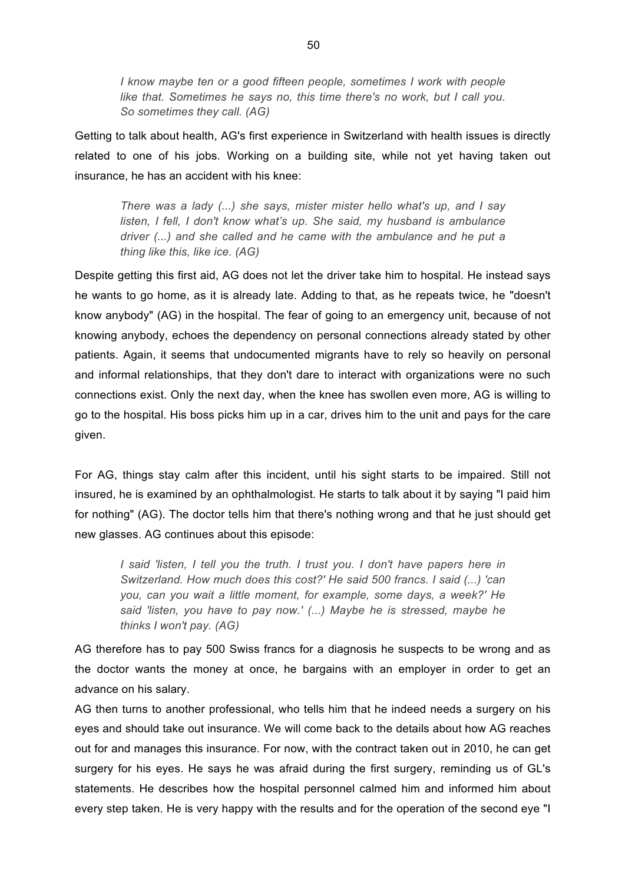> *I know maybe ten or a good fifteen people, sometimes I work with people like that. Sometimes he says no, this time there's no work, but I call you. So sometimes they call. (AG)*

Getting to talk about health, AG's first experience in Switzerland with health issues is directly related to one of his jobs. Working on a building site, while not yet having taken out insurance, he has an accident with his knee:

> *There was a lady (...) she says, mister mister hello what's up, and I say listen, I fell, I don't know what's up. She said, my husband is ambulance driver (...) and she called and he came with the ambulance and he put a thing like this, like ice. (AG)*

Despite getting this first aid, AG does not let the driver take him to hospital. He instead says he wants to go home, as it is already late. Adding to that, as he repeats twice, he "doesn't know anybody" (AG) in the hospital. The fear of going to an emergency unit, because of not knowing anybody, echoes the dependency on personal connections already stated by other patients. Again, it seems that undocumented migrants have to rely so heavily on personal and informal relationships, that they don't dare to interact with organizations were no such connections exist. Only the next day, when the knee has swollen even more, AG is willing to go to the hospital. His boss picks him up in a car, drives him to the unit and pays for the care given.

For AG, things stay calm after this incident, until his sight starts to be impaired. Still not insured, he is examined by an ophthalmologist. He starts to talk about it by saying "I paid him for nothing" (AG). The doctor tells him that there's nothing wrong and that he just should get new glasses. AG continues about this episode:

> *I said 'listen, I tell you the truth. I trust you. I don't have papers here in Switzerland. How much does this cost?' He said 500 francs. I said (...) 'can you, can you wait a little moment, for example, some days, a week?' He said 'listen, you have to pay now.' (...) Maybe he is stressed, maybe he thinks I won't pay. (AG)*

AG therefore has to pay 500 Swiss francs for a diagnosis he suspects to be wrong and as the doctor wants the money at once, he bargains with an employer in order to get an advance on his salary.

AG then turns to another professional, who tells him that he indeed needs a surgery on his eyes and should take out insurance. We will come back to the details about how AG reaches out for and manages this insurance. For now, with the contract taken out in 2010, he can get surgery for his eyes. He says he was afraid during the first surgery, reminding us of GL's statements. He describes how the hospital personnel calmed him and informed him about every step taken. He is very happy with the results and for the operation of the second eye "I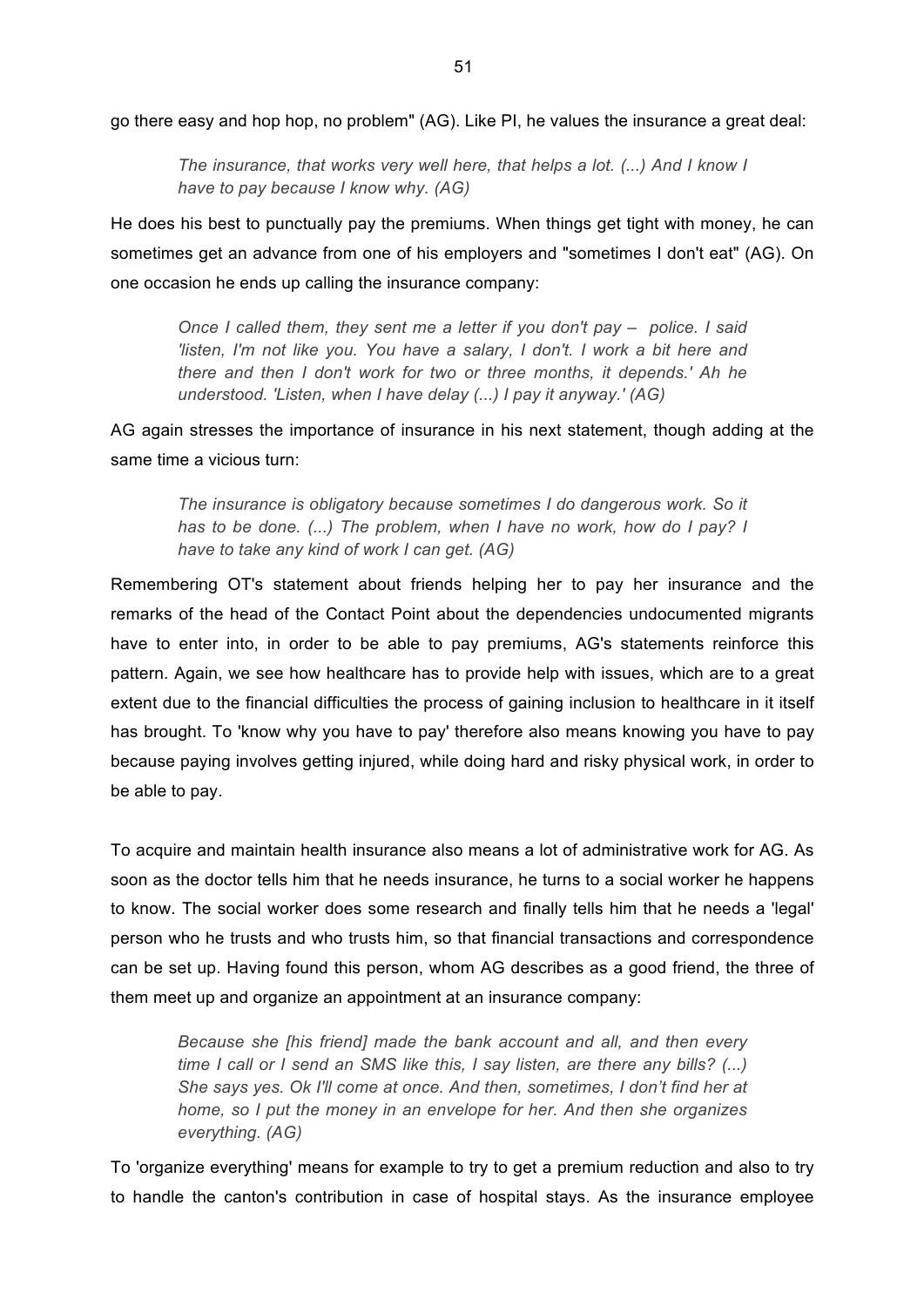go there easy and hop hop, no problem" (AG). Like PI, he values the insurance a great deal:

> *The insurance, that works very well here, that helps a lot. (...) And I know I have to pay because I know why. (AG)*

He does his best to punctually pay the premiums. When things get tight with money, he can sometimes get an advance from one of his employers and "sometimes I don't eat" (AG). On one occasion he ends up calling the insurance company:

> *Once I called them, they sent me a letter if you don't pay – police. I said 'listen, I'm not like you. You have a salary, I don't. I work a bit here and there and then I don't work for two or three months, it depends.' Ah he understood. 'Listen, when I have delay (...) I pay it anyway.' (AG)*

AG again stresses the importance of insurance in his next statement, though adding at the same time a vicious turn:

> *The insurance is obligatory because sometimes I do dangerous work. So it has to be done. (...) The problem, when I have no work, how do I pay? I have to take any kind of work I can get. (AG)*

Remembering OT's statement about friends helping her to pay her insurance and the remarks of the head of the Contact Point about the dependencies undocumented migrants have to enter into, in order to be able to pay premiums, AG's statements reinforce this pattern. Again, we see how healthcare has to provide help with issues, which are to a great extent due to the financial difficulties the process of gaining inclusion to healthcare in it itself has brought. To 'know why you have to pay' therefore also means knowing you have to pay because paying involves getting injured, while doing hard and risky physical work, in order to be able to pay.

To acquire and maintain health insurance also means a lot of administrative work for AG. As soon as the doctor tells him that he needs insurance, he turns to a social worker he happens to know. The social worker does some research and finally tells him that he needs a 'legal' person who he trusts and who trusts him, so that financial transactions and correspondence can be set up. Having found this person, whom AG describes as a good friend, the three of them meet up and organize an appointment at an insurance company:

> *Because she [his friend] made the bank account and all, and then every time I call or I send an SMS like this, I say listen, are there any bills? (...) She says yes. Ok I'll come at once. And then, sometimes, I don't find her at home, so I put the money in an envelope for her. And then she organizes everything. (AG)*

To 'organize everything' means for example to try to get a premium reduction and also to try to handle the canton's contribution in case of hospital stays. As the insurance employee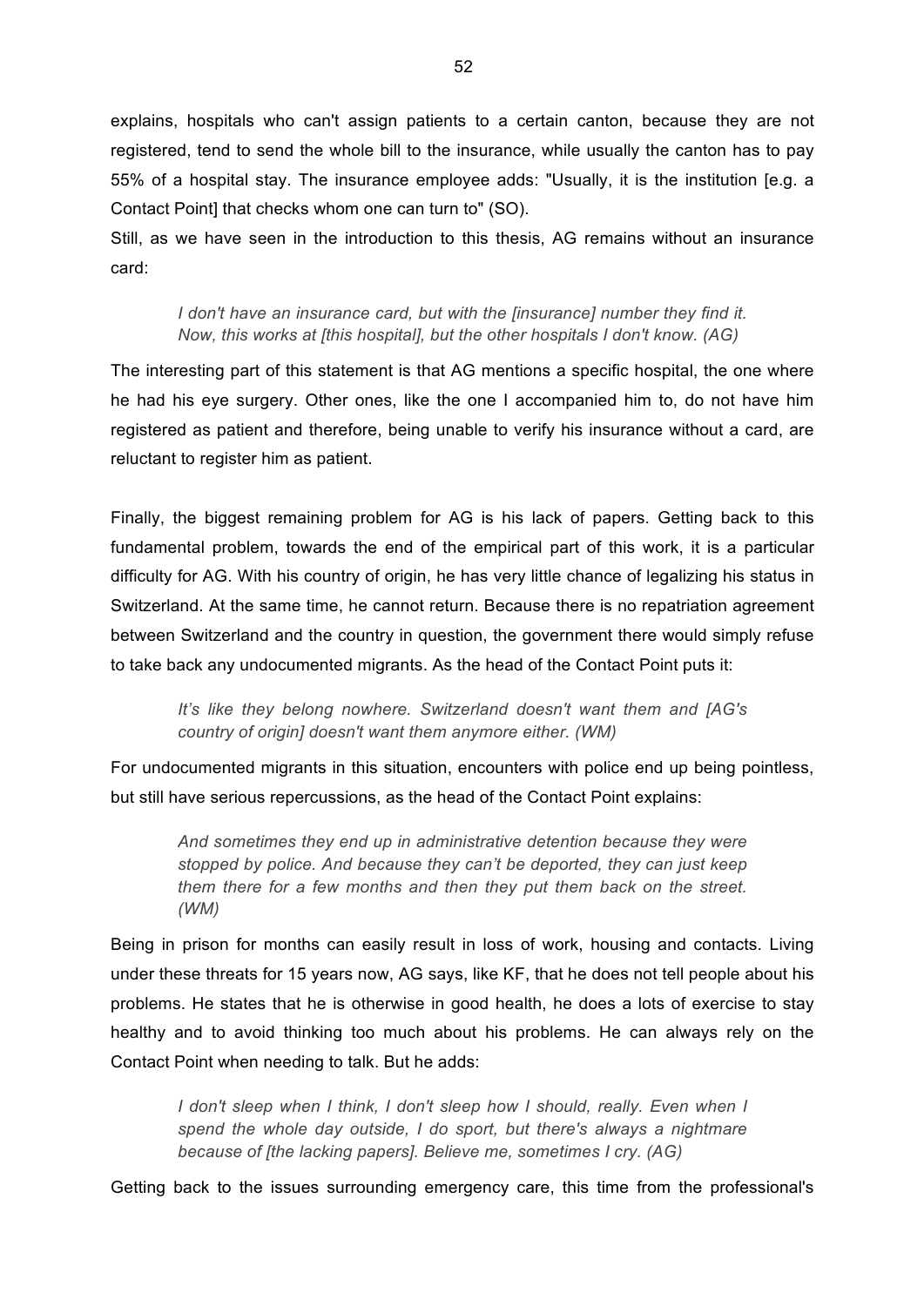explains, hospitals who can't assign patients to a certain canton, because they are not registered, tend to send the whole bill to the insurance, while usually the canton has to pay 55% of a hospital stay. The insurance employee adds: "Usually, it is the institution [e.g. a Contact Point] that checks whom one can turn to" (SO).

Still, as we have seen in the introduction to this thesis, AG remains without an insurance card:

> *I don't have an insurance card, but with the [insurance] number they find it. Now, this works at [this hospital], but the other hospitals I don't know. (AG)*

The interesting part of this statement is that AG mentions a specific hospital, the one where he had his eye surgery. Other ones, like the one I accompanied him to, do not have him registered as patient and therefore, being unable to verify his insurance without a card, are reluctant to register him as patient.

Finally, the biggest remaining problem for AG is his lack of papers. Getting back to this fundamental problem, towards the end of the empirical part of this work, it is a particular difficulty for AG. With his country of origin, he has very little chance of legalizing his status in Switzerland. At the same time, he cannot return. Because there is no repatriation agreement between Switzerland and the country in question, the government there would simply refuse to take back any undocumented migrants. As the head of the Contact Point puts it:

> *It's like they belong nowhere. Switzerland doesn't want them and [AG's country of origin] doesn't want them anymore either. (WM)*

For undocumented migrants in this situation, encounters with police end up being pointless, but still have serious repercussions, as the head of the Contact Point explains:

> *And sometimes they end up in administrative detention because they were stopped by police. And because they can't be deported, they can just keep them there for a few months and then they put them back on the street. (WM)*

Being in prison for months can easily result in loss of work, housing and contacts. Living under these threats for 15 years now, AG says, like KF, that he does not tell people about his problems. He states that he is otherwise in good health, he does a lots of exercise to stay healthy and to avoid thinking too much about his problems. He can always rely on the Contact Point when needing to talk. But he adds:

> *I don't sleep when I think, I don't sleep how I should, really. Even when I spend the whole day outside, I do sport, but there's always a nightmare because of [the lacking papers]. Believe me, sometimes I cry. (AG)*

Getting back to the issues surrounding emergency care, this time from the professional's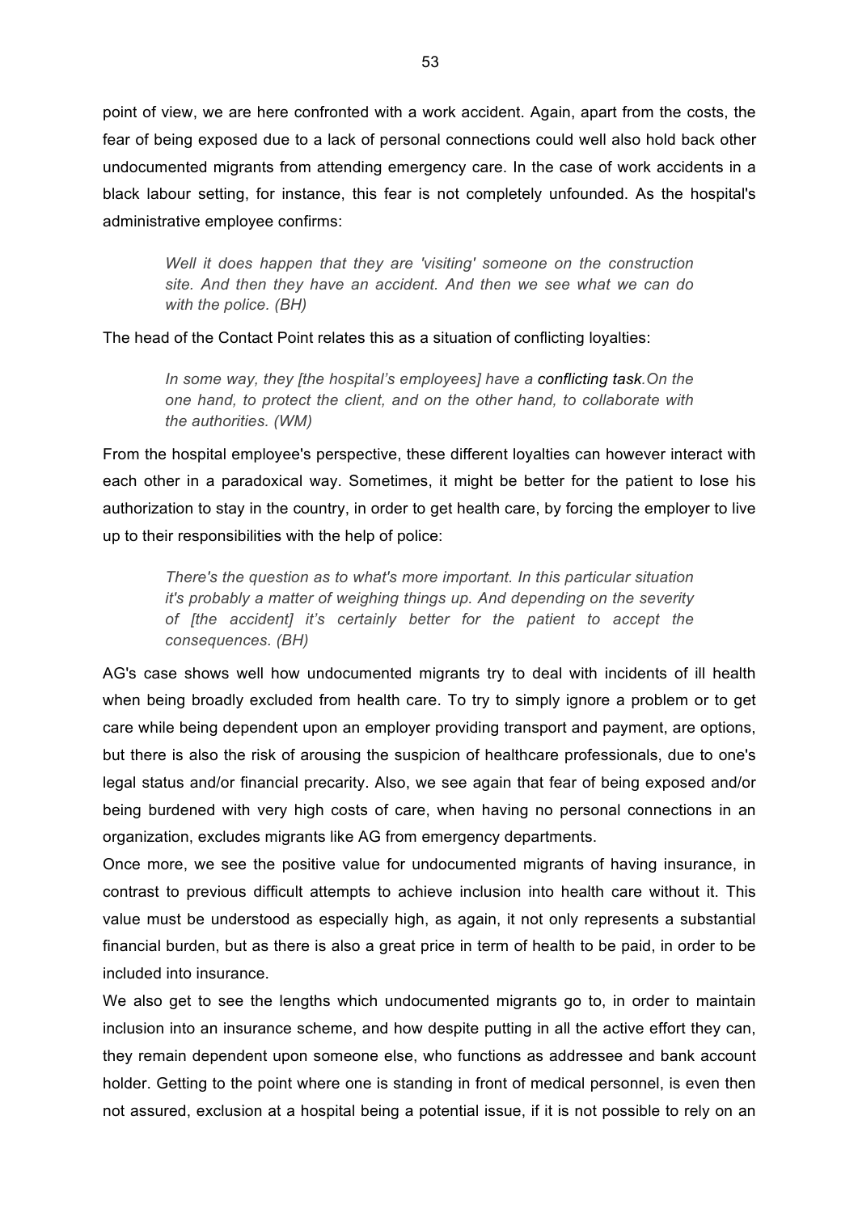point of view, we are here confronted with a work accident. Again, apart from the costs, the fear of being exposed due to a lack of personal connections could well also hold back other undocumented migrants from attending emergency care. In the case of work accidents in a black labour setting, for instance, this fear is not completely unfounded. As the hospital's administrative employee confirms:

> *Well it does happen that they are 'visiting' someone on the construction site. And then they have an accident. And then we see what we can do with the police. (BH)*

The head of the Contact Point relates this as a situation of conflicting loyalties:

> *In some way, they [the hospital's employees] have a conflicting task.On the one hand, to protect the client, and on the other hand, to collaborate with the authorities. (WM)*

From the hospital employee's perspective, these different loyalties can however interact with each other in a paradoxical way. Sometimes, it might be better for the patient to lose his authorization to stay in the country, in order to get health care, by forcing the employer to live up to their responsibilities with the help of police:

> *There's the question as to what's more important. In this particular situation it's probably a matter of weighing things up. And depending on the severity of [the accident] it's certainly better for the patient to accept the consequences. (BH)*

AG's case shows well how undocumented migrants try to deal with incidents of ill health when being broadly excluded from health care. To try to simply ignore a problem or to get care while being dependent upon an employer providing transport and payment, are options, but there is also the risk of arousing the suspicion of healthcare professionals, due to one's legal status and/or financial precarity. Also, we see again that fear of being exposed and/or being burdened with very high costs of care, when having no personal connections in an organization, excludes migrants like AG from emergency departments.

Once more, we see the positive value for undocumented migrants of having insurance, in contrast to previous difficult attempts to achieve inclusion into health care without it. This value must be understood as especially high, as again, it not only represents a substantial financial burden, but as there is also a great price in term of health to be paid, in order to be included into insurance.

We also get to see the lengths which undocumented migrants go to, in order to maintain inclusion into an insurance scheme, and how despite putting in all the active effort they can, they remain dependent upon someone else, who functions as addressee and bank account holder. Getting to the point where one is standing in front of medical personnel, is even then not assured, exclusion at a hospital being a potential issue, if it is not possible to rely on an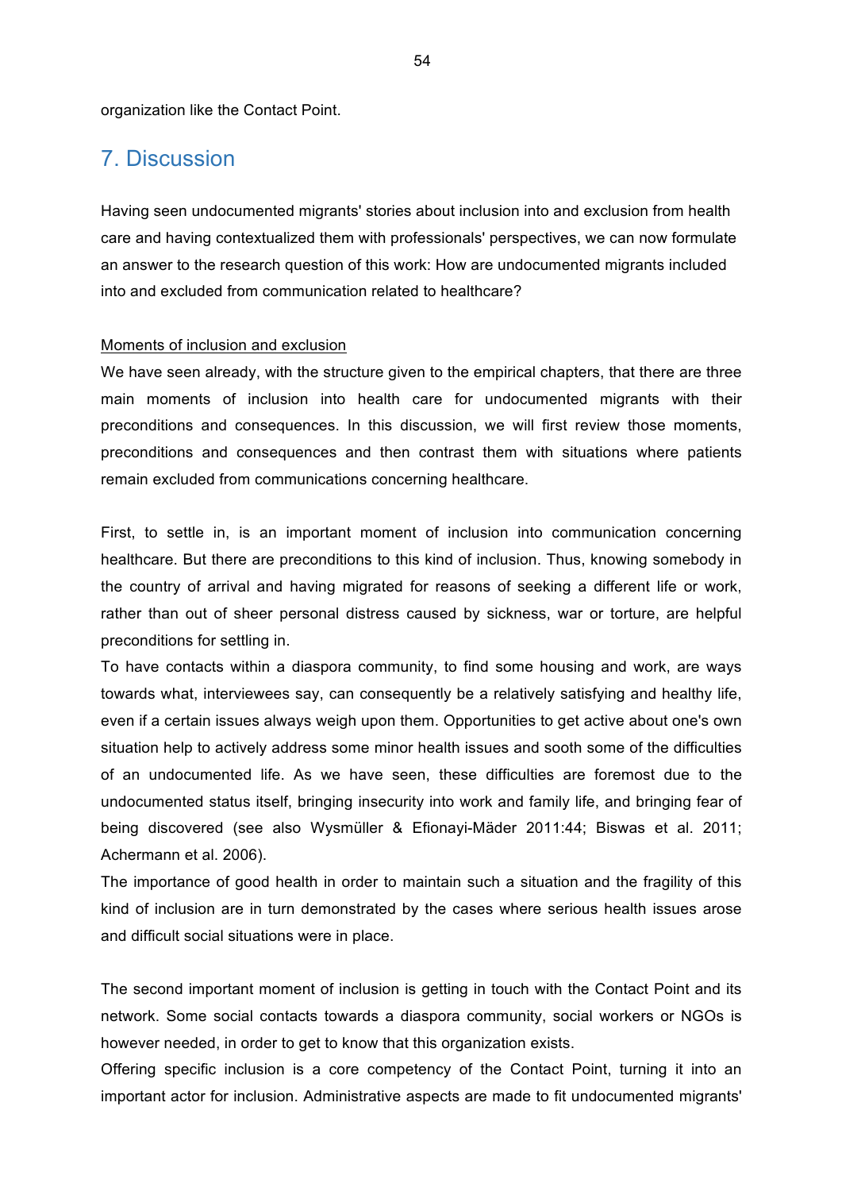organization like the Contact Point.

# 7. Discussion

Having seen undocumented migrants' stories about inclusion into and exclusion from health care and having contextualized them with professionals' perspectives, we can now formulate an answer to the research question of this work: How are undocumented migrants included into and excluded from communication related to healthcare?

<u>Moments of inclusion and exclusion</u>

We have seen already, with the structure given to the empirical chapters, that there are three main moments of inclusion into health care for undocumented migrants with their preconditions and consequences. In this discussion, we will first review those moments, preconditions and consequences and then contrast them with situations where patients remain excluded from communications concerning healthcare.

First, to settle in, is an important moment of inclusion into communication concerning healthcare. But there are preconditions to this kind of inclusion. Thus, knowing somebody in the country of arrival and having migrated for reasons of seeking a different life or work, rather than out of sheer personal distress caused by sickness, war or torture, are helpful preconditions for settling in.

To have contacts within a diaspora community, to find some housing and work, are ways towards what, interviewees say, can consequently be a relatively satisfying and healthy life, even if a certain issues always weigh upon them. Opportunities to get active about one's own situation help to actively address some minor health issues and sooth some of the difficulties of an undocumented life. As we have seen, these difficulties are foremost due to the undocumented status itself, bringing insecurity into work and family life, and bringing fear of being discovered (see also Wysmüller & Efionayi-Mäder 2011:44; Biswas et al. 2011; Achermann et al. 2006).

The importance of good health in order to maintain such a situation and the fragility of this kind of inclusion are in turn demonstrated by the cases where serious health issues arose and difficult social situations were in place.

The second important moment of inclusion is getting in touch with the Contact Point and its network. Some social contacts towards a diaspora community, social workers or NGOs is however needed, in order to get to know that this organization exists.

Offering specific inclusion is a core competency of the Contact Point, turning it into an important actor for inclusion. Administrative aspects are made to fit undocumented migrants'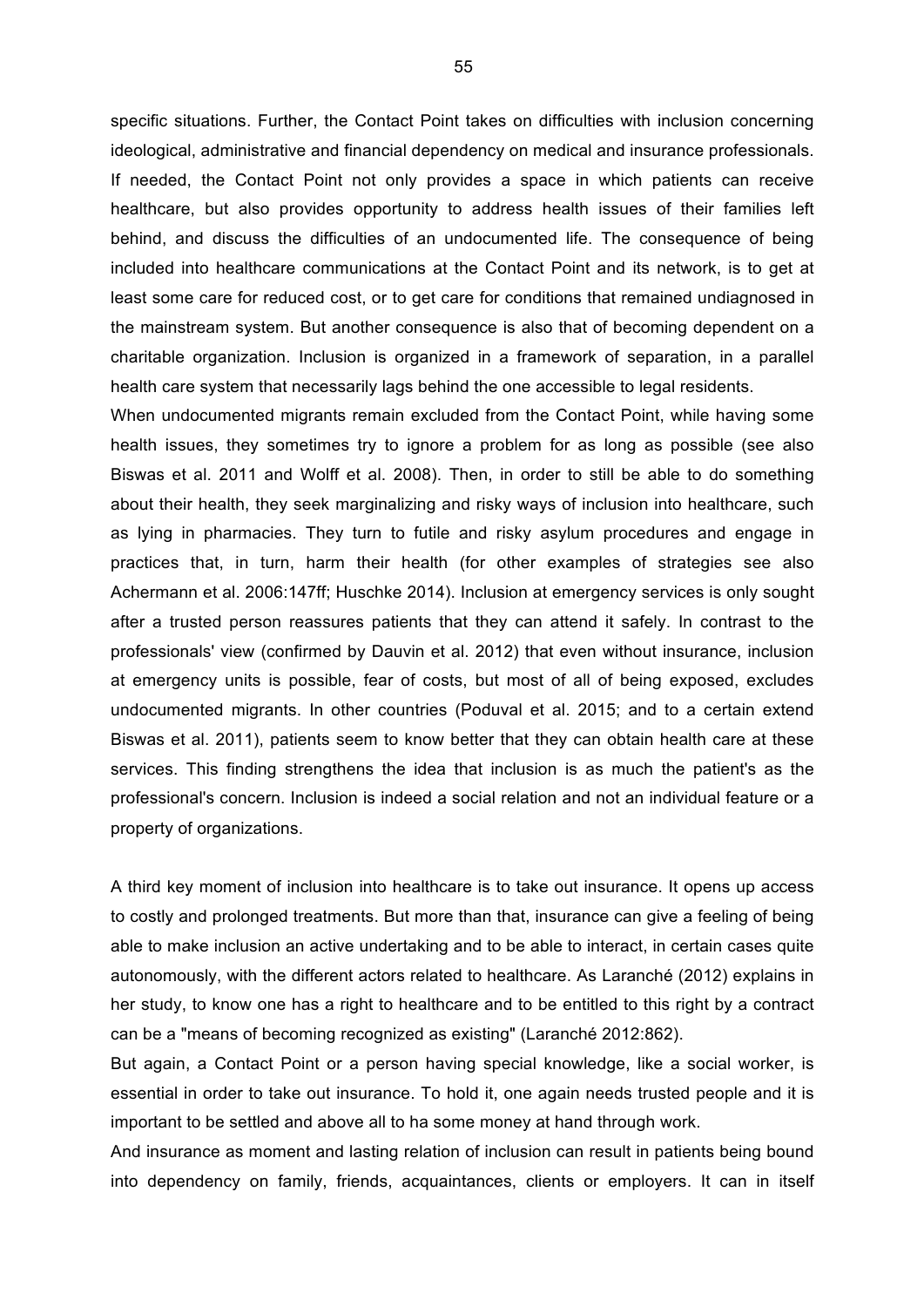specific situations. Further, the Contact Point takes on difficulties with inclusion concerning ideological, administrative and financial dependency on medical and insurance professionals. If needed, the Contact Point not only provides a space in which patients can receive healthcare, but also provides opportunity to address health issues of their families left behind, and discuss the difficulties of an undocumented life. The consequence of being included into healthcare communications at the Contact Point and its network, is to get at least some care for reduced cost, or to get care for conditions that remained undiagnosed in the mainstream system. But another consequence is also that of becoming dependent on a charitable organization. Inclusion is organized in a framework of separation, in a parallel health care system that necessarily lags behind the one accessible to legal residents.

When undocumented migrants remain excluded from the Contact Point, while having some health issues, they sometimes try to ignore a problem for as long as possible (see also Biswas et al. 2011 and Wolff et al. 2008). Then, in order to still be able to do something about their health, they seek marginalizing and risky ways of inclusion into healthcare, such as lying in pharmacies. They turn to futile and risky asylum procedures and engage in practices that, in turn, harm their health (for other examples of strategies see also Achermann et al. 2006:147ff; Huschke 2014). Inclusion at emergency services is only sought after a trusted person reassures patients that they can attend it safely. In contrast to the professionals' view (confirmed by Dauvin et al. 2012) that even without insurance, inclusion at emergency units is possible, fear of costs, but most of all of being exposed, excludes undocumented migrants. In other countries (Poduval et al. 2015; and to a certain extend Biswas et al. 2011), patients seem to know better that they can obtain health care at these services. This finding strengthens the idea that inclusion is as much the patient's as the professional's concern. Inclusion is indeed a social relation and not an individual feature or a property of organizations.

A third key moment of inclusion into healthcare is to take out insurance. It opens up access to costly and prolonged treatments. But more than that, insurance can give a feeling of being able to make inclusion an active undertaking and to be able to interact, in certain cases quite autonomously, with the different actors related to healthcare. As Laranché (2012) explains in her study, to know one has a right to healthcare and to be entitled to this right by a contract can be a "means of becoming recognized as existing" (Laranché 2012:862).

But again, a Contact Point or a person having special knowledge, like a social worker, is essential in order to take out insurance. To hold it, one again needs trusted people and it is important to be settled and above all to ha some money at hand through work.

And insurance as moment and lasting relation of inclusion can result in patients being bound into dependency on family, friends, acquaintances, clients or employers. It can in itself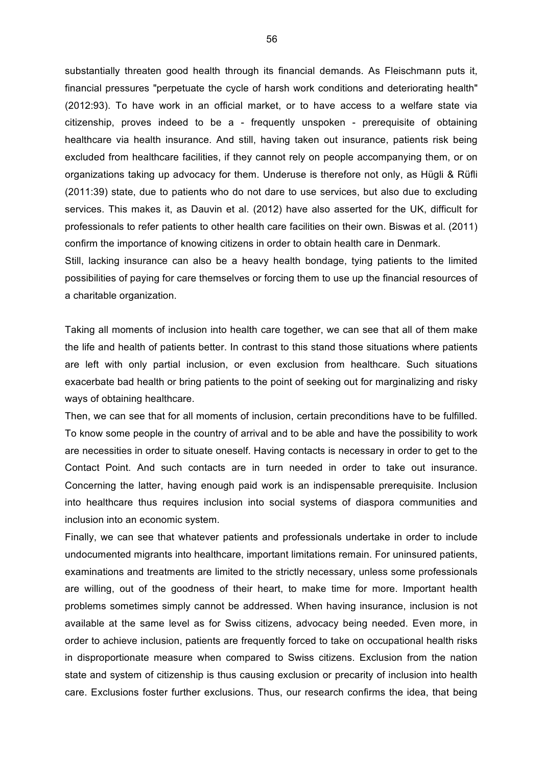substantially threaten good health through its financial demands. As Fleischmann puts it, financial pressures "perpetuate the cycle of harsh work conditions and deteriorating health" (2012:93). To have work in an official market, or to have access to a welfare state via citizenship, proves indeed to be a - frequently unspoken - prerequisite of obtaining healthcare via health insurance. And still, having taken out insurance, patients risk being excluded from healthcare facilities, if they cannot rely on people accompanying them, or on organizations taking up advocacy for them. Underuse is therefore not only, as Hügli & Rüfli (2011:39) state, due to patients who do not dare to use services, but also due to excluding services. This makes it, as Dauvin et al. (2012) have also asserted for the UK, difficult for professionals to refer patients to other health care facilities on their own. Biswas et al. (2011) confirm the importance of knowing citizens in order to obtain health care in Denmark.

Still, lacking insurance can also be a heavy health bondage, tying patients to the limited possibilities of paying for care themselves or forcing them to use up the financial resources of a charitable organization.

Taking all moments of inclusion into health care together, we can see that all of them make the life and health of patients better. In contrast to this stand those situations where patients are left with only partial inclusion, or even exclusion from healthcare. Such situations exacerbate bad health or bring patients to the point of seeking out for marginalizing and risky ways of obtaining healthcare.

Then, we can see that for all moments of inclusion, certain preconditions have to be fulfilled. To know some people in the country of arrival and to be able and have the possibility to work are necessities in order to situate oneself. Having contacts is necessary in order to get to the Contact Point. And such contacts are in turn needed in order to take out insurance. Concerning the latter, having enough paid work is an indispensable prerequisite. Inclusion into healthcare thus requires inclusion into social systems of diaspora communities and inclusion into an economic system.

Finally, we can see that whatever patients and professionals undertake in order to include undocumented migrants into healthcare, important limitations remain. For uninsured patients, examinations and treatments are limited to the strictly necessary, unless some professionals are willing, out of the goodness of their heart, to make time for more. Important health problems sometimes simply cannot be addressed. When having insurance, inclusion is not available at the same level as for Swiss citizens, advocacy being needed. Even more, in order to achieve inclusion, patients are frequently forced to take on occupational health risks in disproportionate measure when compared to Swiss citizens. Exclusion from the nation state and system of citizenship is thus causing exclusion or precarity of inclusion into health care. Exclusions foster further exclusions. Thus, our research confirms the idea, that being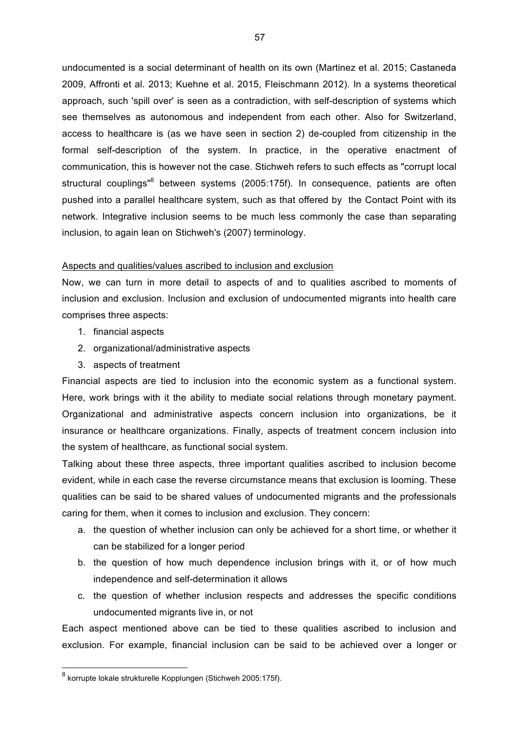undocumented is a social determinant of health on its own (Martinez et al. 2015; Castaneda 2009, Affronti et al. 2013; Kuehne et al. 2015, Fleischmann 2012). In a systems theoretical approach, such 'spill over' is seen as a contradiction, with self-description of systems which see themselves as autonomous and independent from each other. Also for Switzerland, access to healthcare is (as we have seen in section 2) de-coupled from citizenship in the formal self-description of the system. In practice, in the operative enactment of communication, this is however not the case. Stichweh refers to such effects as "corrupt local structural couplings"[8] between systems (2005:175f). In consequence, patients are often pushed into a parallel healthcare system, such as that offered by the Contact Point with its network. Integrative inclusion seems to be much less commonly the case than separating inclusion, to again lean on Stichweh's (2007) terminology.

Aspects and qualities/values ascribed to inclusion and exclusion

Now, we can turn in more detail to aspects of and to qualities ascribed to moments of inclusion and exclusion. Inclusion and exclusion of undocumented migrants into health care comprises three aspects:

1. financial aspects
2. organizational/administrative aspects
3. aspects of treatment

Financial aspects are tied to inclusion into the economic system as a functional system. Here, work brings with it the ability to mediate social relations through monetary payment. Organizational and administrative aspects concern inclusion into organizations, be it insurance or healthcare organizations. Finally, aspects of treatment concern inclusion into the system of healthcare, as functional social system.

Talking about these three aspects, three important qualities ascribed to inclusion become evident, while in each case the reverse circumstance means that exclusion is looming. These qualities can be said to be shared values of undocumented migrants and the professionals caring for them, when it comes to inclusion and exclusion. They concern:

a. the question of whether inclusion can only be achieved for a short time, or whether it can be stabilized for a longer period
b. the question of how much dependence inclusion brings with it, or of how much independence and self-determination it allows
c. the question of whether inclusion respects and addresses the specific conditions undocumented migrants live in, or not

Each aspect mentioned above can be tied to these qualities ascribed to inclusion and exclusion. For example, financial inclusion can be said to be achieved over a longer or

[8] korrupte lokale strukturelle Kopplungen (Stichweh 2005:175f).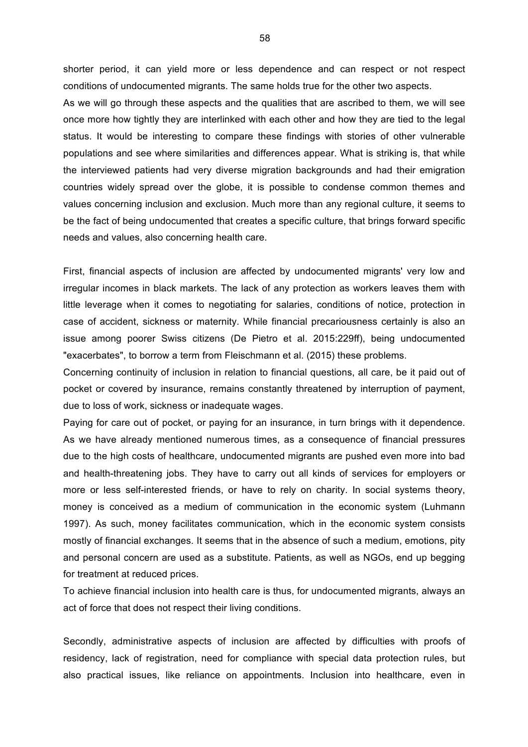shorter period, it can yield more or less dependence and can respect or not respect conditions of undocumented migrants. The same holds true for the other two aspects.
As we will go through these aspects and the qualities that are ascribed to them, we will see once more how tightly they are interlinked with each other and how they are tied to the legal status. It would be interesting to compare these findings with stories of other vulnerable populations and see where similarities and differences appear. What is striking is, that while the interviewed patients had very diverse migration backgrounds and had their emigration countries widely spread over the globe, it is possible to condense common themes and values concerning inclusion and exclusion. Much more than any regional culture, it seems to be the fact of being undocumented that creates a specific culture, that brings forward specific needs and values, also concerning health care.

First, financial aspects of inclusion are affected by undocumented migrants' very low and irregular incomes in black markets. The lack of any protection as workers leaves them with little leverage when it comes to negotiating for salaries, conditions of notice, protection in case of accident, sickness or maternity. While financial precariousness certainly is also an issue among poorer Swiss citizens (De Pietro et al. 2015:229ff), being undocumented "exacerbates", to borrow a term from Fleischmann et al. (2015) these problems.
Concerning continuity of inclusion in relation to financial questions, all care, be it paid out of pocket or covered by insurance, remains constantly threatened by interruption of payment, due to loss of work, sickness or inadequate wages.
Paying for care out of pocket, or paying for an insurance, in turn brings with it dependence. As we have already mentioned numerous times, as a consequence of financial pressures due to the high costs of healthcare, undocumented migrants are pushed even more into bad and health-threatening jobs. They have to carry out all kinds of services for employers or more or less self-interested friends, or have to rely on charity. In social systems theory, money is conceived as a medium of communication in the economic system (Luhmann 1997). As such, money facilitates communication, which in the economic system consists mostly of financial exchanges. It seems that in the absence of such a medium, emotions, pity and personal concern are used as a substitute. Patients, as well as NGOs, end up begging for treatment at reduced prices.
To achieve financial inclusion into health care is thus, for undocumented migrants, always an act of force that does not respect their living conditions.

Secondly, administrative aspects of inclusion are affected by difficulties with proofs of residency, lack of registration, need for compliance with special data protection rules, but also practical issues, like reliance on appointments. Inclusion into healthcare, even in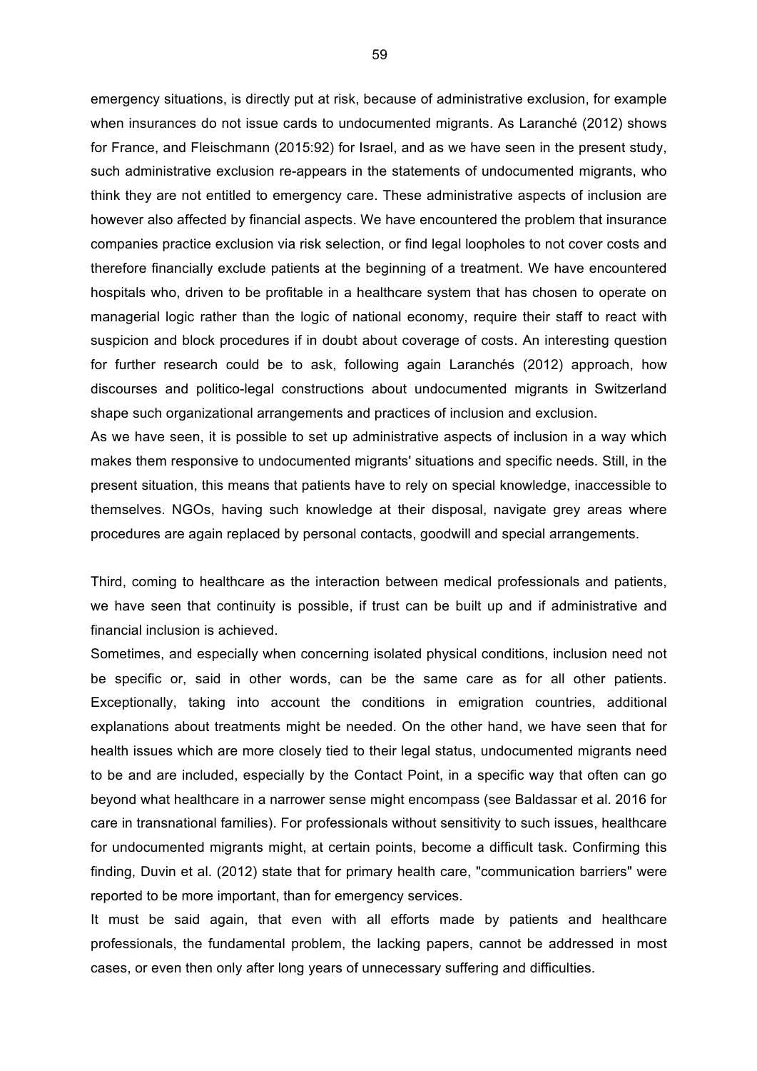emergency situations, is directly put at risk, because of administrative exclusion, for example when insurances do not issue cards to undocumented migrants. As Laranché (2012) shows for France, and Fleischmann (2015:92) for Israel, and as we have seen in the present study, such administrative exclusion re-appears in the statements of undocumented migrants, who think they are not entitled to emergency care. These administrative aspects of inclusion are however also affected by financial aspects. We have encountered the problem that insurance companies practice exclusion via risk selection, or find legal loopholes to not cover costs and therefore financially exclude patients at the beginning of a treatment. We have encountered hospitals who, driven to be profitable in a healthcare system that has chosen to operate on managerial logic rather than the logic of national economy, require their staff to react with suspicion and block procedures if in doubt about coverage of costs. An interesting question for further research could be to ask, following again Laranchés (2012) approach, how discourses and politico-legal constructions about undocumented migrants in Switzerland shape such organizational arrangements and practices of inclusion and exclusion.

As we have seen, it is possible to set up administrative aspects of inclusion in a way which makes them responsive to undocumented migrants' situations and specific needs. Still, in the present situation, this means that patients have to rely on special knowledge, inaccessible to themselves. NGOs, having such knowledge at their disposal, navigate grey areas where procedures are again replaced by personal contacts, goodwill and special arrangements.

Third, coming to healthcare as the interaction between medical professionals and patients, we have seen that continuity is possible, if trust can be built up and if administrative and financial inclusion is achieved.

Sometimes, and especially when concerning isolated physical conditions, inclusion need not be specific or, said in other words, can be the same care as for all other patients. Exceptionally, taking into account the conditions in emigration countries, additional explanations about treatments might be needed. On the other hand, we have seen that for health issues which are more closely tied to their legal status, undocumented migrants need to be and are included, especially by the Contact Point, in a specific way that often can go beyond what healthcare in a narrower sense might encompass (see Baldassar et al. 2016 for care in transnational families). For professionals without sensitivity to such issues, healthcare for undocumented migrants might, at certain points, become a difficult task. Confirming this finding, Duvin et al. (2012) state that for primary health care, "communication barriers" were reported to be more important, than for emergency services.

It must be said again, that even with all efforts made by patients and healthcare professionals, the fundamental problem, the lacking papers, cannot be addressed in most cases, or even then only after long years of unnecessary suffering and difficulties.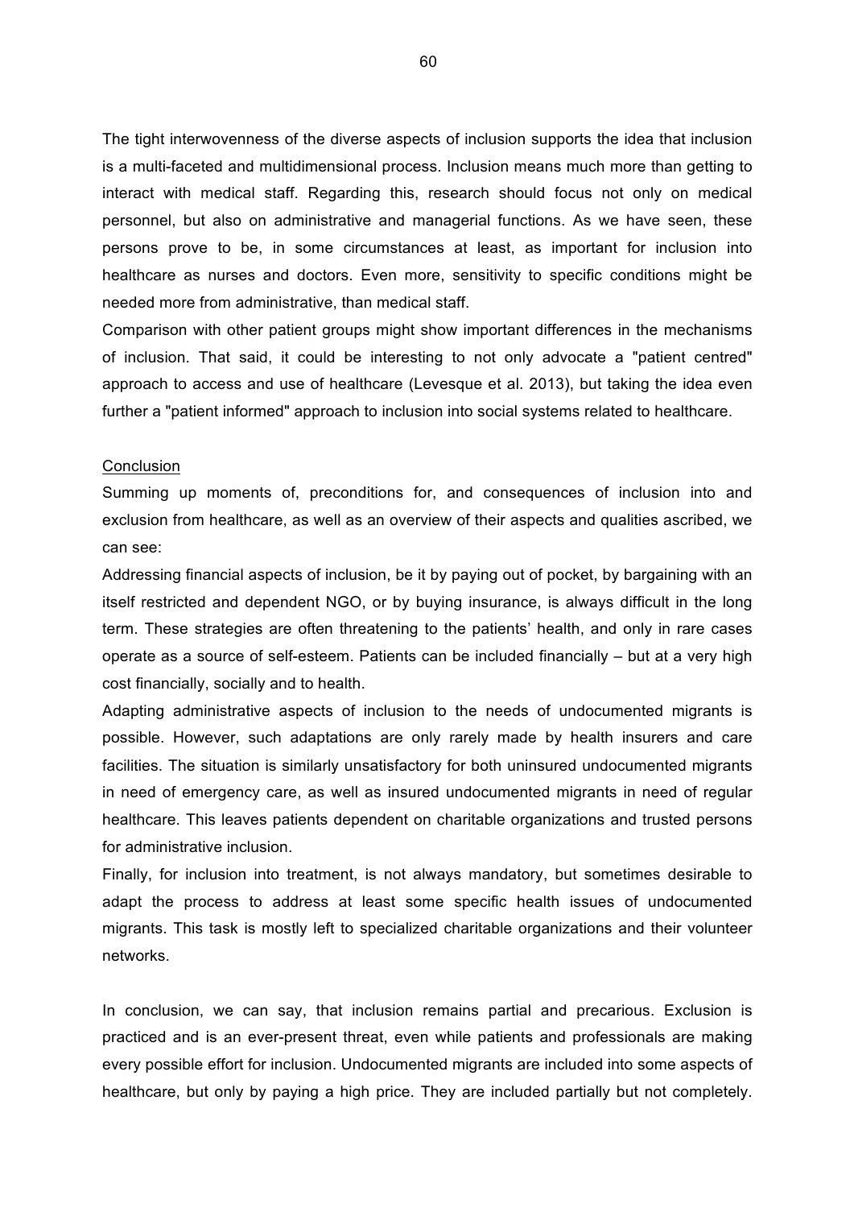The tight interwovenness of the diverse aspects of inclusion supports the idea that inclusion is a multi-faceted and multidimensional process. Inclusion means much more than getting to interact with medical staff. Regarding this, research should focus not only on medical personnel, but also on administrative and managerial functions. As we have seen, these persons prove to be, in some circumstances at least, as important for inclusion into healthcare as nurses and doctors. Even more, sensitivity to specific conditions might be needed more from administrative, than medical staff.

Comparison with other patient groups might show important differences in the mechanisms of inclusion. That said, it could be interesting to not only advocate a "patient centred" approach to access and use of healthcare (Levesque et al. 2013), but taking the idea even further a "patient informed" approach to inclusion into social systems related to healthcare.

## Conclusion

Summing up moments of, preconditions for, and consequences of inclusion into and exclusion from healthcare, as well as an overview of their aspects and qualities ascribed, we can see:

Addressing financial aspects of inclusion, be it by paying out of pocket, by bargaining with an itself restricted and dependent NGO, or by buying insurance, is always difficult in the long term. These strategies are often threatening to the patients' health, and only in rare cases operate as a source of self-esteem. Patients can be included financially – but at a very high cost financially, socially and to health.

Adapting administrative aspects of inclusion to the needs of undocumented migrants is possible. However, such adaptations are only rarely made by health insurers and care facilities. The situation is similarly unsatisfactory for both uninsured undocumented migrants in need of emergency care, as well as insured undocumented migrants in need of regular healthcare. This leaves patients dependent on charitable organizations and trusted persons for administrative inclusion.

Finally, for inclusion into treatment, is not always mandatory, but sometimes desirable to adapt the process to address at least some specific health issues of undocumented migrants. This task is mostly left to specialized charitable organizations and their volunteer networks.

In conclusion, we can say, that inclusion remains partial and precarious. Exclusion is practiced and is an ever-present threat, even while patients and professionals are making every possible effort for inclusion. Undocumented migrants are included into some aspects of healthcare, but only by paying a high price. They are included partially but not completely.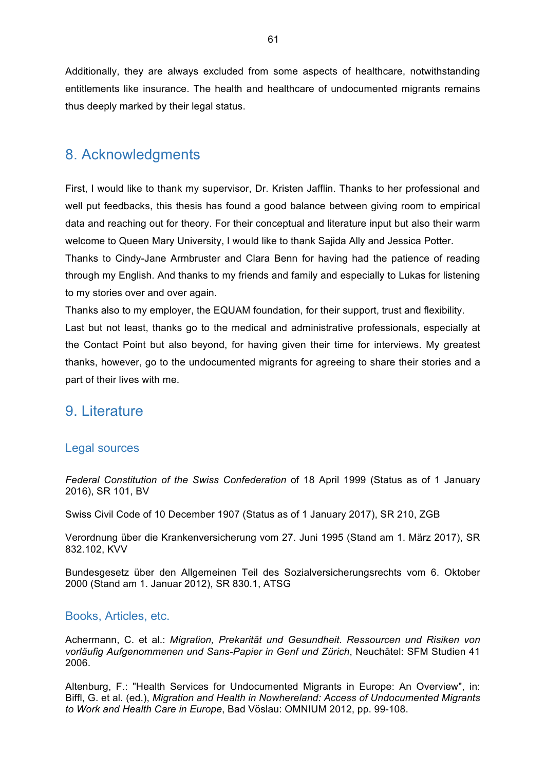Additionally, they are always excluded from some aspects of healthcare, notwithstanding entitlements like insurance. The health and healthcare of undocumented migrants remains thus deeply marked by their legal status.

## 8. Acknowledgments

First, I would like to thank my supervisor, Dr. Kristen Jafflin. Thanks to her professional and well put feedbacks, this thesis has found a good balance between giving room to empirical data and reaching out for theory. For their conceptual and literature input but also their warm welcome to Queen Mary University, I would like to thank Sajida Ally and Jessica Potter.
Thanks to Cindy-Jane Armbruster and Clara Benn for having had the patience of reading through my English. And thanks to my friends and family and especially to Lukas for listening to my stories over and over again.
Thanks also to my employer, the EQUAM foundation, for their support, trust and flexibility.
Last but not least, thanks go to the medical and administrative professionals, especially at the Contact Point but also beyond, for having given their time for interviews. My greatest thanks, however, go to the undocumented migrants for agreeing to share their stories and a part of their lives with me.

## 9. Literature

### Legal sources

*Federal Constitution of the Swiss Confederation* of 18 April 1999 (Status as of 1 January 2016), SR 101, BV

Swiss Civil Code of 10 December 1907 (Status as of 1 January 2017), SR 210, ZGB

Verordnung über die Krankenversicherung vom 27. Juni 1995 (Stand am 1. März 2017), SR 832.102, KVV

Bundesgesetz über den Allgemeinen Teil des Sozialversicherungsrechts vom 6. Oktober 2000 (Stand am 1. Januar 2012), SR 830.1, ATSG

### Books, Articles, etc.

Achermann, C. et al.: *Migration, Prekarität und Gesundheit. Ressourcen und Risiken von vorläufig Aufgenommenen und Sans-Papier in Genf und Zürich*, Neuchâtel: SFM Studien 41 2006.

Altenburg, F.: "Health Services for Undocumented Migrants in Europe: An Overview", in: Biffl, G. et al. (ed.), *Migration and Health in Nowhereland: Access of Undocumented Migrants to Work and Health Care in Europe*, Bad Vöslau: OMNIUM 2012, pp. 99-108.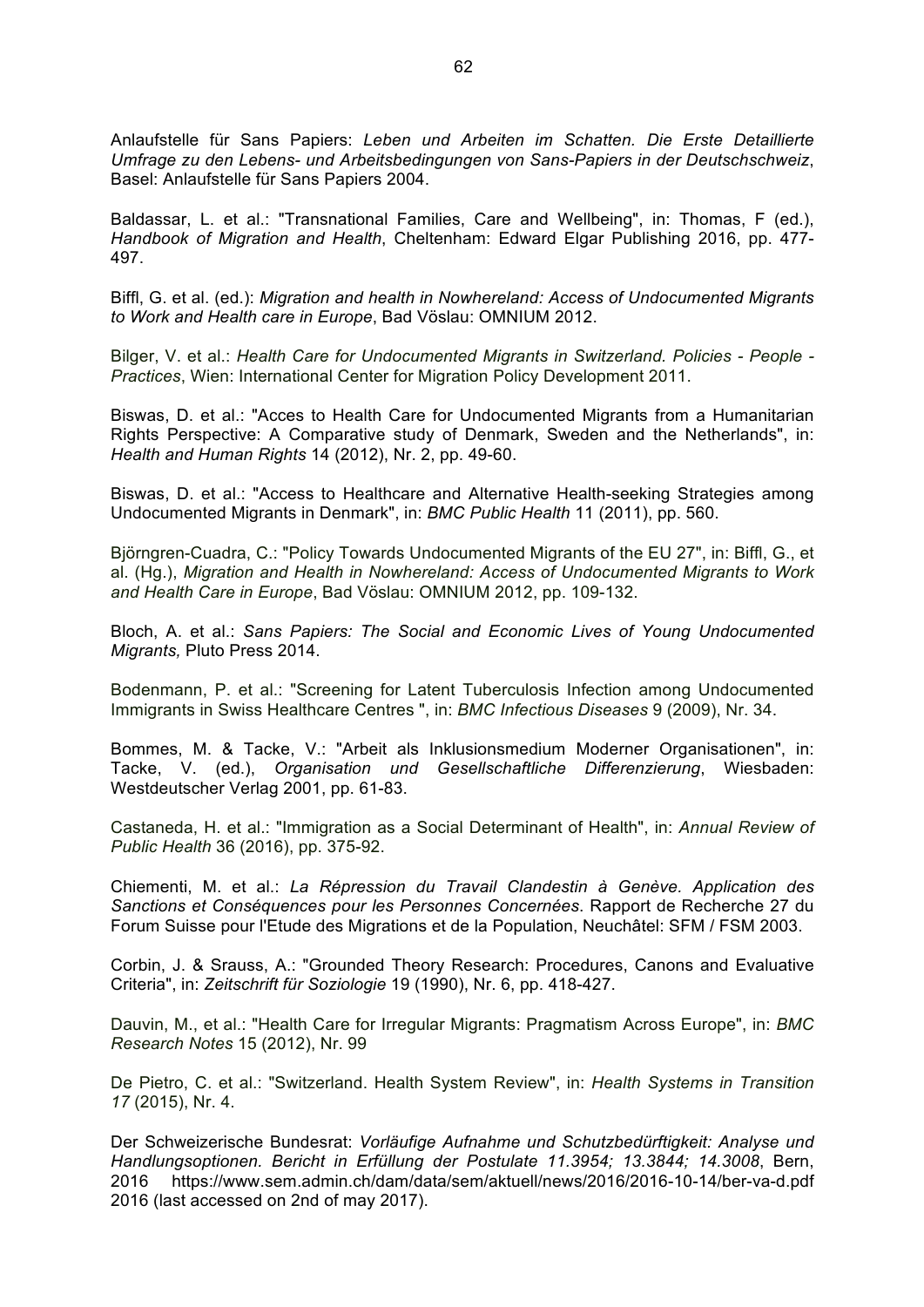Anlaufstelle für Sans Papiers: *Leben und Arbeiten im Schatten. Die Erste Detaillierte Umfrage zu den Lebens- und Arbeitsbedingungen von Sans-Papiers in der Deutschschweiz*, Basel: Anlaufstelle für Sans Papiers 2004.

Baldassar, L. et al.: "Transnational Families, Care and Wellbeing", in: Thomas, F (ed.), *Handbook of Migration and Health*, Cheltenham: Edward Elgar Publishing 2016, pp. 477-497.

Biffl, G. et al. (ed.): *Migration and health in Nowhereland: Access of Undocumented Migrants to Work and Health care in Europe*, Bad Vöslau: OMNIUM 2012.

Bilger, V. et al.: *Health Care for Undocumented Migrants in Switzerland. Policies - People - Practices*, Wien: International Center for Migration Policy Development 2011.

Biswas, D. et al.: "Acces to Health Care for Undocumented Migrants from a Humanitarian Rights Perspective: A Comparative study of Denmark, Sweden and the Netherlands", in: *Health and Human Rights* 14 (2012), Nr. 2, pp. 49-60.

Biswas, D. et al.: "Access to Healthcare and Alternative Health-seeking Strategies among Undocumented Migrants in Denmark", in: *BMC Public Health* 11 (2011), pp. 560.

Björngren-Cuadra, C.: "Policy Towards Undocumented Migrants of the EU 27", in: Biffl, G., et al. (Hg.), *Migration and Health in Nowhereland: Access of Undocumented Migrants to Work and Health Care in Europe*, Bad Vöslau: OMNIUM 2012, pp. 109-132.

Bloch, A. et al.: *Sans Papiers: The Social and Economic Lives of Young Undocumented Migrants,* Pluto Press 2014.

Bodenmann, P. et al.: "Screening for Latent Tuberculosis Infection among Undocumented Immigrants in Swiss Healthcare Centres ", in: *BMC Infectious Diseases* 9 (2009), Nr. 34.

Bommes, M. & Tacke, V.: "Arbeit als Inklusionsmedium Moderner Organisationen", in: Tacke, V. (ed.), *Organisation und Gesellschaftliche Differenzierung*, Wiesbaden: Westdeutscher Verlag 2001, pp. 61-83.

Castaneda, H. et al.: "Immigration as a Social Determinant of Health", in: *Annual Review of Public Health* 36 (2016), pp. 375-92.

Chiementi, M. et al.: *La Répression du Travail Clandestin à Genève. Application des Sanctions et Conséquences pour les Personnes Concernées*. Rapport de Recherche 27 du Forum Suisse pour l'Etude des Migrations et de la Population, Neuchâtel: SFM / FSM 2003.

Corbin, J. & Srauss, A.: "Grounded Theory Research: Procedures, Canons and Evaluative Criteria", in: *Zeitschrift für Soziologie* 19 (1990), Nr. 6, pp. 418-427.

Dauvin, M., et al.: "Health Care for Irregular Migrants: Pragmatism Across Europe", in: *BMC Research Notes* 15 (2012), Nr. 99

De Pietro, C. et al.: "Switzerland. Health System Review", in: *Health Systems in Transition 17* (2015), Nr. 4.

Der Schweizerische Bundesrat: *Vorläufige Aufnahme und Schutzbedürftigkeit: Analyse und Handlungsoptionen. Bericht in Erfüllung der Postulate 11.3954; 13.3844; 14.3008*, Bern, 2016 https://www.sem.admin.ch/dam/data/sem/aktuell/news/2016/2016-10-14/ber-va-d.pdf 2016 (last accessed on 2nd of may 2017).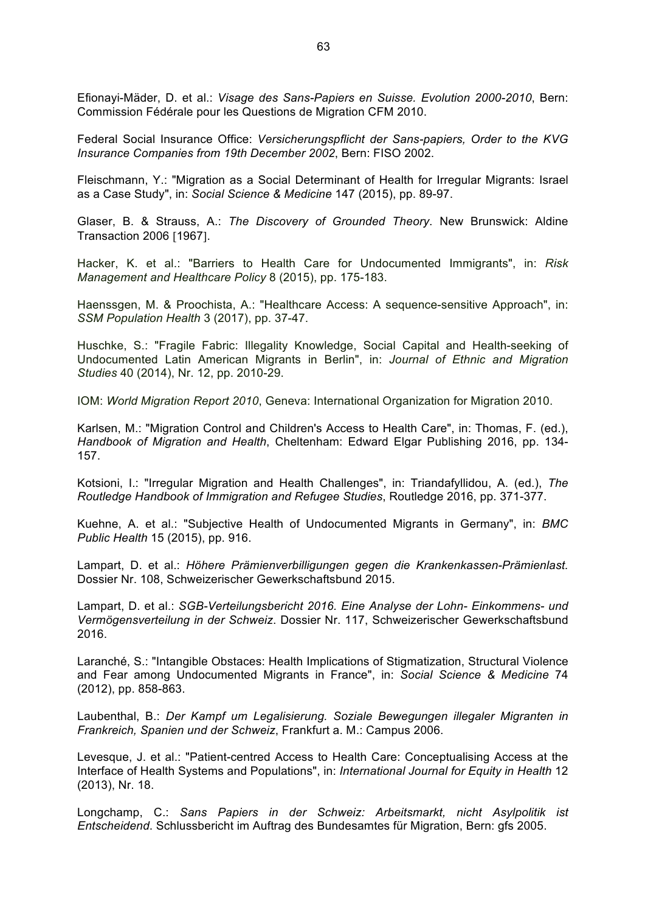Efionayi-Mäder, D. et al.: *Visage des Sans-Papiers en Suisse. Evolution 2000-2010*, Bern: Commission Fédérale pour les Questions de Migration CFM 2010.

Federal Social Insurance Office: *Versicherungspflicht der Sans-papiers, Order to the KVG Insurance Companies from 19th December 2002*, Bern: FISO 2002.

Fleischmann, Y.: "Migration as a Social Determinant of Health for Irregular Migrants: Israel as a Case Study", in: *Social Science & Medicine* 147 (2015), pp. 89-97.

Glaser, B. & Strauss, A.: *The Discovery of Grounded Theory*. New Brunswick: Aldine Transaction 2006 [1967].

Hacker, K. et al.: "Barriers to Health Care for Undocumented Immigrants", in: *Risk Management and Healthcare Policy* 8 (2015), pp. 175-183.

Haenssgen, M. & Proochista, A.: "Healthcare Access: A sequence-sensitive Approach", in: *SSM Population Health* 3 (2017), pp. 37-47.

Huschke, S.: "Fragile Fabric: Illegality Knowledge, Social Capital and Health-seeking of Undocumented Latin American Migrants in Berlin", in: *Journal of Ethnic and Migration Studies* 40 (2014), Nr. 12, pp. 2010-29.

IOM: *World Migration Report 2010*, Geneva: International Organization for Migration 2010.

Karlsen, M.: "Migration Control and Children's Access to Health Care", in: Thomas, F. (ed.), *Handbook of Migration and Health*, Cheltenham: Edward Elgar Publishing 2016, pp. 134-157.

Kotsioni, I.: "Irregular Migration and Health Challenges", in: Triandafyllidou, A. (ed.), *The Routledge Handbook of Immigration and Refugee Studies*, Routledge 2016, pp. 371-377.

Kuehne, A. et al.: "Subjective Health of Undocumented Migrants in Germany", in: *BMC Public Health* 15 (2015), pp. 916.

Lampart, D. et al.: *Höhere Prämienverbilligungen gegen die Krankenkassen-Prämienlast.* Dossier Nr. 108, Schweizerischer Gewerkschaftsbund 2015.

Lampart, D. et al.: *SGB-Verteilungsbericht 2016. Eine Analyse der Lohn- Einkommens- und Vermögensverteilung in der Schweiz*. Dossier Nr. 117, Schweizerischer Gewerkschaftsbund 2016.

Laranché, S.: "Intangible Obstaces: Health Implications of Stigmatization, Structural Violence and Fear among Undocumented Migrants in France", in: *Social Science & Medicine* 74 (2012), pp. 858-863.

Laubenthal, B.: *Der Kampf um Legalisierung. Soziale Bewegungen illegaler Migranten in Frankreich, Spanien und der Schweiz*, Frankfurt a. M.: Campus 2006.

Levesque, J. et al.: "Patient-centred Access to Health Care: Conceptualising Access at the Interface of Health Systems and Populations", in: *International Journal for Equity in Health* 12 (2013), Nr. 18.

Longchamp, C.: *Sans Papiers in der Schweiz: Arbeitsmarkt, nicht Asylpolitik ist Entscheidend*. Schlussbericht im Auftrag des Bundesamtes für Migration, Bern: gfs 2005.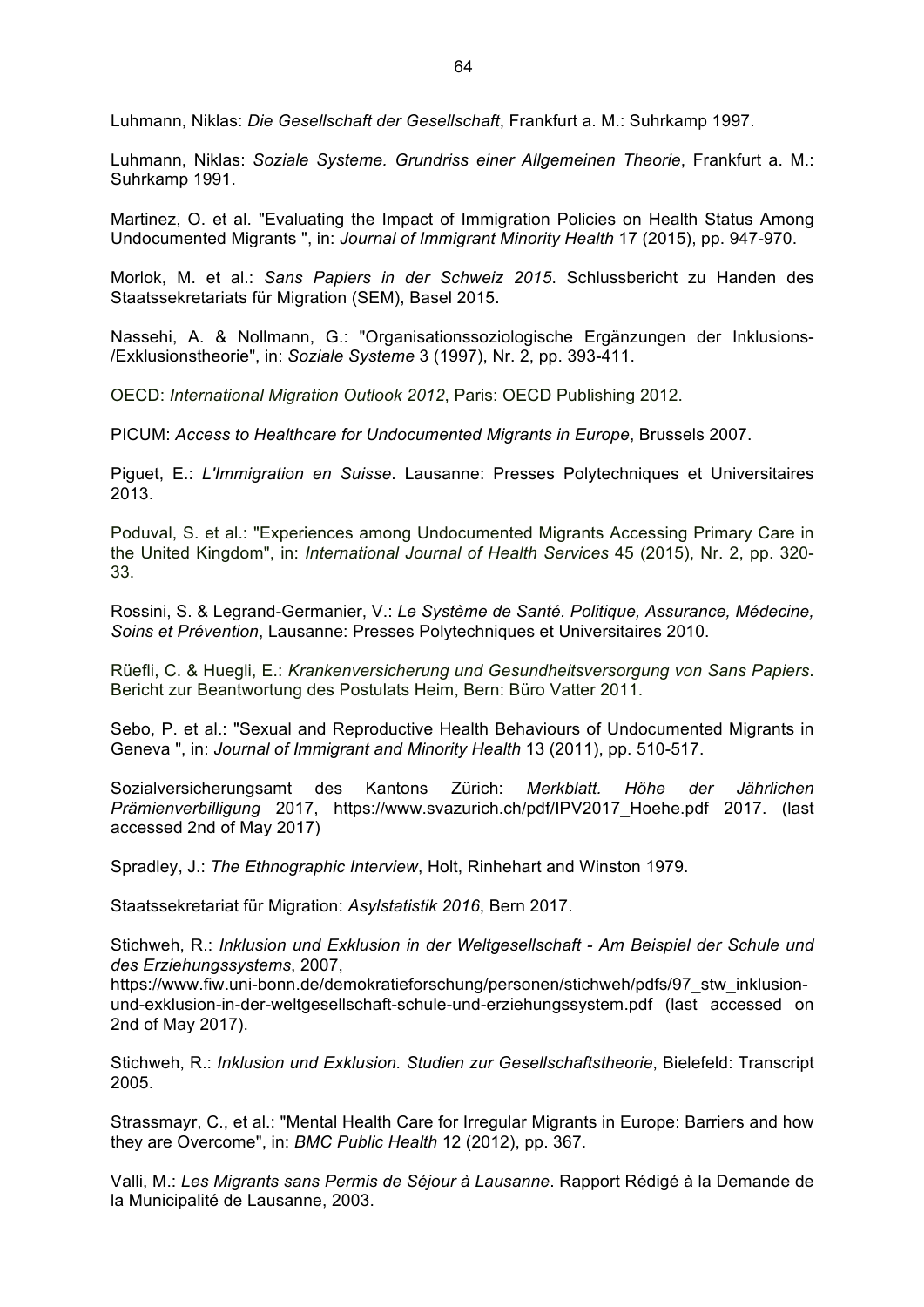Luhmann, Niklas: *Die Gesellschaft der Gesellschaft*, Frankfurt a. M.: Suhrkamp 1997.

Luhmann, Niklas: *Soziale Systeme. Grundriss einer Allgemeinen Theorie*, Frankfurt a. M.: Suhrkamp 1991.

Martinez, O. et al. "Evaluating the Impact of Immigration Policies on Health Status Among Undocumented Migrants ", in: *Journal of Immigrant Minority Health* 17 (2015), pp. 947-970.

Morlok, M. et al.: *Sans Papiers in der Schweiz 2015*. Schlussbericht zu Handen des Staatssekretariats für Migration (SEM), Basel 2015.

Nassehi, A. & Nollmann, G.: "Organisationssoziologische Ergänzungen der Inklusions-/Exklusionstheorie", in: *Soziale Systeme* 3 (1997), Nr. 2, pp. 393-411.

OECD: *International Migration Outlook 2012*, Paris: OECD Publishing 2012.

PICUM: *Access to Healthcare for Undocumented Migrants in Europe*, Brussels 2007.

Piguet, E.: *L'Immigration en Suisse*. Lausanne: Presses Polytechniques et Universitaires 2013.

Poduval, S. et al.: "Experiences among Undocumented Migrants Accessing Primary Care in the United Kingdom", in: *International Journal of Health Services* 45 (2015), Nr. 2, pp. 320-33.

Rossini, S. & Legrand-Germanier, V.: *Le Système de Santé. Politique, Assurance, Médecine, Soins et Prévention*, Lausanne: Presses Polytechniques et Universitaires 2010.

Rüefli, C. & Huegli, E.: *Krankenversicherung und Gesundheitsversorgung von Sans Papiers*. Bericht zur Beantwortung des Postulats Heim, Bern: Büro Vatter 2011.

Sebo, P. et al.: "Sexual and Reproductive Health Behaviours of Undocumented Migrants in Geneva ", in: *Journal of Immigrant and Minority Health* 13 (2011), pp. 510-517.

Sozialversicherungsamt des Kantons Zürich: *Merkblatt. Höhe der Jährlichen Prämienverbilligung* 2017, https://www.svazurich.ch/pdf/IPV2017_Hoehe.pdf 2017. (last accessed 2nd of May 2017)

Spradley, J.: *The Ethnographic Interview*, Holt, Rinhehart and Winston 1979.

Staatssekretariat für Migration: *Asylstatistik 2016*, Bern 2017.

Stichweh, R.: *Inklusion und Exklusion in der Weltgesellschaft - Am Beispiel der Schule und des Erziehungssystems*, 2007, https://www.fiw.uni-bonn.de/demokratieforschung/personen/stichweh/pdfs/97_stw_inklusion-und-exklusion-in-der-weltgesellschaft-schule-und-erziehungssystem.pdf (last accessed on 2nd of May 2017).

Stichweh, R.: *Inklusion und Exklusion. Studien zur Gesellschaftstheorie*, Bielefeld: Transcript 2005.

Strassmayr, C., et al.: "Mental Health Care for Irregular Migrants in Europe: Barriers and how they are Overcome", in: *BMC Public Health* 12 (2012), pp. 367.

Valli, M.: *Les Migrants sans Permis de Séjour à Lausanne*. Rapport Rédigé à la Demande de la Municipalité de Lausanne, 2003.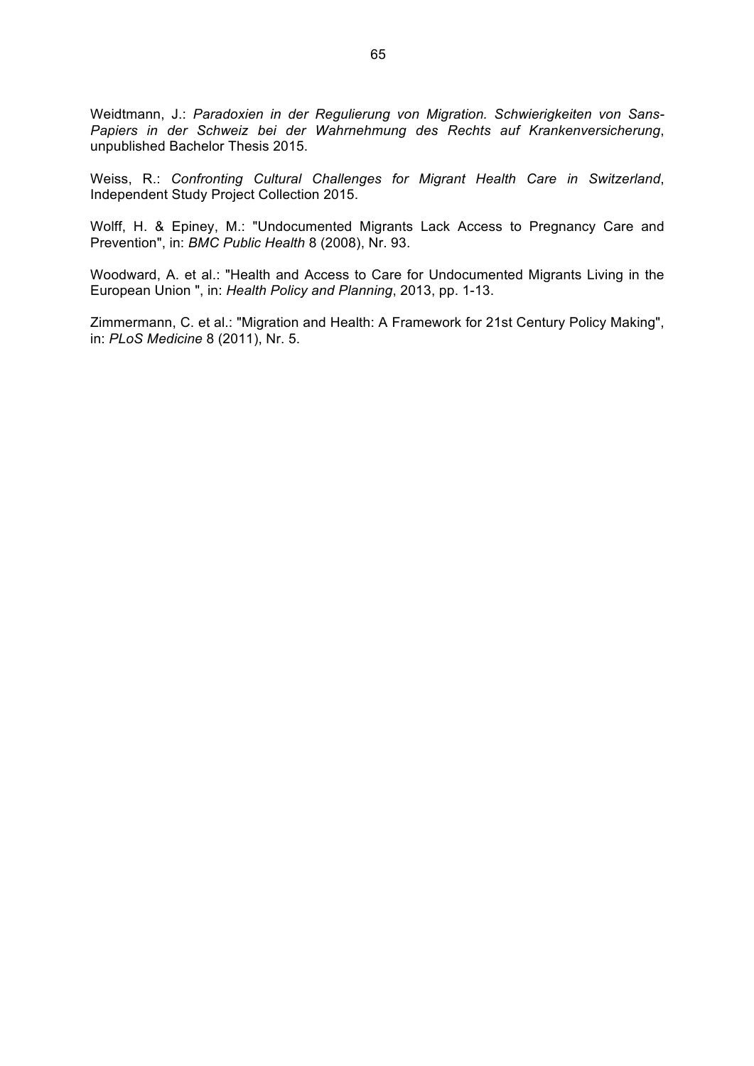Weidtmann, J.: *Paradoxien in der Regulierung von Migration. Schwierigkeiten von Sans-Papiers in der Schweiz bei der Wahrnehmung des Rechts auf Krankenversicherung*, unpublished Bachelor Thesis 2015.

Weiss, R.: *Confronting Cultural Challenges for Migrant Health Care in Switzerland*, Independent Study Project Collection 2015.

Wolff, H. & Epiney, M.: "Undocumented Migrants Lack Access to Pregnancy Care and Prevention", in: *BMC Public Health* 8 (2008), Nr. 93.

Woodward, A. et al.: "Health and Access to Care for Undocumented Migrants Living in the European Union ", in: *Health Policy and Planning*, 2013, pp. 1-13.

Zimmermann, C. et al.: "Migration and Health: A Framework for 21st Century Policy Making", in: *PLoS Medicine* 8 (2011), Nr. 5.